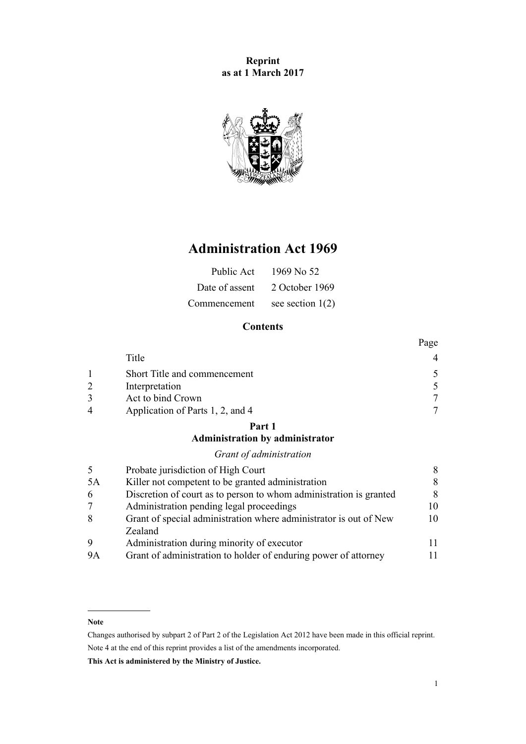**Reprint**
**as at 1 March 2017**

# Administration Act 1969

| | |
|---|---|
| Public Act | 1969 No 52 |
| Date of assent | 2 October 1969 |
| Commencement | see section 1(2) |

## Contents

| | | Page |
|---|---|---|
| | Title | 4 |
| 1 | Short Title and commencement | 5 |
| 2 | Interpretation | 5 |
| 3 | Act to bind Crown | 7 |
| 4 | Application of Parts 1, 2, and 4 | 7 |
| | **Part 1** **Administration by administrator** | |
| | *Grant of administration* | |
| 5 | Probate jurisdiction of High Court | 8 |
| 5A | Killer not competent to be granted administration | 8 |
| 6 | Discretion of court as to person to whom administration is granted | 8 |
| 7 | Administration pending legal proceedings | 10 |
| 8 | Grant of special administration where administrator is out of New Zealand | 10 |
| 9 | Administration during minority of executor | 11 |
| 9A | Grant of administration to holder of enduring power of attorney | 11 |

---

**Note**

Changes authorised by subpart 2 of Part 2 of the Legislation Act 2012 have been made in this official reprint.

Note 4 at the end of this reprint provides a list of the amendments incorporated.

**This Act is administered by the Ministry of Justice.**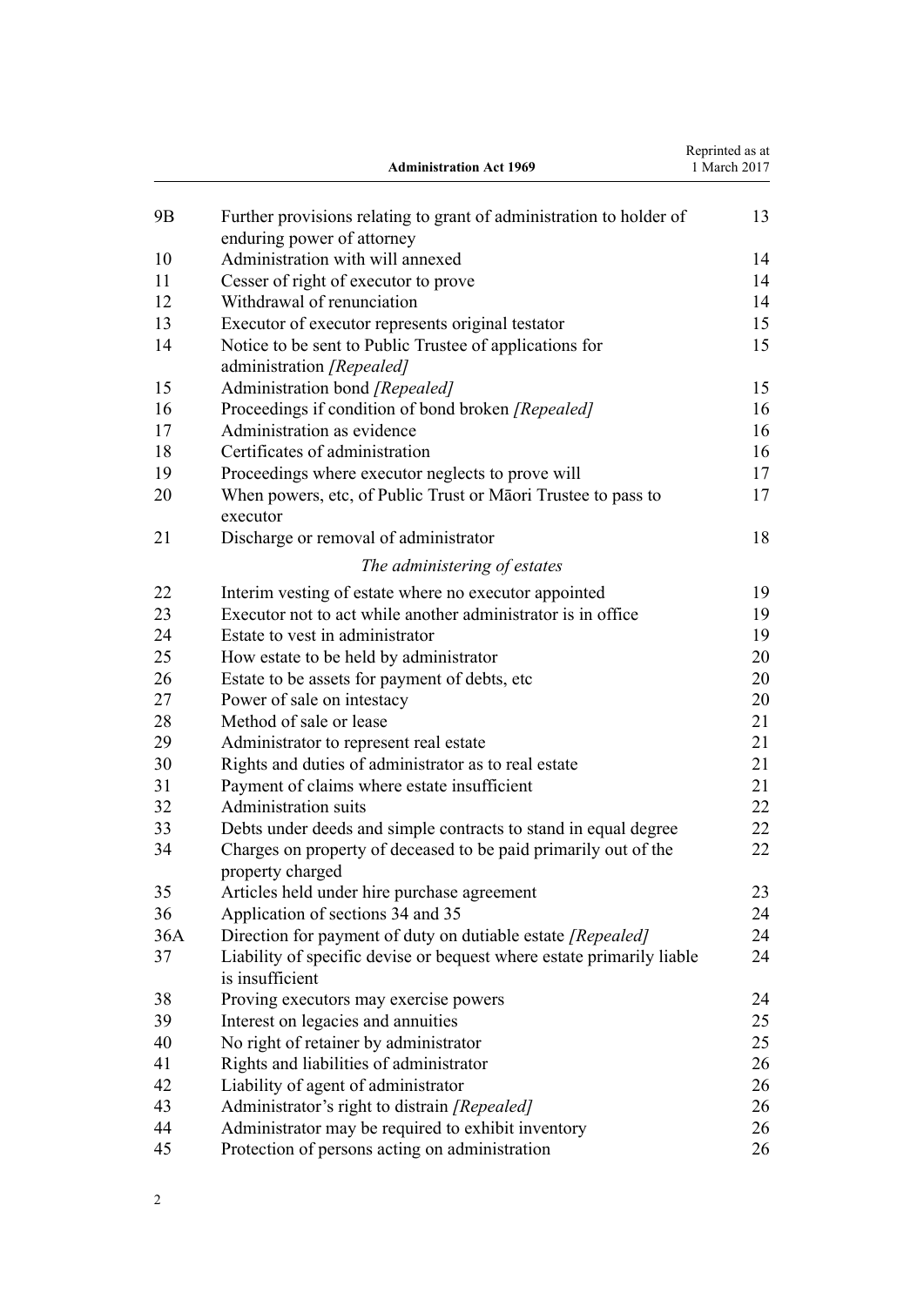| | | |
|---|---|---|
| 9B | Further provisions relating to grant of administration to holder of enduring power of attorney | 13 |
| 10 | Administration with will annexed | 14 |
| 11 | Cesser of right of executor to prove | 14 |
| 12 | Withdrawal of renunciation | 14 |
| 13 | Executor of executor represents original testator | 15 |
| 14 | Notice to be sent to Public Trustee of applications for administration *[Repealed]* | 15 |
| 15 | Administration bond *[Repealed]* | 15 |
| 16 | Proceedings if condition of bond broken *[Repealed]* | 16 |
| 17 | Administration as evidence | 16 |
| 18 | Certificates of administration | 16 |
| 19 | Proceedings where executor neglects to prove will | 17 |
| 20 | When powers, etc, of Public Trust or Māori Trustee to pass to executor | 17 |
| 21 | Discharge or removal of administrator | 18 |
| | *The administering of estates* | |
| 22 | Interim vesting of estate where no executor appointed | 19 |
| 23 | Executor not to act while another administrator is in office | 19 |
| 24 | Estate to vest in administrator | 19 |
| 25 | How estate to be held by administrator | 20 |
| 26 | Estate to be assets for payment of debts, etc | 20 |
| 27 | Power of sale on intestacy | 20 |
| 28 | Method of sale or lease | 21 |
| 29 | Administrator to represent real estate | 21 |
| 30 | Rights and duties of administrator as to real estate | 21 |
| 31 | Payment of claims where estate insufficient | 21 |
| 32 | Administration suits | 22 |
| 33 | Debts under deeds and simple contracts to stand in equal degree | 22 |
| 34 | Charges on property of deceased to be paid primarily out of the property charged | 22 |
| 35 | Articles held under hire purchase agreement | 23 |
| 36 | Application of sections 34 and 35 | 24 |
| 36A | Direction for payment of duty on dutiable estate *[Repealed]* | 24 |
| 37 | Liability of specific devise or bequest where estate primarily liable is insufficient | 24 |
| 38 | Proving executors may exercise powers | 24 |
| 39 | Interest on legacies and annuities | 25 |
| 40 | No right of retainer by administrator | 25 |
| 41 | Rights and liabilities of administrator | 26 |
| 42 | Liability of agent of administrator | 26 |
| 43 | Administrator's right to distrain *[Repealed]* | 26 |
| 44 | Administrator may be required to exhibit inventory | 26 |
| 45 | Protection of persons acting on administration | 26 |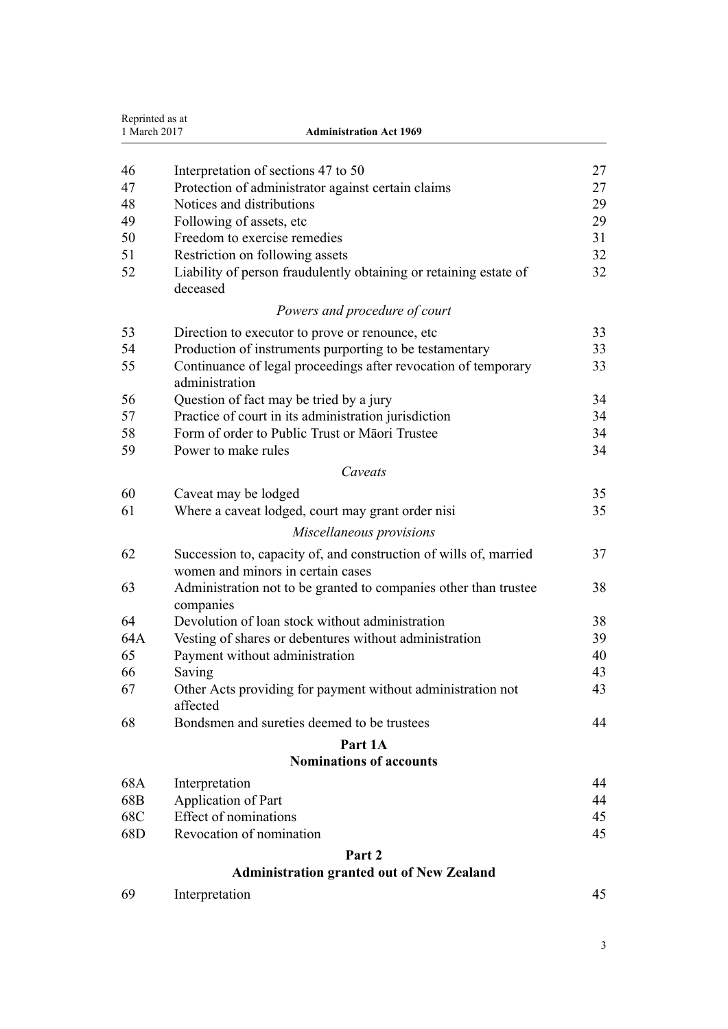| | | |
|---|---|---|
| 46 | Interpretation of sections 47 to 50 | 27 |
| 47 | Protection of administrator against certain claims | 27 |
| 48 | Notices and distributions | 29 |
| 49 | Following of assets, etc | 29 |
| 50 | Freedom to exercise remedies | 31 |
| 51 | Restriction on following assets | 32 |
| 52 | Liability of person fraudulently obtaining or retaining estate of deceased | 32 |
| | *Powers and procedure of court* | |
| 53 | Direction to executor to prove or renounce, etc | 33 |
| 54 | Production of instruments purporting to be testamentary | 33 |
| 55 | Continuance of legal proceedings after revocation of temporary administration | 33 |
| 56 | Question of fact may be tried by a jury | 34 |
| 57 | Practice of court in its administration jurisdiction | 34 |
| 58 | Form of order to Public Trust or Māori Trustee | 34 |
| 59 | Power to make rules | 34 |
| | *Caveats* | |
| 60 | Caveat may be lodged | 35 |
| 61 | Where a caveat lodged, court may grant order nisi | 35 |
| | *Miscellaneous provisions* | |
| 62 | Succession to, capacity of, and construction of wills of, married women and minors in certain cases | 37 |
| 63 | Administration not to be granted to companies other than trustee companies | 38 |
| 64 | Devolution of loan stock without administration | 38 |
| 64A | Vesting of shares or debentures without administration | 39 |
| 65 | Payment without administration | 40 |
| 66 | Saving | 43 |
| 67 | Other Acts providing for payment without administration not affected | 43 |
| 68 | Bondsmen and sureties deemed to be trustees | 44 |

## Part 1A
## Nominations of accounts

| | | |
|---|---|---|
| 68A | Interpretation | 44 |
| 68B | Application of Part | 44 |
| 68C | Effect of nominations | 45 |
| 68D | Revocation of nomination | 45 |

## Part 2
## Administration granted out of New Zealand

| | | |
|---|---|---|
| 69 | Interpretation | 45 |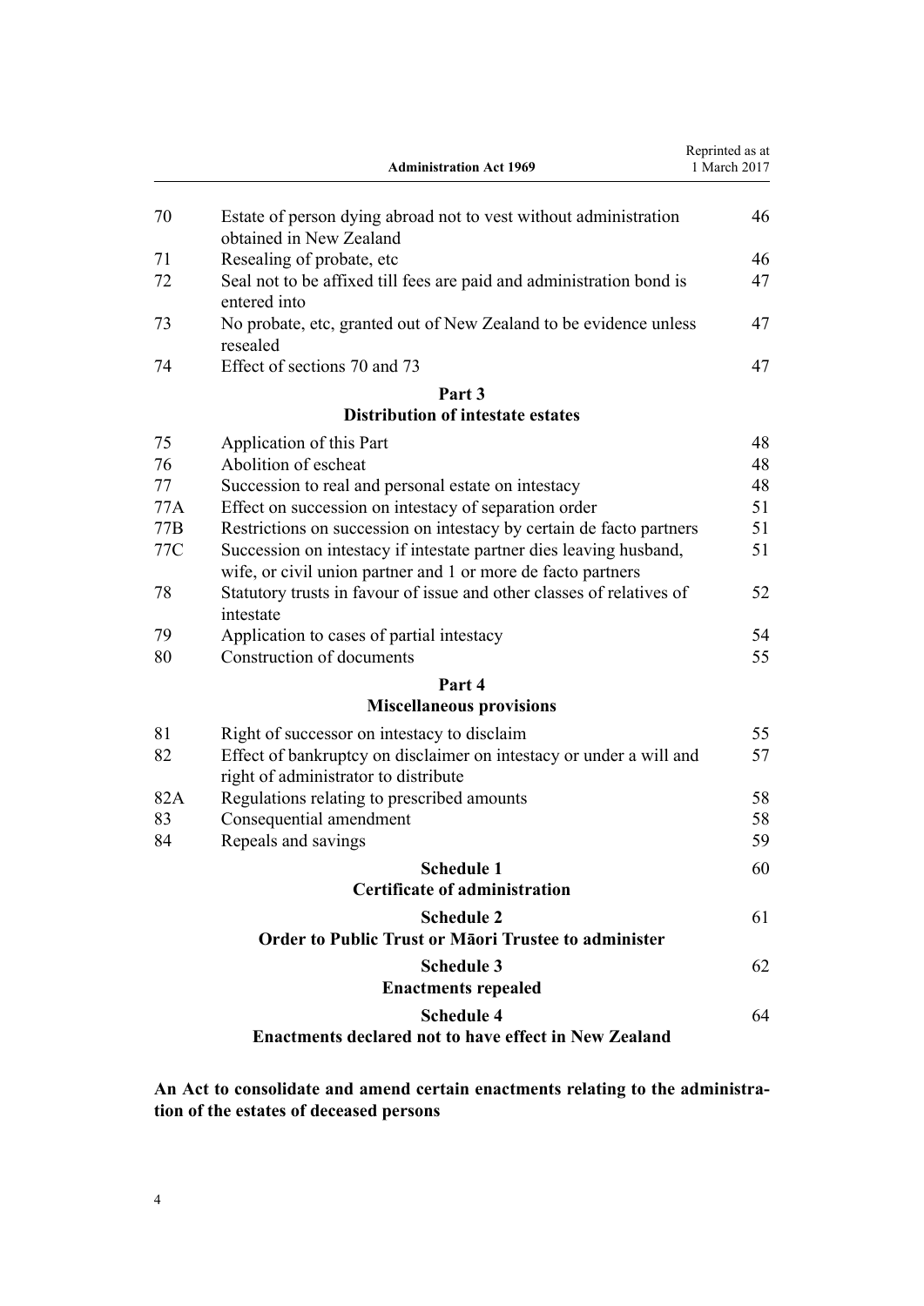| | | |
|---|---|---|
| 70 | Estate of person dying abroad not to vest without administration obtained in New Zealand | 46 |
| 71 | Resealing of probate, etc | 46 |
| 72 | Seal not to be affixed till fees are paid and administration bond is entered into | 47 |
| 73 | No probate, etc, granted out of New Zealand to be evidence unless resealed | 47 |
| 74 | Effect of sections 70 and 73 | 47 |

## Part 3
## Distribution of intestate estates

| | | |
|---|---|---|
| 75 | Application of this Part | 48 |
| 76 | Abolition of escheat | 48 |
| 77 | Succession to real and personal estate on intestacy | 48 |
| 77A | Effect on succession on intestacy of separation order | 51 |
| 77B | Restrictions on succession on intestacy by certain de facto partners | 51 |
| 77C | Succession on intestacy if intestate partner dies leaving husband, wife, or civil union partner and 1 or more de facto partners | 51 |
| 78 | Statutory trusts in favour of issue and other classes of relatives of intestate | 52 |
| 79 | Application to cases of partial intestacy | 54 |
| 80 | Construction of documents | 55 |

## Part 4
## Miscellaneous provisions

| | | |
|---|---|---|
| 81 | Right of successor on intestacy to disclaim | 55 |
| 82 | Effect of bankruptcy on disclaimer on intestacy or under a will and right of administrator to distribute | 57 |
| 82A | Regulations relating to prescribed amounts | 58 |
| 83 | Consequential amendment | 58 |
| 84 | Repeals and savings | 59 |

**Schedule 1** — 60
**Certificate of administration**

**Schedule 2** — 61
**Order to Public Trust or Māori Trustee to administer**

**Schedule 3** — 62
**Enactments repealed**

**Schedule 4** — 64
**Enactments declared not to have effect in New Zealand**

**An Act to consolidate and amend certain enactments relating to the administration of the estates of deceased persons**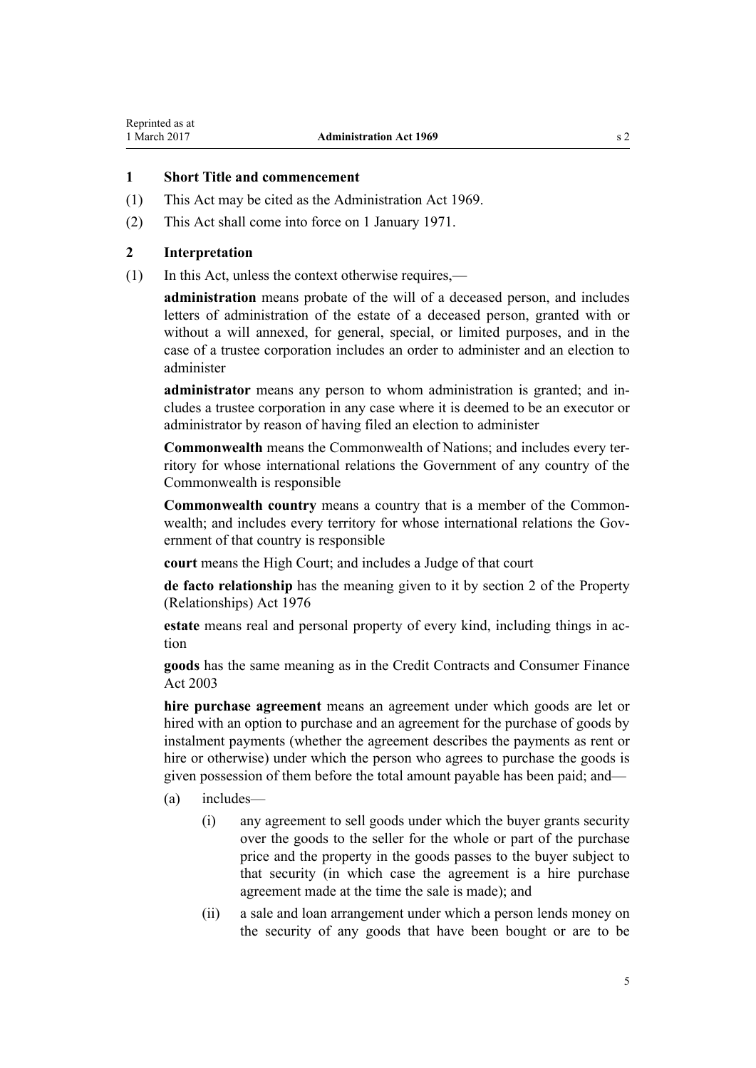## 1 Short Title and commencement

(1) This Act may be cited as the Administration Act 1969.

(2) This Act shall come into force on 1 January 1971.

## 2 Interpretation

(1) In this Act, unless the context otherwise requires,—

**administration** means probate of the will of a deceased person, and includes letters of administration of the estate of a deceased person, granted with or without a will annexed, for general, special, or limited purposes, and in the case of a trustee corporation includes an order to administer and an election to administer

**administrator** means any person to whom administration is granted; and includes a trustee corporation in any case where it is deemed to be an executor or administrator by reason of having filed an election to administer

**Commonwealth** means the Commonwealth of Nations; and includes every territory for whose international relations the Government of any country of the Commonwealth is responsible

**Commonwealth country** means a country that is a member of the Commonwealth; and includes every territory for whose international relations the Government of that country is responsible

**court** means the High Court; and includes a Judge of that court

**de facto relationship** has the meaning given to it by section 2 of the Property (Relationships) Act 1976

**estate** means real and personal property of every kind, including things in action

**goods** has the same meaning as in the Credit Contracts and Consumer Finance Act 2003

**hire purchase agreement** means an agreement under which goods are let or hired with an option to purchase and an agreement for the purchase of goods by instalment payments (whether the agreement describes the payments as rent or hire or otherwise) under which the person who agrees to purchase the goods is given possession of them before the total amount payable has been paid; and—

- (a) includes—
  - (i) any agreement to sell goods under which the buyer grants security over the goods to the seller for the whole or part of the purchase price and the property in the goods passes to the buyer subject to that security (in which case the agreement is a hire purchase agreement made at the time the sale is made); and
  - (ii) a sale and loan arrangement under which a person lends money on the security of any goods that have been bought or are to be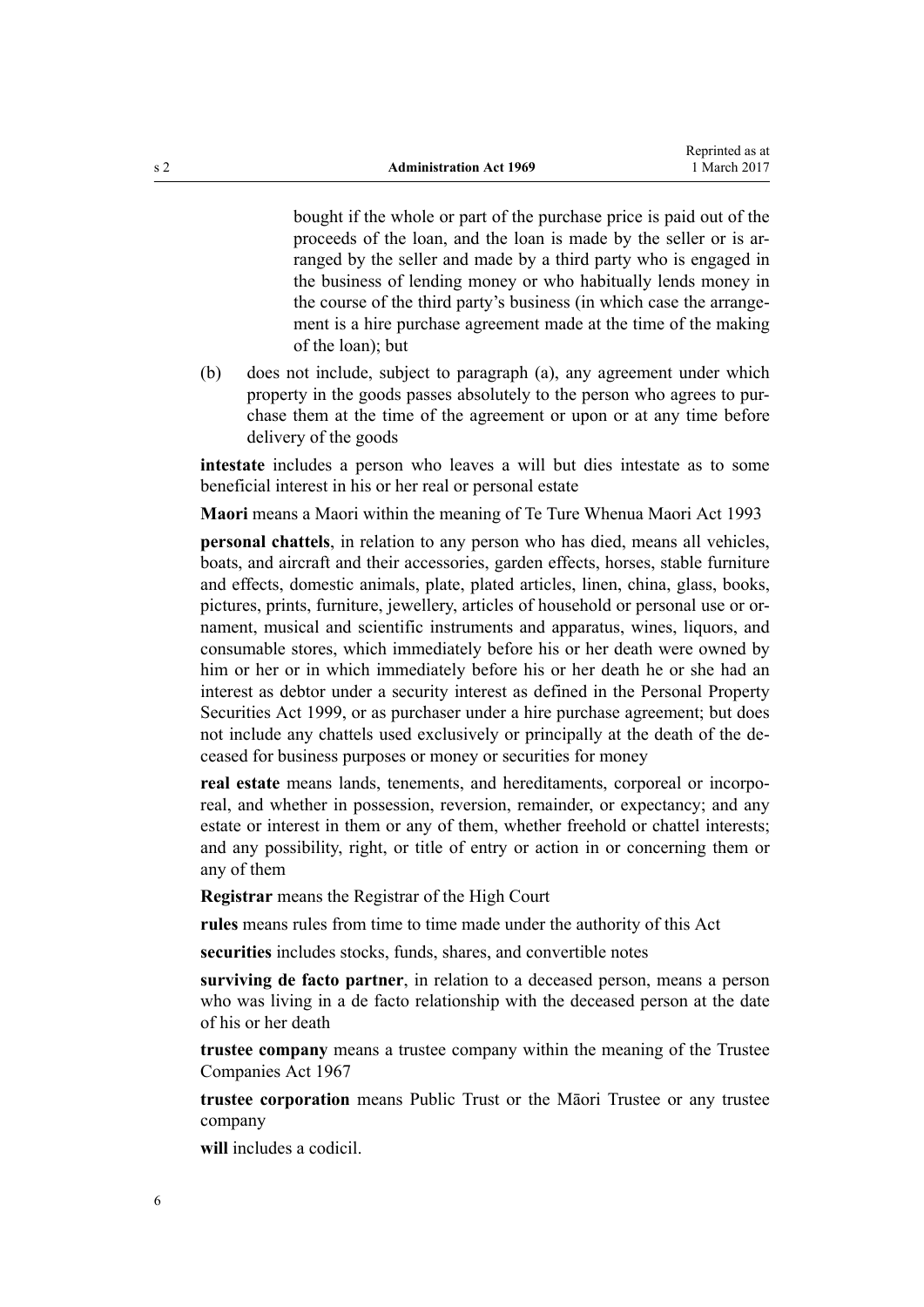bought if the whole or part of the purchase price is paid out of the proceeds of the loan, and the loan is made by the seller or is arranged by the seller and made by a third party who is engaged in the business of lending money or who habitually lends money in the course of the third party's business (in which case the arrangement is a hire purchase agreement made at the time of the making of the loan); but

(b) does not include, subject to paragraph (a), any agreement under which property in the goods passes absolutely to the person who agrees to purchase them at the time of the agreement or upon or at any time before delivery of the goods

**intestate** includes a person who leaves a will but dies intestate as to some beneficial interest in his or her real or personal estate

**Maori** means a Maori within the meaning of Te Ture Whenua Maori Act 1993

**personal chattels**, in relation to any person who has died, means all vehicles, boats, and aircraft and their accessories, garden effects, horses, stable furniture and effects, domestic animals, plate, plated articles, linen, china, glass, books, pictures, prints, furniture, jewellery, articles of household or personal use or ornament, musical and scientific instruments and apparatus, wines, liquors, and consumable stores, which immediately before his or her death were owned by him or her or in which immediately before his or her death he or she had an interest as debtor under a security interest as defined in the Personal Property Securities Act 1999, or as purchaser under a hire purchase agreement; but does not include any chattels used exclusively or principally at the death of the deceased for business purposes or money or securities for money

**real estate** means lands, tenements, and hereditaments, corporeal or incorporeal, and whether in possession, reversion, remainder, or expectancy; and any estate or interest in them or any of them, whether freehold or chattel interests; and any possibility, right, or title of entry or action in or concerning them or any of them

**Registrar** means the Registrar of the High Court

**rules** means rules from time to time made under the authority of this Act

**securities** includes stocks, funds, shares, and convertible notes

**surviving de facto partner**, in relation to a deceased person, means a person who was living in a de facto relationship with the deceased person at the date of his or her death

**trustee company** means a trustee company within the meaning of the Trustee Companies Act 1967

**trustee corporation** means Public Trust or the Māori Trustee or any trustee company

**will** includes a codicil.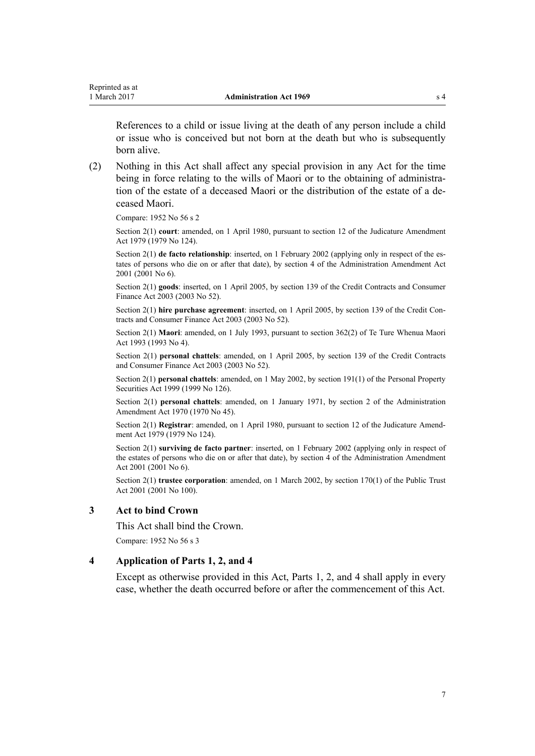References to a child or issue living at the death of any person include a child or issue who is conceived but not born at the death but who is subsequently born alive.

(2) Nothing in this Act shall affect any special provision in any Act for the time being in force relating to the wills of Maori or to the obtaining of administration of the estate of a deceased Maori or the distribution of the estate of a deceased Maori.

Compare: 1952 No 56 s 2

Section 2(1) **court**: amended, on 1 April 1980, pursuant to section 12 of the Judicature Amendment Act 1979 (1979 No 124).

Section 2(1) **de facto relationship**: inserted, on 1 February 2002 (applying only in respect of the estates of persons who die on or after that date), by section 4 of the Administration Amendment Act 2001 (2001 No 6).

Section 2(1) **goods**: inserted, on 1 April 2005, by section 139 of the Credit Contracts and Consumer Finance Act 2003 (2003 No 52).

Section 2(1) **hire purchase agreement**: inserted, on 1 April 2005, by section 139 of the Credit Contracts and Consumer Finance Act 2003 (2003 No 52).

Section 2(1) **Maori**: amended, on 1 July 1993, pursuant to section 362(2) of Te Ture Whenua Maori Act 1993 (1993 No 4).

Section 2(1) **personal chattels**: amended, on 1 April 2005, by section 139 of the Credit Contracts and Consumer Finance Act 2003 (2003 No 52).

Section 2(1) **personal chattels**: amended, on 1 May 2002, by section 191(1) of the Personal Property Securities Act 1999 (1999 No 126).

Section 2(1) **personal chattels**: amended, on 1 January 1971, by section 2 of the Administration Amendment Act 1970 (1970 No 45).

Section 2(1) **Registrar**: amended, on 1 April 1980, pursuant to section 12 of the Judicature Amendment Act 1979 (1979 No 124).

Section 2(1) **surviving de facto partner**: inserted, on 1 February 2002 (applying only in respect of the estates of persons who die on or after that date), by section 4 of the Administration Amendment Act 2001 (2001 No 6).

Section 2(1) **trustee corporation**: amended, on 1 March 2002, by section 170(1) of the Public Trust Act 2001 (2001 No 100).

## 3 Act to bind Crown

This Act shall bind the Crown.

Compare: 1952 No 56 s 3

## 4 Application of Parts 1, 2, and 4

Except as otherwise provided in this Act, Parts 1, 2, and 4 shall apply in every case, whether the death occurred before or after the commencement of this Act.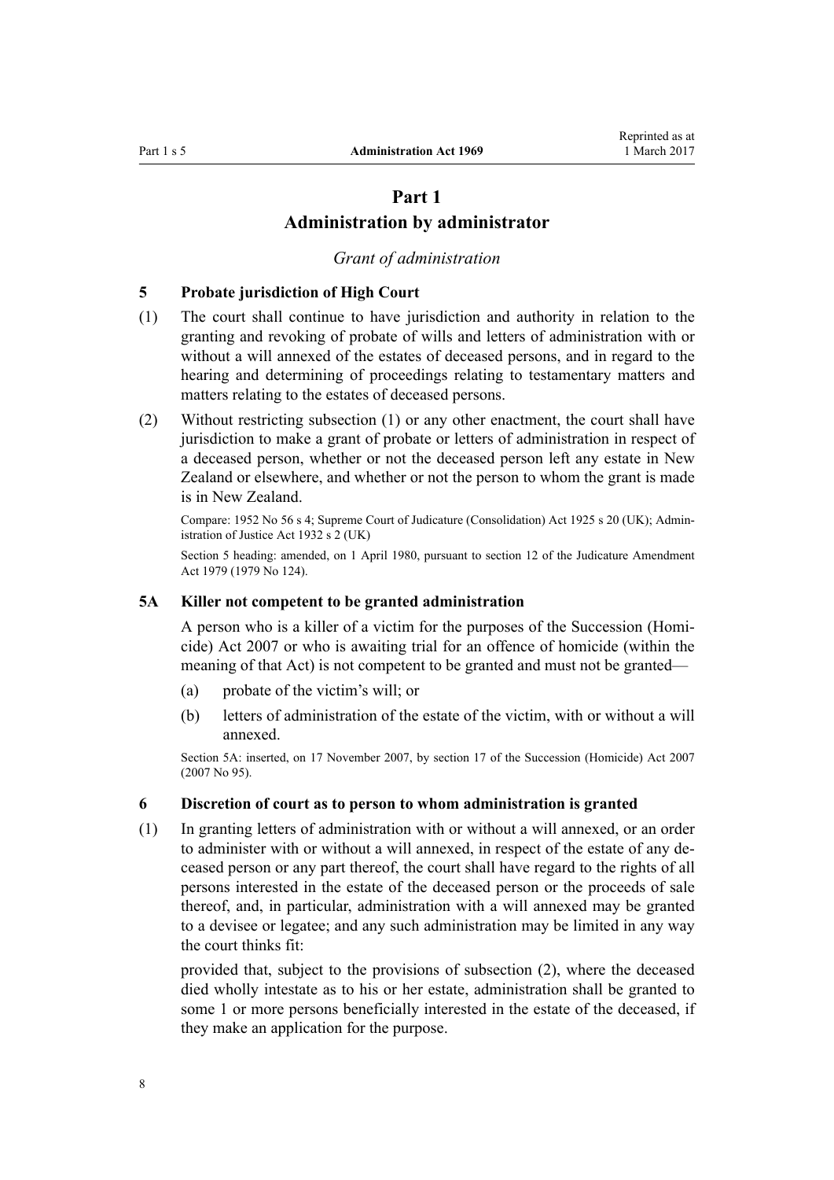# Part 1
# Administration by administrator

*Grant of administration*

### 5 Probate jurisdiction of High Court

(1) The court shall continue to have jurisdiction and authority in relation to the granting and revoking of probate of wills and letters of administration with or without a will annexed of the estates of deceased persons, and in regard to the hearing and determining of proceedings relating to testamentary matters and matters relating to the estates of deceased persons.

(2) Without restricting subsection (1) or any other enactment, the court shall have jurisdiction to make a grant of probate or letters of administration in respect of a deceased person, whether or not the deceased person left any estate in New Zealand or elsewhere, and whether or not the person to whom the grant is made is in New Zealand.

Compare: 1952 No 56 s 4; Supreme Court of Judicature (Consolidation) Act 1925 s 20 (UK); Administration of Justice Act 1932 s 2 (UK)

Section 5 heading: amended, on 1 April 1980, pursuant to section 12 of the Judicature Amendment Act 1979 (1979 No 124).

### 5A Killer not competent to be granted administration

A person who is a killer of a victim for the purposes of the Succession (Homicide) Act 2007 or who is awaiting trial for an offence of homicide (within the meaning of that Act) is not competent to be granted and must not be granted—

(a) probate of the victim's will; or

(b) letters of administration of the estate of the victim, with or without a will annexed.

Section 5A: inserted, on 17 November 2007, by section 17 of the Succession (Homicide) Act 2007 (2007 No 95).

### 6 Discretion of court as to person to whom administration is granted

(1) In granting letters of administration with or without a will annexed, or an order to administer with or without a will annexed, in respect of the estate of any deceased person or any part thereof, the court shall have regard to the rights of all persons interested in the estate of the deceased person or the proceeds of sale thereof, and, in particular, administration with a will annexed may be granted to a devisee or legatee; and any such administration may be limited in any way the court thinks fit:

provided that, subject to the provisions of subsection (2), where the deceased died wholly intestate as to his or her estate, administration shall be granted to some 1 or more persons beneficially interested in the estate of the deceased, if they make an application for the purpose.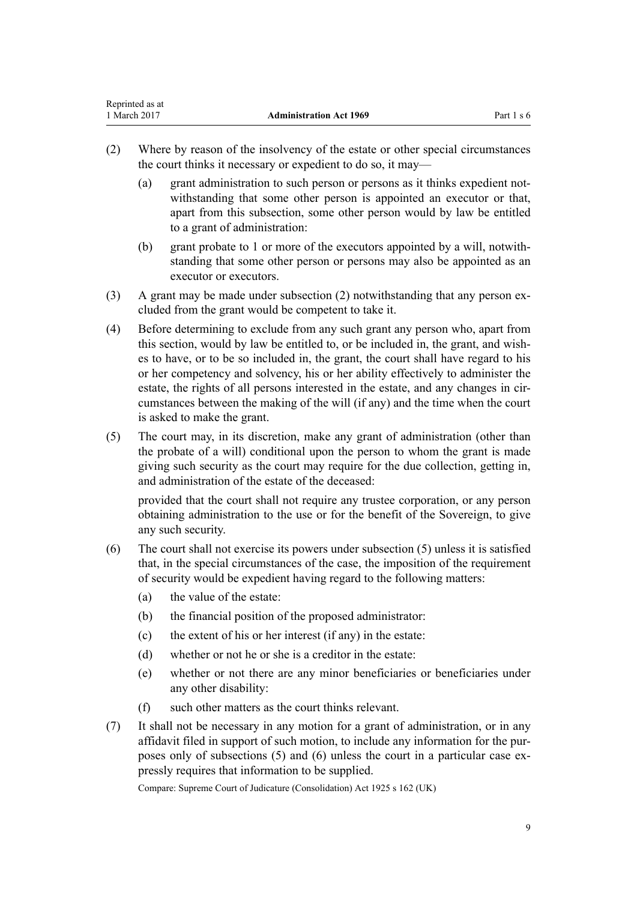(2) Where by reason of the insolvency of the estate or other special circumstances the court thinks it necessary or expedient to do so, it may—

 (a) grant administration to such person or persons as it thinks expedient notwithstanding that some other person is appointed an executor or that, apart from this subsection, some other person would by law be entitled to a grant of administration:

 (b) grant probate to 1 or more of the executors appointed by a will, notwithstanding that some other person or persons may also be appointed as an executor or executors.

(3) A grant may be made under subsection (2) notwithstanding that any person excluded from the grant would be competent to take it.

(4) Before determining to exclude from any such grant any person who, apart from this section, would by law be entitled to, or be included in, the grant, and wishes to have, or to be so included in, the grant, the court shall have regard to his or her competency and solvency, his or her ability effectively to administer the estate, the rights of all persons interested in the estate, and any changes in circumstances between the making of the will (if any) and the time when the court is asked to make the grant.

(5) The court may, in its discretion, make any grant of administration (other than the probate of a will) conditional upon the person to whom the grant is made giving such security as the court may require for the due collection, getting in, and administration of the estate of the deceased:

 provided that the court shall not require any trustee corporation, or any person obtaining administration to the use or for the benefit of the Sovereign, to give any such security.

(6) The court shall not exercise its powers under subsection (5) unless it is satisfied that, in the special circumstances of the case, the imposition of the requirement of security would be expedient having regard to the following matters:

 (a) the value of the estate:

 (b) the financial position of the proposed administrator:

 (c) the extent of his or her interest (if any) in the estate:

 (d) whether or not he or she is a creditor in the estate:

 (e) whether or not there are any minor beneficiaries or beneficiaries under any other disability:

 (f) such other matters as the court thinks relevant.

(7) It shall not be necessary in any motion for a grant of administration, or in any affidavit filed in support of such motion, to include any information for the purposes only of subsections (5) and (6) unless the court in a particular case expressly requires that information to be supplied.

Compare: Supreme Court of Judicature (Consolidation) Act 1925 s 162 (UK)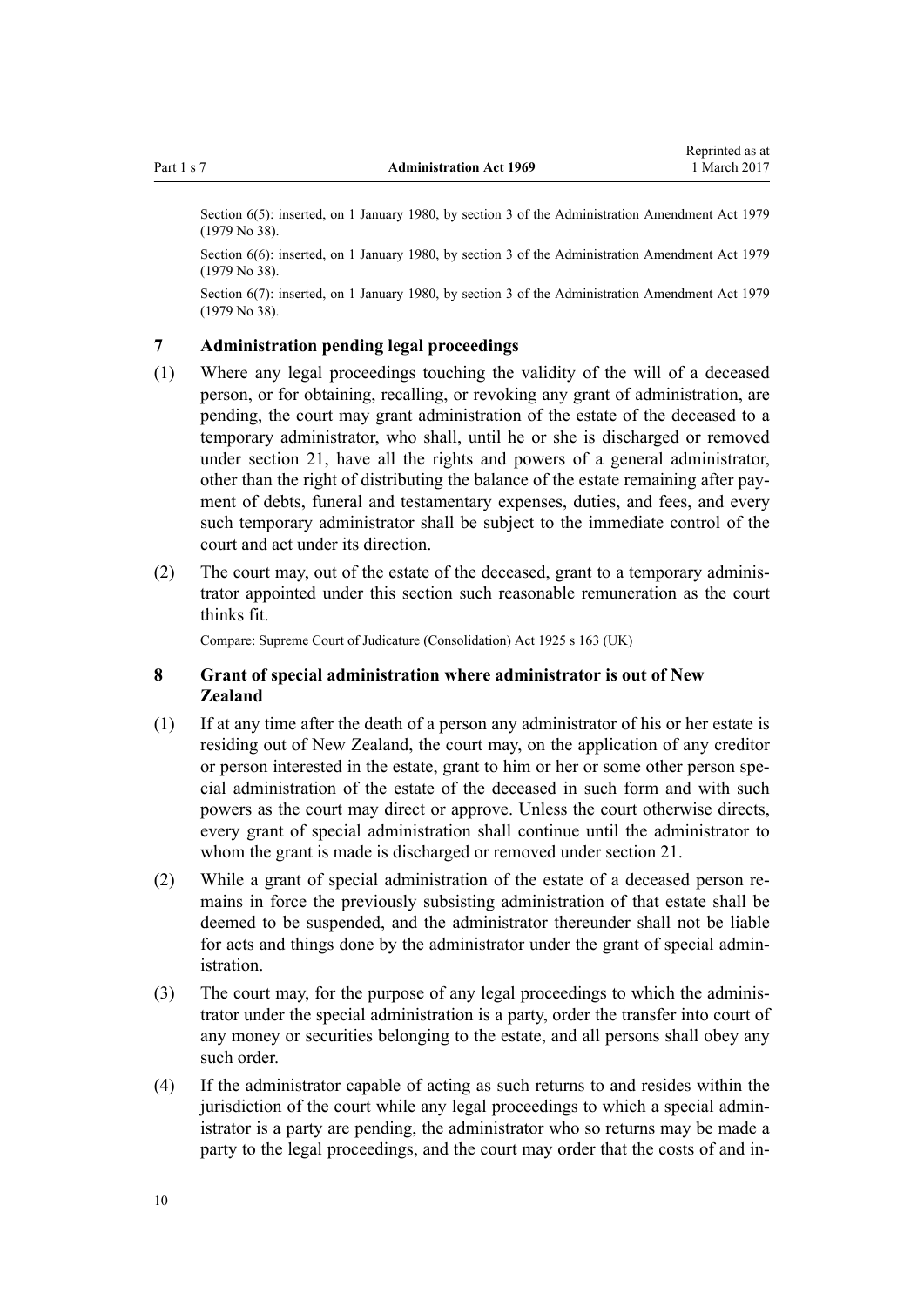Section 6(5): inserted, on 1 January 1980, by section 3 of the Administration Amendment Act 1979 (1979 No 38).

Section 6(6): inserted, on 1 January 1980, by section 3 of the Administration Amendment Act 1979 (1979 No 38).

Section 6(7): inserted, on 1 January 1980, by section 3 of the Administration Amendment Act 1979 (1979 No 38).

### 7 Administration pending legal proceedings

(1) Where any legal proceedings touching the validity of the will of a deceased person, or for obtaining, recalling, or revoking any grant of administration, are pending, the court may grant administration of the estate of the deceased to a temporary administrator, who shall, until he or she is discharged or removed under section 21, have all the rights and powers of a general administrator, other than the right of distributing the balance of the estate remaining after payment of debts, funeral and testamentary expenses, duties, and fees, and every such temporary administrator shall be subject to the immediate control of the court and act under its direction.

(2) The court may, out of the estate of the deceased, grant to a temporary administrator appointed under this section such reasonable remuneration as the court thinks fit.

Compare: Supreme Court of Judicature (Consolidation) Act 1925 s 163 (UK)

### 8 Grant of special administration where administrator is out of New Zealand

(1) If at any time after the death of a person any administrator of his or her estate is residing out of New Zealand, the court may, on the application of any creditor or person interested in the estate, grant to him or her or some other person special administration of the estate of the deceased in such form and with such powers as the court may direct or approve. Unless the court otherwise directs, every grant of special administration shall continue until the administrator to whom the grant is made is discharged or removed under section 21.

(2) While a grant of special administration of the estate of a deceased person remains in force the previously subsisting administration of that estate shall be deemed to be suspended, and the administrator thereunder shall not be liable for acts and things done by the administrator under the grant of special administration.

(3) The court may, for the purpose of any legal proceedings to which the administrator under the special administration is a party, order the transfer into court of any money or securities belonging to the estate, and all persons shall obey any such order.

(4) If the administrator capable of acting as such returns to and resides within the jurisdiction of the court while any legal proceedings to which a special administrator is a party are pending, the administrator who so returns may be made a party to the legal proceedings, and the court may order that the costs of and in-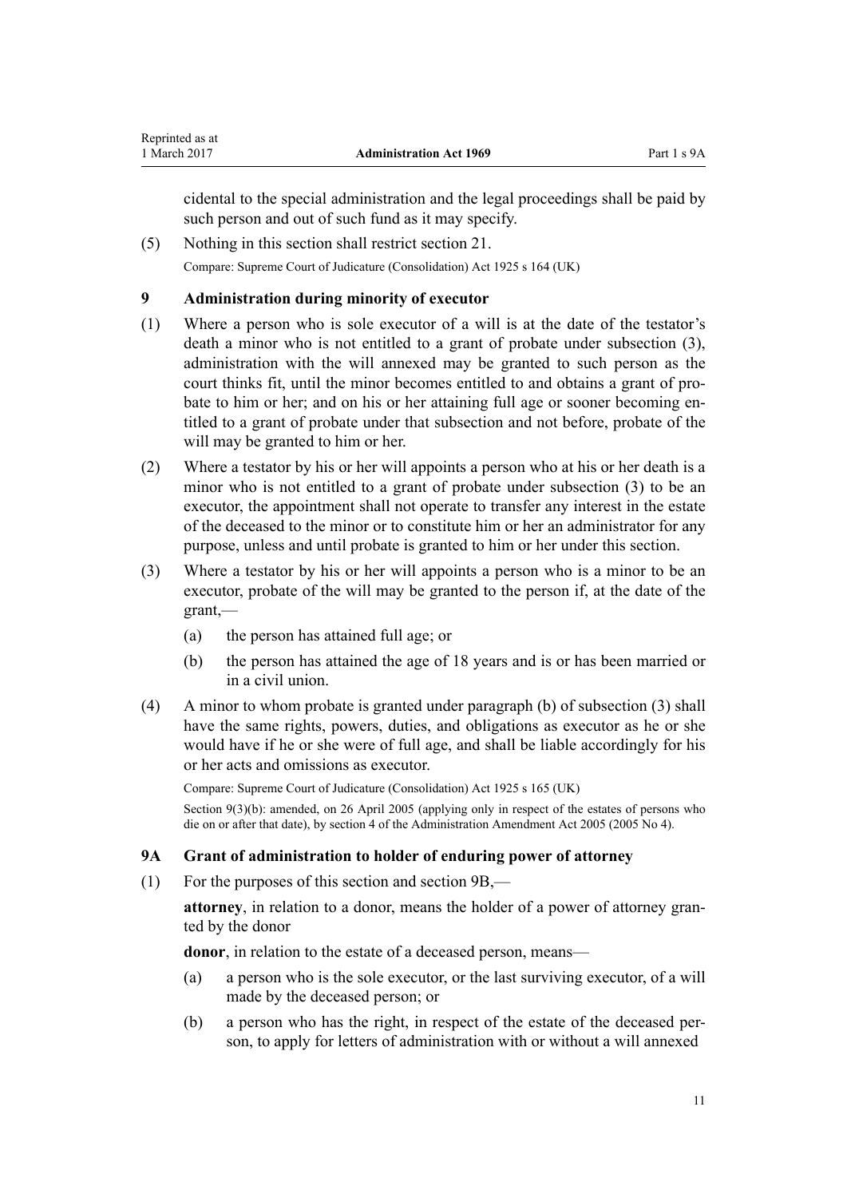cidental to the special administration and the legal proceedings shall be paid by such person and out of such fund as it may specify.

(5) Nothing in this section shall restrict section 21.

Compare: Supreme Court of Judicature (Consolidation) Act 1925 s 164 (UK)

### 9 Administration during minority of executor

(1) Where a person who is sole executor of a will is at the date of the testator's death a minor who is not entitled to a grant of probate under subsection (3), administration with the will annexed may be granted to such person as the court thinks fit, until the minor becomes entitled to and obtains a grant of probate to him or her; and on his or her attaining full age or sooner becoming entitled to a grant of probate under that subsection and not before, probate of the will may be granted to him or her.

(2) Where a testator by his or her will appoints a person who at his or her death is a minor who is not entitled to a grant of probate under subsection (3) to be an executor, the appointment shall not operate to transfer any interest in the estate of the deceased to the minor or to constitute him or her an administrator for any purpose, unless and until probate is granted to him or her under this section.

(3) Where a testator by his or her will appoints a person who is a minor to be an executor, probate of the will may be granted to the person if, at the date of the grant,—

   (a) the person has attained full age; or

   (b) the person has attained the age of 18 years and is or has been married or in a civil union.

(4) A minor to whom probate is granted under paragraph (b) of subsection (3) shall have the same rights, powers, duties, and obligations as executor as he or she would have if he or she were of full age, and shall be liable accordingly for his or her acts and omissions as executor.

Compare: Supreme Court of Judicature (Consolidation) Act 1925 s 165 (UK)

Section 9(3)(b): amended, on 26 April 2005 (applying only in respect of the estates of persons who die on or after that date), by section 4 of the Administration Amendment Act 2005 (2005 No 4).

### 9A Grant of administration to holder of enduring power of attorney

(1) For the purposes of this section and section 9B,—

**attorney**, in relation to a donor, means the holder of a power of attorney granted by the donor

**donor**, in relation to the estate of a deceased person, means—

   (a) a person who is the sole executor, or the last surviving executor, of a will made by the deceased person; or

   (b) a person who has the right, in respect of the estate of the deceased person, to apply for letters of administration with or without a will annexed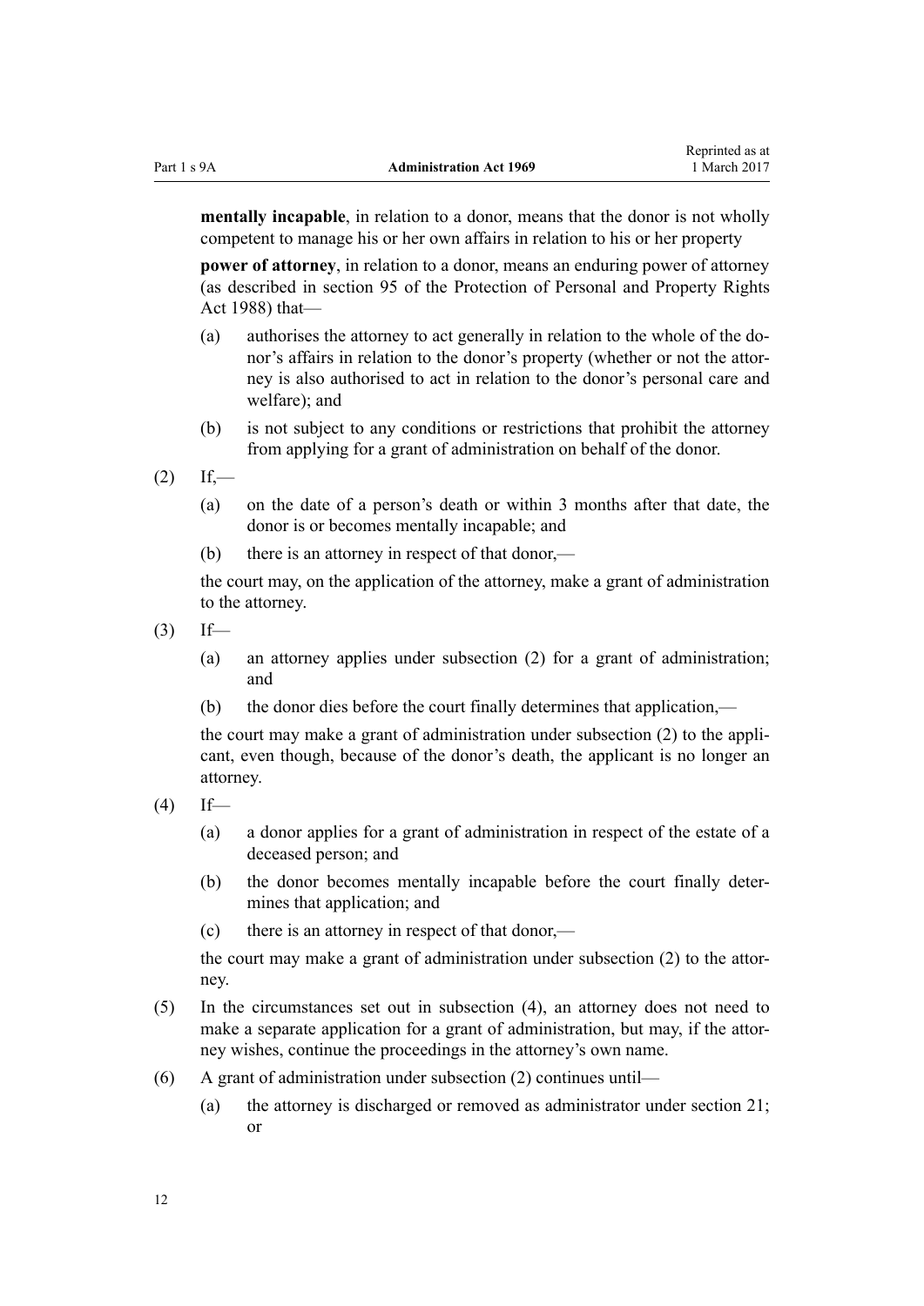**mentally incapable**, in relation to a donor, means that the donor is not wholly competent to manage his or her own affairs in relation to his or her property

**power of attorney**, in relation to a donor, means an enduring power of attorney (as described in section 95 of the Protection of Personal and Property Rights Act 1988) that—

- (a) authorises the attorney to act generally in relation to the whole of the donor's affairs in relation to the donor's property (whether or not the attorney is also authorised to act in relation to the donor's personal care and welfare); and
- (b) is not subject to any conditions or restrictions that prohibit the attorney from applying for a grant of administration on behalf of the donor.

(2) If,—

- (a) on the date of a person's death or within 3 months after that date, the donor is or becomes mentally incapable; and
- (b) there is an attorney in respect of that donor,—

the court may, on the application of the attorney, make a grant of administration to the attorney.

(3) If—

- (a) an attorney applies under subsection (2) for a grant of administration; and
- (b) the donor dies before the court finally determines that application,—

the court may make a grant of administration under subsection (2) to the applicant, even though, because of the donor's death, the applicant is no longer an attorney.

(4) If—

- (a) a donor applies for a grant of administration in respect of the estate of a deceased person; and
- (b) the donor becomes mentally incapable before the court finally determines that application; and
- (c) there is an attorney in respect of that donor,—

the court may make a grant of administration under subsection (2) to the attorney.

(5) In the circumstances set out in subsection (4), an attorney does not need to make a separate application for a grant of administration, but may, if the attorney wishes, continue the proceedings in the attorney's own name.

(6) A grant of administration under subsection (2) continues until—

- (a) the attorney is discharged or removed as administrator under section 21; or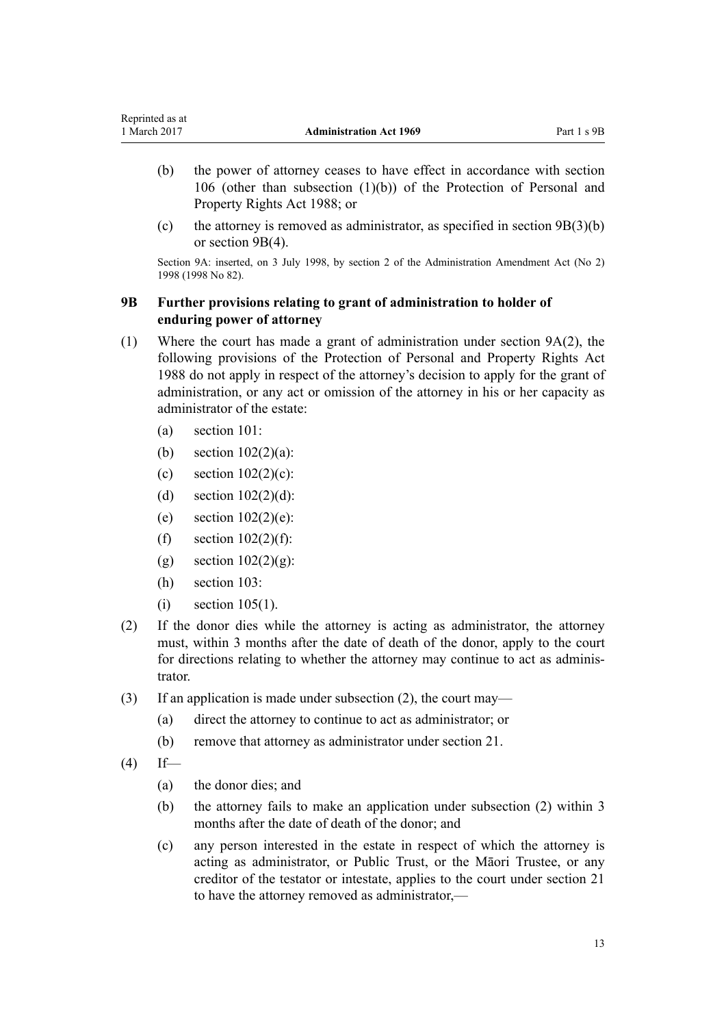(b) the power of attorney ceases to have effect in accordance with section 106 (other than subsection (1)(b)) of the Protection of Personal and Property Rights Act 1988; or

(c) the attorney is removed as administrator, as specified in section 9B(3)(b) or section 9B(4).

Section 9A: inserted, on 3 July 1998, by section 2 of the Administration Amendment Act (No 2) 1998 (1998 No 82).

### 9B Further provisions relating to grant of administration to holder of enduring power of attorney

(1) Where the court has made a grant of administration under section 9A(2), the following provisions of the Protection of Personal and Property Rights Act 1988 do not apply in respect of the attorney's decision to apply for the grant of administration, or any act or omission of the attorney in his or her capacity as administrator of the estate:

(a) section 101:

(b) section 102(2)(a):

(c) section 102(2)(c):

(d) section 102(2)(d):

(e) section 102(2)(e):

(f) section 102(2)(f):

(g) section 102(2)(g):

(h) section 103:

(i) section 105(1).

(2) If the donor dies while the attorney is acting as administrator, the attorney must, within 3 months after the date of death of the donor, apply to the court for directions relating to whether the attorney may continue to act as administrator.

(3) If an application is made under subsection (2), the court may—

(a) direct the attorney to continue to act as administrator; or

(b) remove that attorney as administrator under section 21.

(4) If—

(a) the donor dies; and

(b) the attorney fails to make an application under subsection (2) within 3 months after the date of death of the donor; and

(c) any person interested in the estate in respect of which the attorney is acting as administrator, or Public Trust, or the Māori Trustee, or any creditor of the testator or intestate, applies to the court under section 21 to have the attorney removed as administrator,—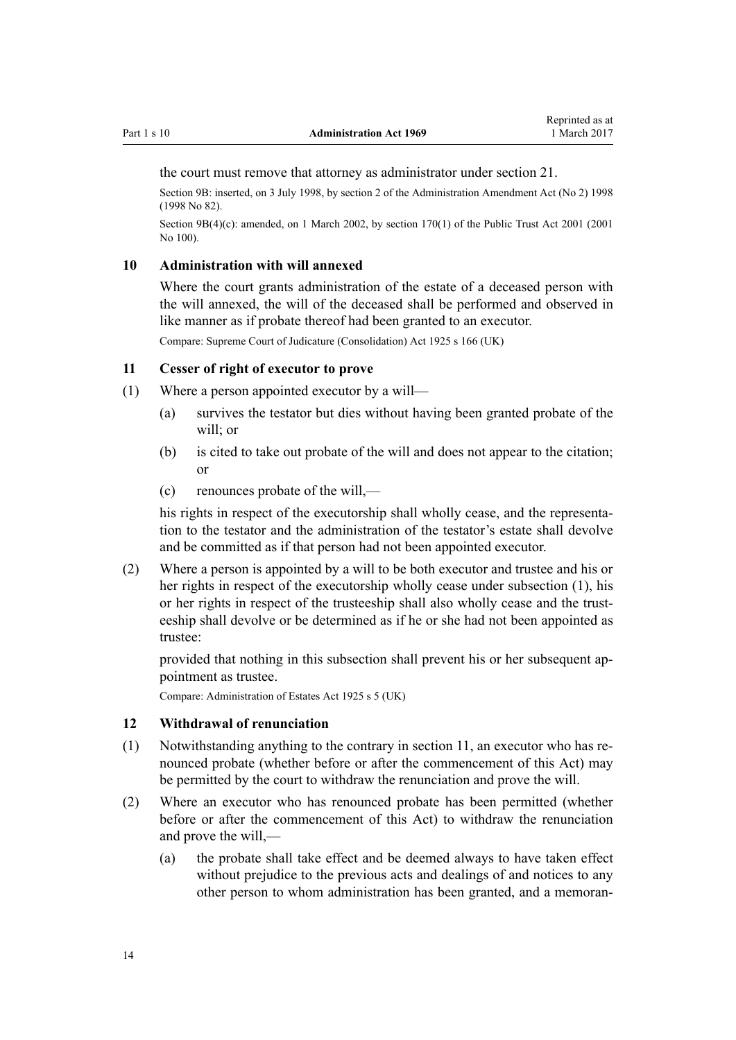the court must remove that attorney as administrator under section 21.

Section 9B: inserted, on 3 July 1998, by section 2 of the Administration Amendment Act (No 2) 1998 (1998 No 82).

Section 9B(4)(c): amended, on 1 March 2002, by section 170(1) of the Public Trust Act 2001 (2001 No 100).

### 10 Administration with will annexed

Where the court grants administration of the estate of a deceased person with the will annexed, the will of the deceased shall be performed and observed in like manner as if probate thereof had been granted to an executor.

Compare: Supreme Court of Judicature (Consolidation) Act 1925 s 166 (UK)

### 11 Cesser of right of executor to prove

(1) Where a person appointed executor by a will—

- (a) survives the testator but dies without having been granted probate of the will; or
- (b) is cited to take out probate of the will and does not appear to the citation; or
- (c) renounces probate of the will,—

his rights in respect of the executorship shall wholly cease, and the representation to the testator and the administration of the testator's estate shall devolve and be committed as if that person had not been appointed executor.

(2) Where a person is appointed by a will to be both executor and trustee and his or her rights in respect of the executorship wholly cease under subsection (1), his or her rights in respect of the trusteeship shall also wholly cease and the trusteeship shall devolve or be determined as if he or she had not been appointed as trustee:

provided that nothing in this subsection shall prevent his or her subsequent appointment as trustee.

Compare: Administration of Estates Act 1925 s 5 (UK)

### 12 Withdrawal of renunciation

(1) Notwithstanding anything to the contrary in section 11, an executor who has renounced probate (whether before or after the commencement of this Act) may be permitted by the court to withdraw the renunciation and prove the will.

(2) Where an executor who has renounced probate has been permitted (whether before or after the commencement of this Act) to withdraw the renunciation and prove the will,—

- (a) the probate shall take effect and be deemed always to have taken effect without prejudice to the previous acts and dealings of and notices to any other person to whom administration has been granted, and a memoran-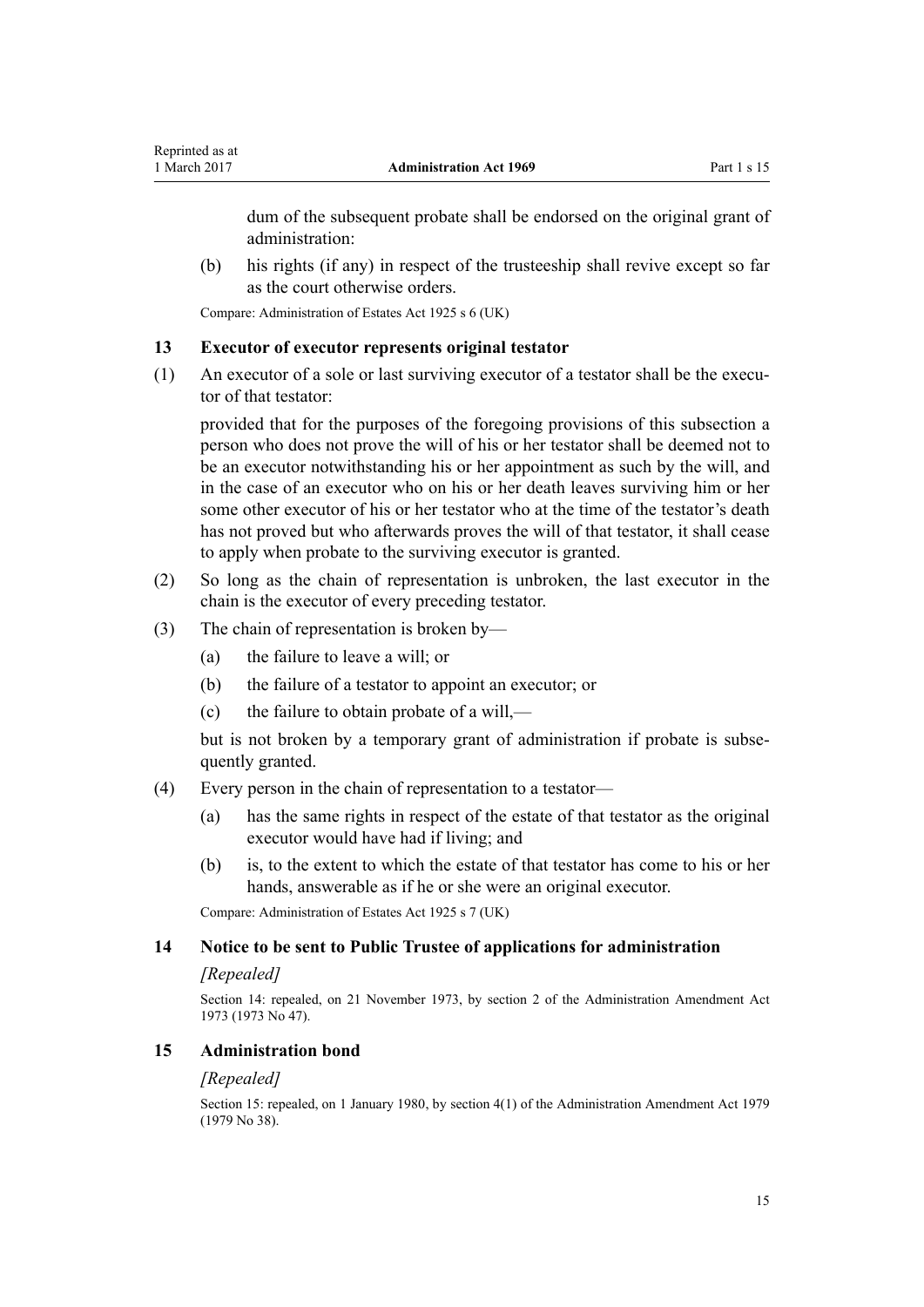dum of the subsequent probate shall be endorsed on the original grant of administration:

(b) his rights (if any) in respect of the trusteeship shall revive except so far as the court otherwise orders.

Compare: Administration of Estates Act 1925 s 6 (UK)

### 13 Executor of executor represents original testator

(1) An executor of a sole or last surviving executor of a testator shall be the executor of that testator:

provided that for the purposes of the foregoing provisions of this subsection a person who does not prove the will of his or her testator shall be deemed not to be an executor notwithstanding his or her appointment as such by the will, and in the case of an executor who on his or her death leaves surviving him or her some other executor of his or her testator who at the time of the testator's death has not proved but who afterwards proves the will of that testator, it shall cease to apply when probate to the surviving executor is granted.

(2) So long as the chain of representation is unbroken, the last executor in the chain is the executor of every preceding testator.

(3) The chain of representation is broken by—

(a) the failure to leave a will; or

(b) the failure of a testator to appoint an executor; or

(c) the failure to obtain probate of a will,—

but is not broken by a temporary grant of administration if probate is subsequently granted.

(4) Every person in the chain of representation to a testator—

(a) has the same rights in respect of the estate of that testator as the original executor would have had if living; and

(b) is, to the extent to which the estate of that testator has come to his or her hands, answerable as if he or she were an original executor.

Compare: Administration of Estates Act 1925 s 7 (UK)

### 14 Notice to be sent to Public Trustee of applications for administration

*[Repealed]*

Section 14: repealed, on 21 November 1973, by section 2 of the Administration Amendment Act 1973 (1973 No 47).

### 15 Administration bond

*[Repealed]*

Section 15: repealed, on 1 January 1980, by section 4(1) of the Administration Amendment Act 1979 (1979 No 38).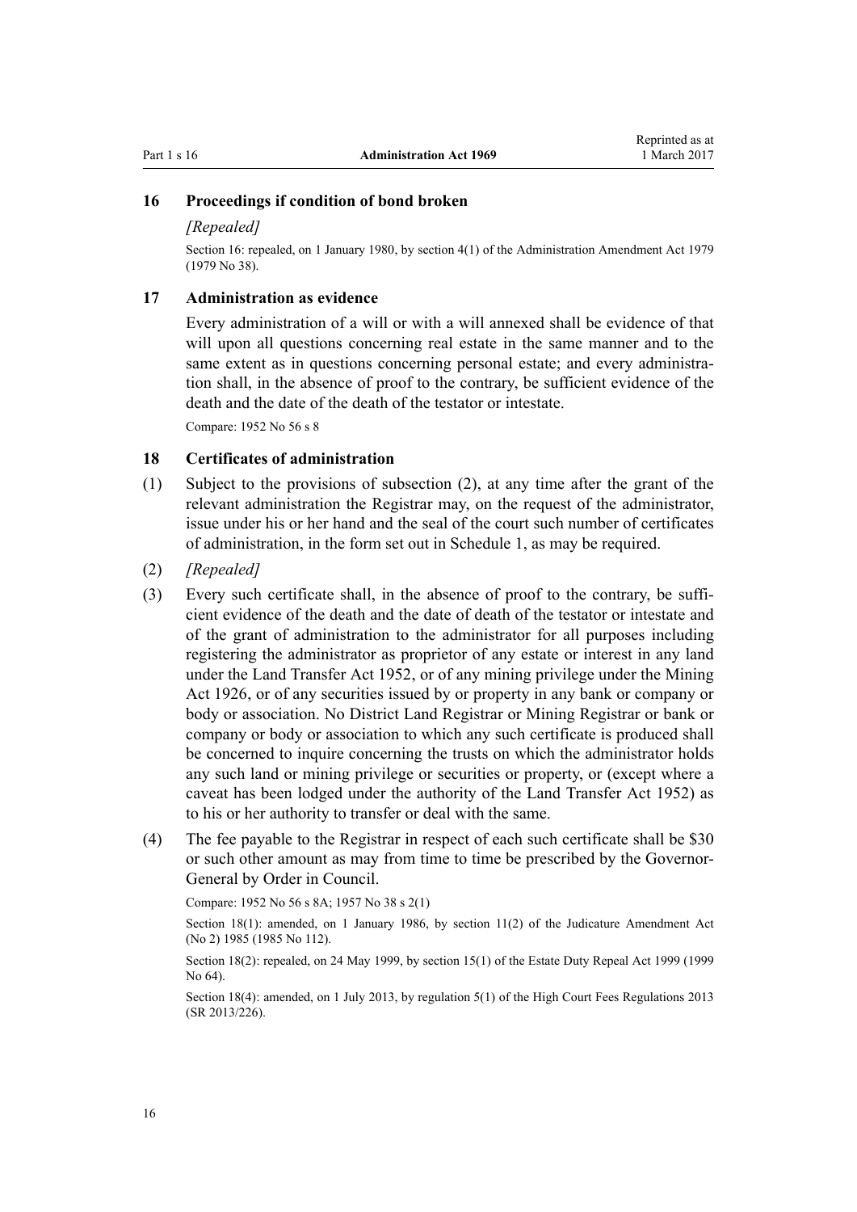### 16 Proceedings if condition of bond broken

*[Repealed]*

Section 16: repealed, on 1 January 1980, by section 4(1) of the Administration Amendment Act 1979 (1979 No 38).

### 17 Administration as evidence

Every administration of a will or with a will annexed shall be evidence of that will upon all questions concerning real estate in the same manner and to the same extent as in questions concerning personal estate; and every administration shall, in the absence of proof to the contrary, be sufficient evidence of the death and the date of the death of the testator or intestate.

Compare: 1952 No 56 s 8

### 18 Certificates of administration

(1) Subject to the provisions of subsection (2), at any time after the grant of the relevant administration the Registrar may, on the request of the administrator, issue under his or her hand and the seal of the court such number of certificates of administration, in the form set out in Schedule 1, as may be required.

(2) *[Repealed]*

(3) Every such certificate shall, in the absence of proof to the contrary, be sufficient evidence of the death and the date of death of the testator or intestate and of the grant of administration to the administrator for all purposes including registering the administrator as proprietor of any estate or interest in any land under the Land Transfer Act 1952, or of any mining privilege under the Mining Act 1926, or of any securities issued by or property in any bank or company or body or association. No District Land Registrar or Mining Registrar or bank or company or body or association to which any such certificate is produced shall be concerned to inquire concerning the trusts on which the administrator holds any such land or mining privilege or securities or property, or (except where a caveat has been lodged under the authority of the Land Transfer Act 1952) as to his or her authority to transfer or deal with the same.

(4) The fee payable to the Registrar in respect of each such certificate shall be $30 or such other amount as may from time to time be prescribed by the Governor-General by Order in Council.

Compare: 1952 No 56 s 8A; 1957 No 38 s 2(1)

Section 18(1): amended, on 1 January 1986, by section 11(2) of the Judicature Amendment Act (No 2) 1985 (1985 No 112).

Section 18(2): repealed, on 24 May 1999, by section 15(1) of the Estate Duty Repeal Act 1999 (1999 No 64).

Section 18(4): amended, on 1 July 2013, by regulation 5(1) of the High Court Fees Regulations 2013 (SR 2013/226).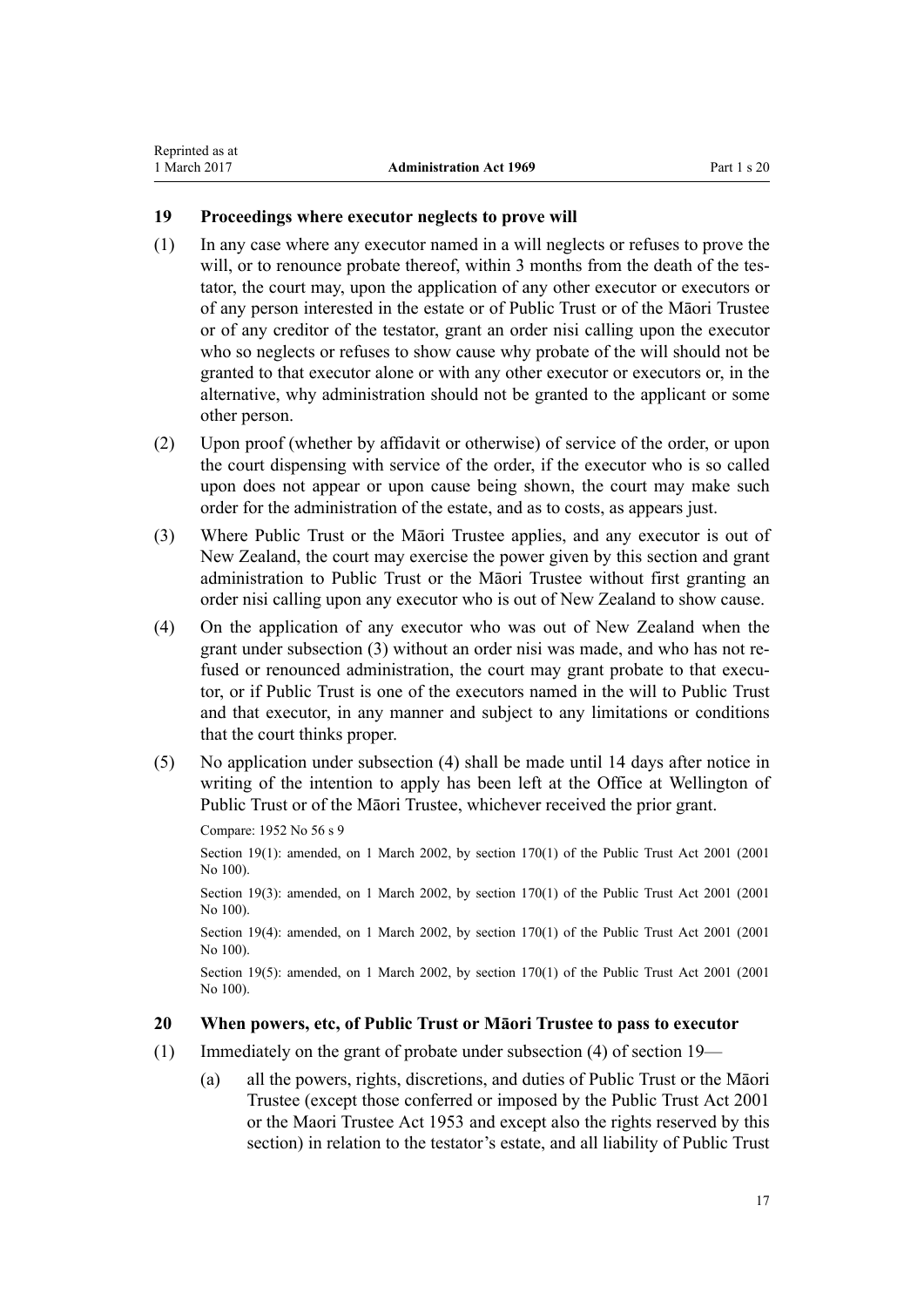## 19 Proceedings where executor neglects to prove will

(1) In any case where any executor named in a will neglects or refuses to prove the will, or to renounce probate thereof, within 3 months from the death of the testator, the court may, upon the application of any other executor or executors or of any person interested in the estate or of Public Trust or of the Māori Trustee or of any creditor of the testator, grant an order nisi calling upon the executor who so neglects or refuses to show cause why probate of the will should not be granted to that executor alone or with any other executor or executors or, in the alternative, why administration should not be granted to the applicant or some other person.

(2) Upon proof (whether by affidavit or otherwise) of service of the order, or upon the court dispensing with service of the order, if the executor who is so called upon does not appear or upon cause being shown, the court may make such order for the administration of the estate, and as to costs, as appears just.

(3) Where Public Trust or the Māori Trustee applies, and any executor is out of New Zealand, the court may exercise the power given by this section and grant administration to Public Trust or the Māori Trustee without first granting an order nisi calling upon any executor who is out of New Zealand to show cause.

(4) On the application of any executor who was out of New Zealand when the grant under subsection (3) without an order nisi was made, and who has not refused or renounced administration, the court may grant probate to that executor, or if Public Trust is one of the executors named in the will to Public Trust and that executor, in any manner and subject to any limitations or conditions that the court thinks proper.

(5) No application under subsection (4) shall be made until 14 days after notice in writing of the intention to apply has been left at the Office at Wellington of Public Trust or of the Māori Trustee, whichever received the prior grant.

Compare: 1952 No 56 s 9

Section 19(1): amended, on 1 March 2002, by section 170(1) of the Public Trust Act 2001 (2001 No 100).

Section 19(3): amended, on 1 March 2002, by section 170(1) of the Public Trust Act 2001 (2001 No 100).

Section 19(4): amended, on 1 March 2002, by section 170(1) of the Public Trust Act 2001 (2001 No 100).

Section 19(5): amended, on 1 March 2002, by section 170(1) of the Public Trust Act 2001 (2001 No 100).

## 20 When powers, etc, of Public Trust or Māori Trustee to pass to executor

(1) Immediately on the grant of probate under subsection (4) of section 19—

(a) all the powers, rights, discretions, and duties of Public Trust or the Māori Trustee (except those conferred or imposed by the Public Trust Act 2001 or the Maori Trustee Act 1953 and except also the rights reserved by this section) in relation to the testator's estate, and all liability of Public Trust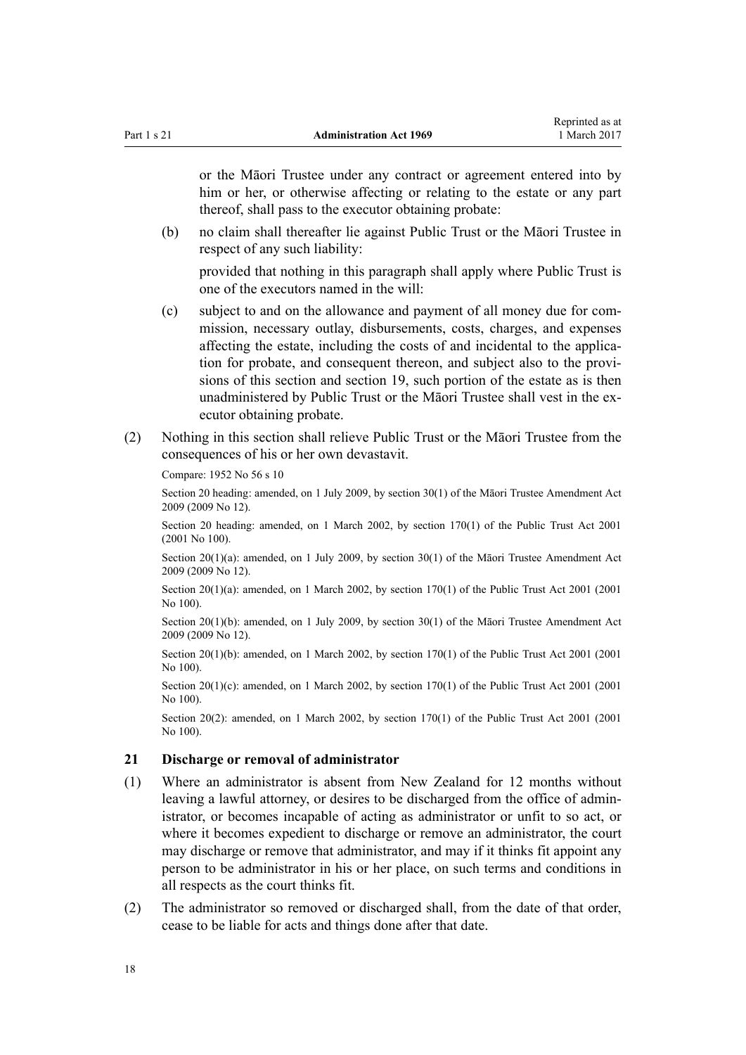or the Māori Trustee under any contract or agreement entered into by him or her, or otherwise affecting or relating to the estate or any part thereof, shall pass to the executor obtaining probate:

(b) no claim shall thereafter lie against Public Trust or the Māori Trustee in respect of any such liability:

provided that nothing in this paragraph shall apply where Public Trust is one of the executors named in the will:

(c) subject to and on the allowance and payment of all money due for commission, necessary outlay, disbursements, costs, charges, and expenses affecting the estate, including the costs of and incidental to the application for probate, and consequent thereon, and subject also to the provisions of this section and section 19, such portion of the estate as is then unadministered by Public Trust or the Māori Trustee shall vest in the executor obtaining probate.

(2) Nothing in this section shall relieve Public Trust or the Māori Trustee from the consequences of his or her own devastavit.

Compare: 1952 No 56 s 10

Section 20 heading: amended, on 1 July 2009, by section 30(1) of the Māori Trustee Amendment Act 2009 (2009 No 12).

Section 20 heading: amended, on 1 March 2002, by section 170(1) of the Public Trust Act 2001 (2001 No 100).

Section 20(1)(a): amended, on 1 July 2009, by section 30(1) of the Māori Trustee Amendment Act 2009 (2009 No 12).

Section 20(1)(a): amended, on 1 March 2002, by section 170(1) of the Public Trust Act 2001 (2001 No 100).

Section 20(1)(b): amended, on 1 July 2009, by section 30(1) of the Māori Trustee Amendment Act 2009 (2009 No 12).

Section 20(1)(b): amended, on 1 March 2002, by section 170(1) of the Public Trust Act 2001 (2001 No 100).

Section 20(1)(c): amended, on 1 March 2002, by section 170(1) of the Public Trust Act 2001 (2001 No 100).

Section 20(2): amended, on 1 March 2002, by section 170(1) of the Public Trust Act 2001 (2001 No 100).

### 21 Discharge or removal of administrator

(1) Where an administrator is absent from New Zealand for 12 months without leaving a lawful attorney, or desires to be discharged from the office of administrator, or becomes incapable of acting as administrator or unfit to so act, or where it becomes expedient to discharge or remove an administrator, the court may discharge or remove that administrator, and may if it thinks fit appoint any person to be administrator in his or her place, on such terms and conditions in all respects as the court thinks fit.

(2) The administrator so removed or discharged shall, from the date of that order, cease to be liable for acts and things done after that date.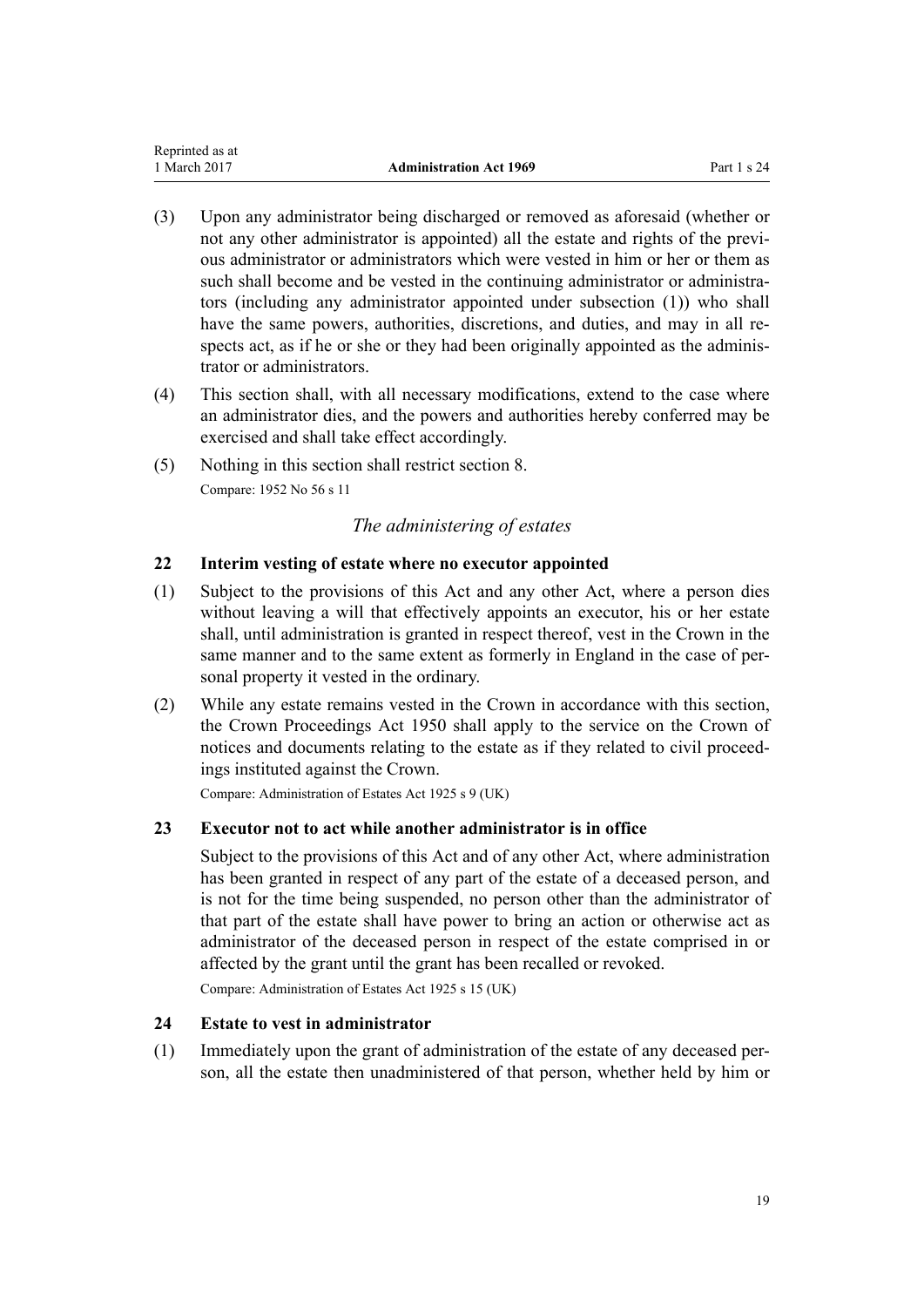(3) Upon any administrator being discharged or removed as aforesaid (whether or not any other administrator is appointed) all the estate and rights of the previous administrator or administrators which were vested in him or her or them as such shall become and be vested in the continuing administrator or administrators (including any administrator appointed under subsection (1)) who shall have the same powers, authorities, discretions, and duties, and may in all respects act, as if he or she or they had been originally appointed as the administrator or administrators.

(4) This section shall, with all necessary modifications, extend to the case where an administrator dies, and the powers and authorities hereby conferred may be exercised and shall take effect accordingly.

(5) Nothing in this section shall restrict section 8.

Compare: 1952 No 56 s 11

### *The administering of estates*

### 22 Interim vesting of estate where no executor appointed

(1) Subject to the provisions of this Act and any other Act, where a person dies without leaving a will that effectively appoints an executor, his or her estate shall, until administration is granted in respect thereof, vest in the Crown in the same manner and to the same extent as formerly in England in the case of personal property it vested in the ordinary.

(2) While any estate remains vested in the Crown in accordance with this section, the Crown Proceedings Act 1950 shall apply to the service on the Crown of notices and documents relating to the estate as if they related to civil proceedings instituted against the Crown.

Compare: Administration of Estates Act 1925 s 9 (UK)

### 23 Executor not to act while another administrator is in office

Subject to the provisions of this Act and of any other Act, where administration has been granted in respect of any part of the estate of a deceased person, and is not for the time being suspended, no person other than the administrator of that part of the estate shall have power to bring an action or otherwise act as administrator of the deceased person in respect of the estate comprised in or affected by the grant until the grant has been recalled or revoked.

Compare: Administration of Estates Act 1925 s 15 (UK)

### 24 Estate to vest in administrator

(1) Immediately upon the grant of administration of the estate of any deceased person, all the estate then unadministered of that person, whether held by him or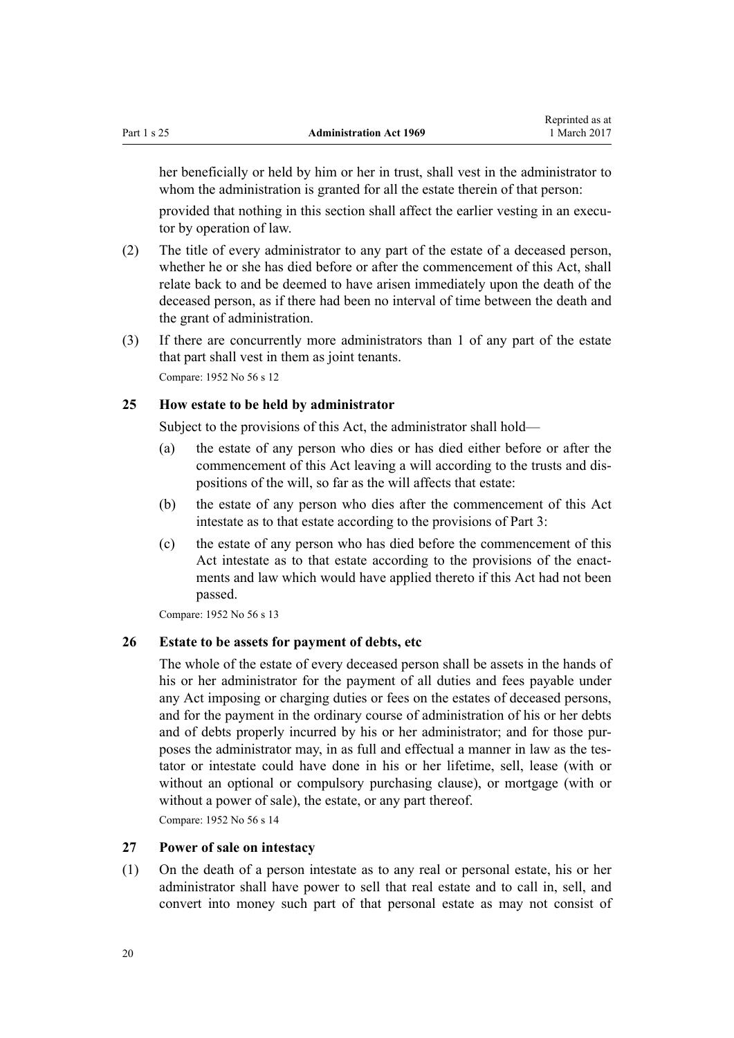her beneficially or held by him or her in trust, shall vest in the administrator to whom the administration is granted for all the estate therein of that person:

provided that nothing in this section shall affect the earlier vesting in an executor by operation of law.

(2) The title of every administrator to any part of the estate of a deceased person, whether he or she has died before or after the commencement of this Act, shall relate back to and be deemed to have arisen immediately upon the death of the deceased person, as if there had been no interval of time between the death and the grant of administration.

(3) If there are concurrently more administrators than 1 of any part of the estate that part shall vest in them as joint tenants.

Compare: 1952 No 56 s 12

### 25 How estate to be held by administrator

Subject to the provisions of this Act, the administrator shall hold—

(a) the estate of any person who dies or has died either before or after the commencement of this Act leaving a will according to the trusts and dispositions of the will, so far as the will affects that estate:

(b) the estate of any person who dies after the commencement of this Act intestate as to that estate according to the provisions of Part 3:

(c) the estate of any person who has died before the commencement of this Act intestate as to that estate according to the provisions of the enactments and law which would have applied thereto if this Act had not been passed.

Compare: 1952 No 56 s 13

### 26 Estate to be assets for payment of debts, etc

The whole of the estate of every deceased person shall be assets in the hands of his or her administrator for the payment of all duties and fees payable under any Act imposing or charging duties or fees on the estates of deceased persons, and for the payment in the ordinary course of administration of his or her debts and of debts properly incurred by his or her administrator; and for those purposes the administrator may, in as full and effectual a manner in law as the testator or intestate could have done in his or her lifetime, sell, lease (with or without an optional or compulsory purchasing clause), or mortgage (with or without a power of sale), the estate, or any part thereof.

Compare: 1952 No 56 s 14

### 27 Power of sale on intestacy

(1) On the death of a person intestate as to any real or personal estate, his or her administrator shall have power to sell that real estate and to call in, sell, and convert into money such part of that personal estate as may not consist of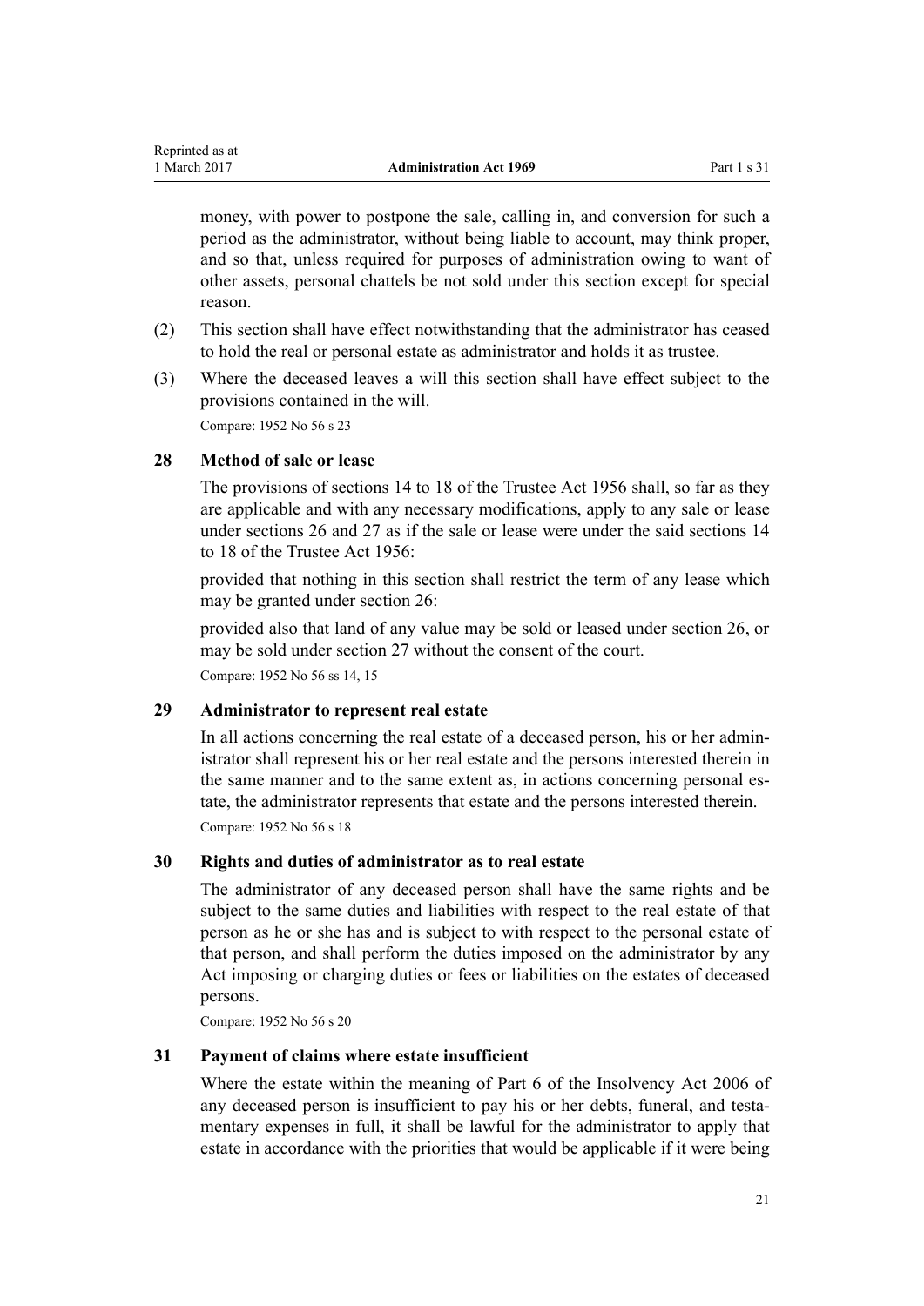money, with power to postpone the sale, calling in, and conversion for such a period as the administrator, without being liable to account, may think proper, and so that, unless required for purposes of administration owing to want of other assets, personal chattels be not sold under this section except for special reason.

(2) This section shall have effect notwithstanding that the administrator has ceased to hold the real or personal estate as administrator and holds it as trustee.

(3) Where the deceased leaves a will this section shall have effect subject to the provisions contained in the will.

Compare: 1952 No 56 s 23

### 28 Method of sale or lease

The provisions of sections 14 to 18 of the Trustee Act 1956 shall, so far as they are applicable and with any necessary modifications, apply to any sale or lease under sections 26 and 27 as if the sale or lease were under the said sections 14 to 18 of the Trustee Act 1956:

provided that nothing in this section shall restrict the term of any lease which may be granted under section 26:

provided also that land of any value may be sold or leased under section 26, or may be sold under section 27 without the consent of the court.

Compare: 1952 No 56 ss 14, 15

### 29 Administrator to represent real estate

In all actions concerning the real estate of a deceased person, his or her administrator shall represent his or her real estate and the persons interested therein in the same manner and to the same extent as, in actions concerning personal estate, the administrator represents that estate and the persons interested therein.

Compare: 1952 No 56 s 18

### 30 Rights and duties of administrator as to real estate

The administrator of any deceased person shall have the same rights and be subject to the same duties and liabilities with respect to the real estate of that person as he or she has and is subject to with respect to the personal estate of that person, and shall perform the duties imposed on the administrator by any Act imposing or charging duties or fees or liabilities on the estates of deceased persons.

Compare: 1952 No 56 s 20

### 31 Payment of claims where estate insufficient

Where the estate within the meaning of Part 6 of the Insolvency Act 2006 of any deceased person is insufficient to pay his or her debts, funeral, and testamentary expenses in full, it shall be lawful for the administrator to apply that estate in accordance with the priorities that would be applicable if it were being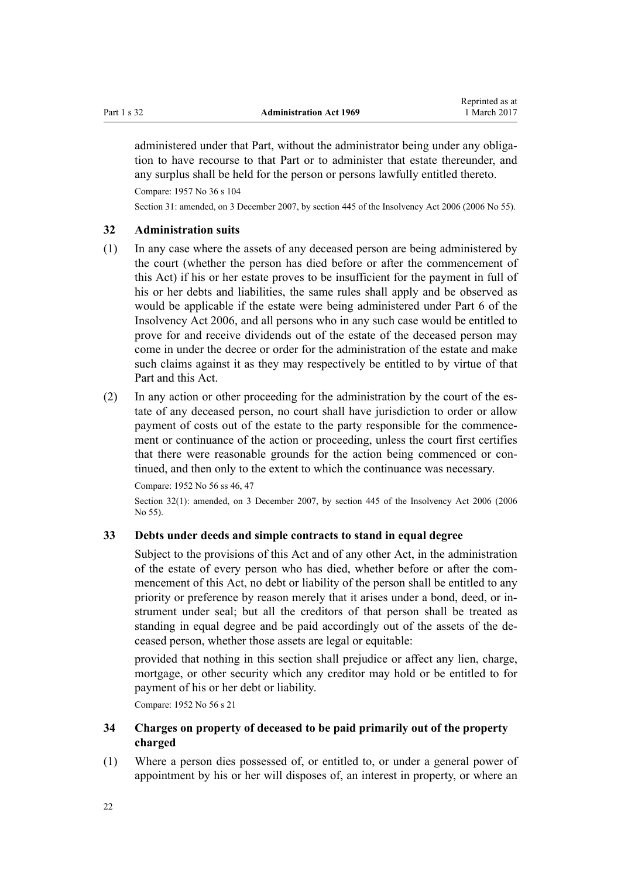administered under that Part, without the administrator being under any obligation to have recourse to that Part or to administer that estate thereunder, and any surplus shall be held for the person or persons lawfully entitled thereto.

Compare: 1957 No 36 s 104

Section 31: amended, on 3 December 2007, by section 445 of the Insolvency Act 2006 (2006 No 55).

### 32 Administration suits

(1) In any case where the assets of any deceased person are being administered by the court (whether the person has died before or after the commencement of this Act) if his or her estate proves to be insufficient for the payment in full of his or her debts and liabilities, the same rules shall apply and be observed as would be applicable if the estate were being administered under Part 6 of the Insolvency Act 2006, and all persons who in any such case would be entitled to prove for and receive dividends out of the estate of the deceased person may come in under the decree or order for the administration of the estate and make such claims against it as they may respectively be entitled to by virtue of that Part and this Act.

(2) In any action or other proceeding for the administration by the court of the estate of any deceased person, no court shall have jurisdiction to order or allow payment of costs out of the estate to the party responsible for the commencement or continuance of the action or proceeding, unless the court first certifies that there were reasonable grounds for the action being commenced or continued, and then only to the extent to which the continuance was necessary.

Compare: 1952 No 56 ss 46, 47

Section 32(1): amended, on 3 December 2007, by section 445 of the Insolvency Act 2006 (2006 No 55).

### 33 Debts under deeds and simple contracts to stand in equal degree

Subject to the provisions of this Act and of any other Act, in the administration of the estate of every person who has died, whether before or after the commencement of this Act, no debt or liability of the person shall be entitled to any priority or preference by reason merely that it arises under a bond, deed, or instrument under seal; but all the creditors of that person shall be treated as standing in equal degree and be paid accordingly out of the assets of the deceased person, whether those assets are legal or equitable:

provided that nothing in this section shall prejudice or affect any lien, charge, mortgage, or other security which any creditor may hold or be entitled to for payment of his or her debt or liability.

Compare: 1952 No 56 s 21

### 34 Charges on property of deceased to be paid primarily out of the property charged

(1) Where a person dies possessed of, or entitled to, or under a general power of appointment by his or her will disposes of, an interest in property, or where an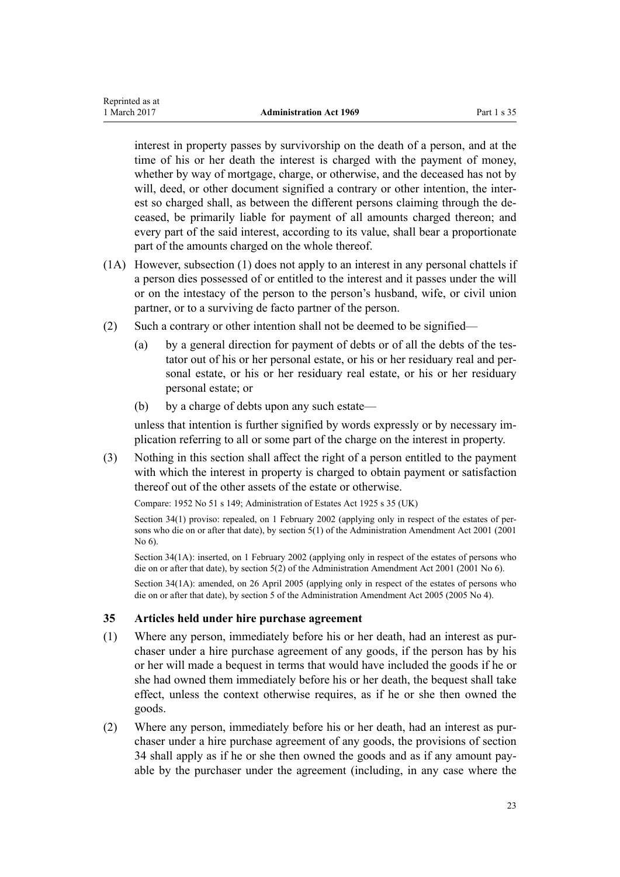interest in property passes by survivorship on the death of a person, and at the time of his or her death the interest is charged with the payment of money, whether by way of mortgage, charge, or otherwise, and the deceased has not by will, deed, or other document signified a contrary or other intention, the interest so charged shall, as between the different persons claiming through the deceased, be primarily liable for payment of all amounts charged thereon; and every part of the said interest, according to its value, shall bear a proportionate part of the amounts charged on the whole thereof.

(1A) However, subsection (1) does not apply to an interest in any personal chattels if a person dies possessed of or entitled to the interest and it passes under the will or on the intestacy of the person to the person's husband, wife, or civil union partner, or to a surviving de facto partner of the person.

(2) Such a contrary or other intention shall not be deemed to be signified—

(a) by a general direction for payment of debts or of all the debts of the testator out of his or her personal estate, or his or her residuary real and personal estate, or his or her residuary real estate, or his or her residuary personal estate; or

(b) by a charge of debts upon any such estate—

unless that intention is further signified by words expressly or by necessary implication referring to all or some part of the charge on the interest in property.

(3) Nothing in this section shall affect the right of a person entitled to the payment with which the interest in property is charged to obtain payment or satisfaction thereof out of the other assets of the estate or otherwise.

Compare: 1952 No 51 s 149; Administration of Estates Act 1925 s 35 (UK)

Section 34(1) proviso: repealed, on 1 February 2002 (applying only in respect of the estates of persons who die on or after that date), by section 5(1) of the Administration Amendment Act 2001 (2001 No 6).

Section 34(1A): inserted, on 1 February 2002 (applying only in respect of the estates of persons who die on or after that date), by section 5(2) of the Administration Amendment Act 2001 (2001 No 6).

Section 34(1A): amended, on 26 April 2005 (applying only in respect of the estates of persons who die on or after that date), by section 5 of the Administration Amendment Act 2005 (2005 No 4).

### 35 Articles held under hire purchase agreement

(1) Where any person, immediately before his or her death, had an interest as purchaser under a hire purchase agreement of any goods, if the person has by his or her will made a bequest in terms that would have included the goods if he or she had owned them immediately before his or her death, the bequest shall take effect, unless the context otherwise requires, as if he or she then owned the goods.

(2) Where any person, immediately before his or her death, had an interest as purchaser under a hire purchase agreement of any goods, the provisions of section 34 shall apply as if he or she then owned the goods and as if any amount payable by the purchaser under the agreement (including, in any case where the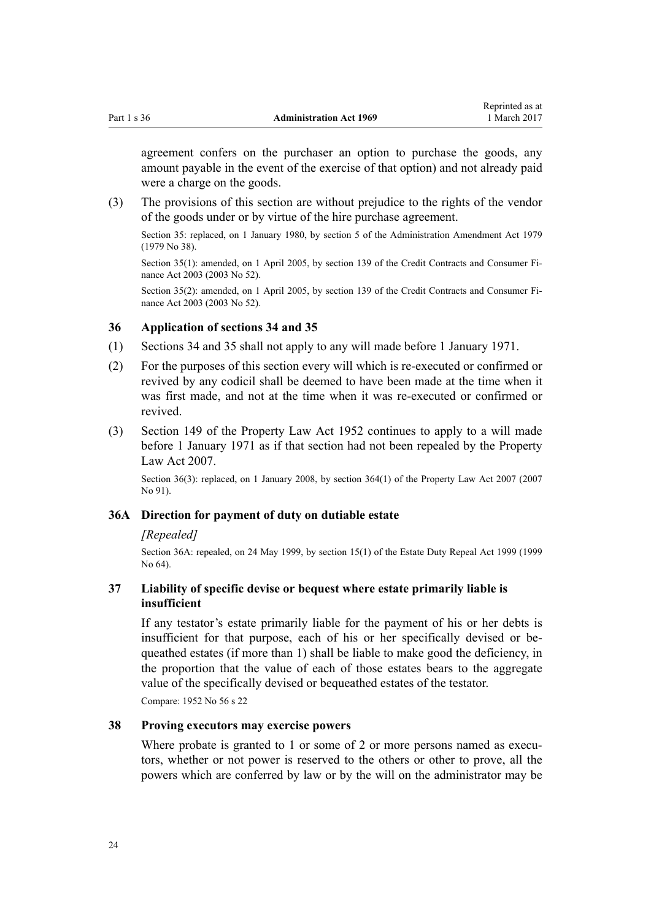agreement confers on the purchaser an option to purchase the goods, any amount payable in the event of the exercise of that option) and not already paid were a charge on the goods.

(3) The provisions of this section are without prejudice to the rights of the vendor of the goods under or by virtue of the hire purchase agreement.

Section 35: replaced, on 1 January 1980, by section 5 of the Administration Amendment Act 1979 (1979 No 38).

Section 35(1): amended, on 1 April 2005, by section 139 of the Credit Contracts and Consumer Finance Act 2003 (2003 No 52).

Section 35(2): amended, on 1 April 2005, by section 139 of the Credit Contracts and Consumer Finance Act 2003 (2003 No 52).

### 36 Application of sections 34 and 35

(1) Sections 34 and 35 shall not apply to any will made before 1 January 1971.

(2) For the purposes of this section every will which is re-executed or confirmed or revived by any codicil shall be deemed to have been made at the time when it was first made, and not at the time when it was re-executed or confirmed or revived.

(3) Section 149 of the Property Law Act 1952 continues to apply to a will made before 1 January 1971 as if that section had not been repealed by the Property Law Act 2007.

Section 36(3): replaced, on 1 January 2008, by section 364(1) of the Property Law Act 2007 (2007 No 91).

### 36A Direction for payment of duty on dutiable estate

*[Repealed]*

Section 36A: repealed, on 24 May 1999, by section 15(1) of the Estate Duty Repeal Act 1999 (1999 No 64).

### 37 Liability of specific devise or bequest where estate primarily liable is insufficient

If any testator's estate primarily liable for the payment of his or her debts is insufficient for that purpose, each of his or her specifically devised or bequeathed estates (if more than 1) shall be liable to make good the deficiency, in the proportion that the value of each of those estates bears to the aggregate value of the specifically devised or bequeathed estates of the testator.

Compare: 1952 No 56 s 22

### 38 Proving executors may exercise powers

Where probate is granted to 1 or some of 2 or more persons named as executors, whether or not power is reserved to the others or other to prove, all the powers which are conferred by law or by the will on the administrator may be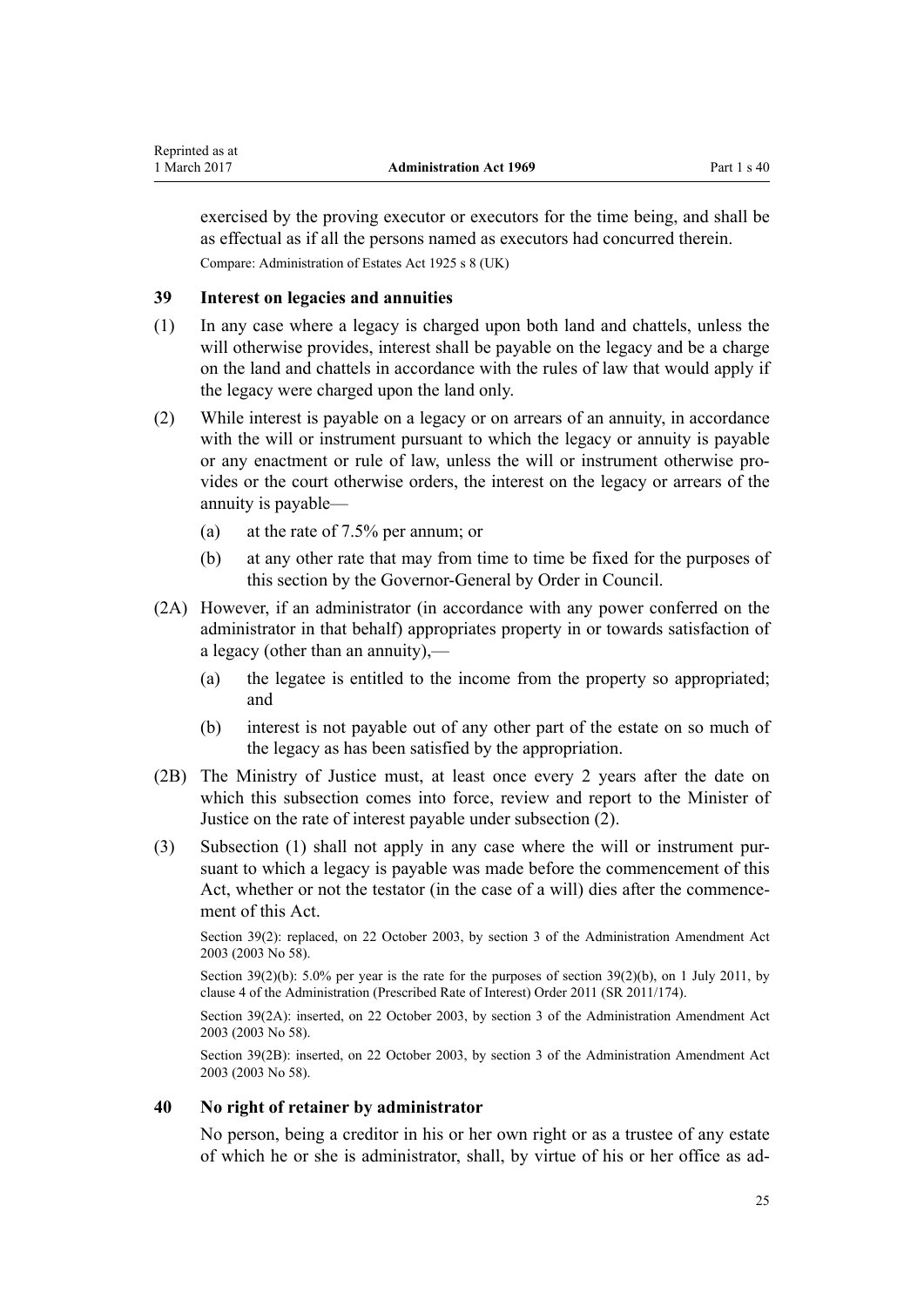exercised by the proving executor or executors for the time being, and shall be as effectual as if all the persons named as executors had concurred therein.

Compare: Administration of Estates Act 1925 s 8 (UK)

### 39 Interest on legacies and annuities

(1) In any case where a legacy is charged upon both land and chattels, unless the will otherwise provides, interest shall be payable on the legacy and be a charge on the land and chattels in accordance with the rules of law that would apply if the legacy were charged upon the land only.

(2) While interest is payable on a legacy or on arrears of an annuity, in accordance with the will or instrument pursuant to which the legacy or annuity is payable or any enactment or rule of law, unless the will or instrument otherwise provides or the court otherwise orders, the interest on the legacy or arrears of the annuity is payable—

- (a) at the rate of 7.5% per annum; or
- (b) at any other rate that may from time to time be fixed for the purposes of this section by the Governor-General by Order in Council.

(2A) However, if an administrator (in accordance with any power conferred on the administrator in that behalf) appropriates property in or towards satisfaction of a legacy (other than an annuity),—

- (a) the legatee is entitled to the income from the property so appropriated; and
- (b) interest is not payable out of any other part of the estate on so much of the legacy as has been satisfied by the appropriation.

(2B) The Ministry of Justice must, at least once every 2 years after the date on which this subsection comes into force, review and report to the Minister of Justice on the rate of interest payable under subsection (2).

(3) Subsection (1) shall not apply in any case where the will or instrument pursuant to which a legacy is payable was made before the commencement of this Act, whether or not the testator (in the case of a will) dies after the commencement of this Act.

Section 39(2): replaced, on 22 October 2003, by section 3 of the Administration Amendment Act 2003 (2003 No 58).

Section 39(2)(b): 5.0% per year is the rate for the purposes of section 39(2)(b), on 1 July 2011, by clause 4 of the Administration (Prescribed Rate of Interest) Order 2011 (SR 2011/174).

Section 39(2A): inserted, on 22 October 2003, by section 3 of the Administration Amendment Act 2003 (2003 No 58).

Section 39(2B): inserted, on 22 October 2003, by section 3 of the Administration Amendment Act 2003 (2003 No 58).

### 40 No right of retainer by administrator

No person, being a creditor in his or her own right or as a trustee of any estate of which he or she is administrator, shall, by virtue of his or her office as ad-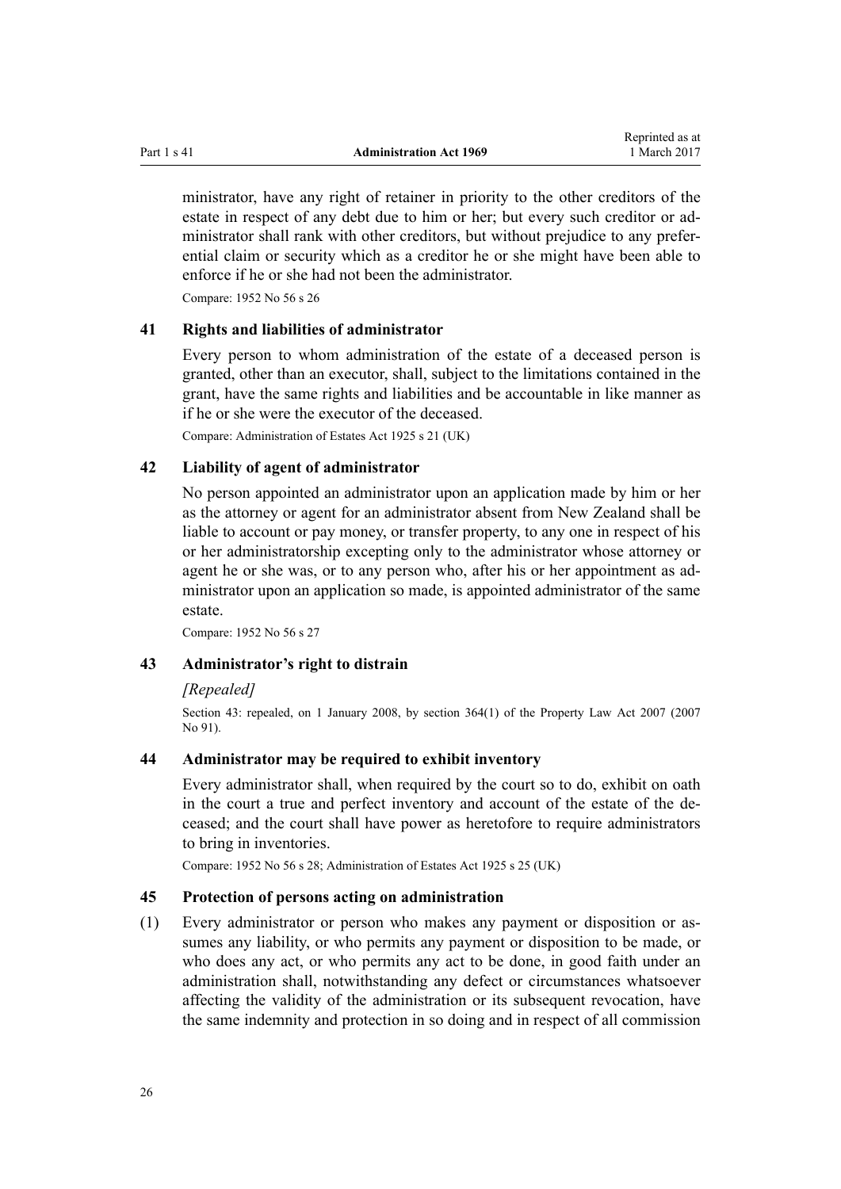ministrator, have any right of retainer in priority to the other creditors of the estate in respect of any debt due to him or her; but every such creditor or administrator shall rank with other creditors, but without prejudice to any preferential claim or security which as a creditor he or she might have been able to enforce if he or she had not been the administrator.

Compare: 1952 No 56 s 26

### 41 Rights and liabilities of administrator

Every person to whom administration of the estate of a deceased person is granted, other than an executor, shall, subject to the limitations contained in the grant, have the same rights and liabilities and be accountable in like manner as if he or she were the executor of the deceased.

Compare: Administration of Estates Act 1925 s 21 (UK)

### 42 Liability of agent of administrator

No person appointed an administrator upon an application made by him or her as the attorney or agent for an administrator absent from New Zealand shall be liable to account or pay money, or transfer property, to any one in respect of his or her administratorship excepting only to the administrator whose attorney or agent he or she was, or to any person who, after his or her appointment as administrator upon an application so made, is appointed administrator of the same estate.

Compare: 1952 No 56 s 27

### 43 Administrator's right to distrain

*[Repealed]*

Section 43: repealed, on 1 January 2008, by section 364(1) of the Property Law Act 2007 (2007 No 91).

### 44 Administrator may be required to exhibit inventory

Every administrator shall, when required by the court so to do, exhibit on oath in the court a true and perfect inventory and account of the estate of the deceased; and the court shall have power as heretofore to require administrators to bring in inventories.

Compare: 1952 No 56 s 28; Administration of Estates Act 1925 s 25 (UK)

### 45 Protection of persons acting on administration

(1) Every administrator or person who makes any payment or disposition or assumes any liability, or who permits any payment or disposition to be made, or who does any act, or who permits any act to be done, in good faith under an administration shall, notwithstanding any defect or circumstances whatsoever affecting the validity of the administration or its subsequent revocation, have the same indemnity and protection in so doing and in respect of all commission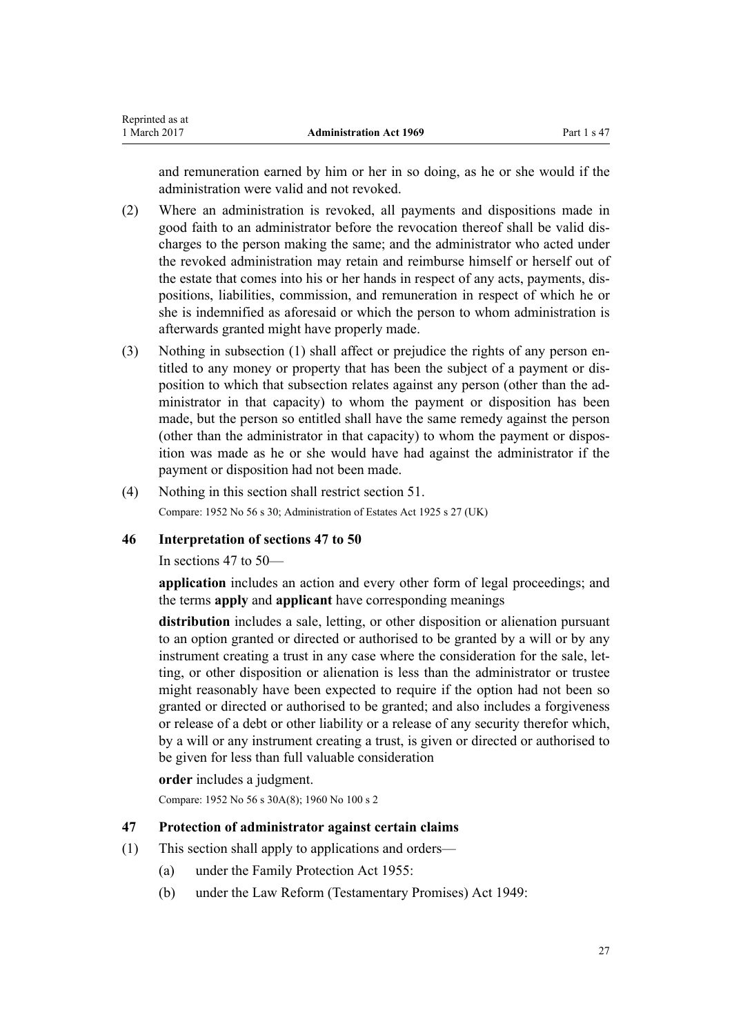and remuneration earned by him or her in so doing, as he or she would if the administration were valid and not revoked.

(2) Where an administration is revoked, all payments and dispositions made in good faith to an administrator before the revocation thereof shall be valid discharges to the person making the same; and the administrator who acted under the revoked administration may retain and reimburse himself or herself out of the estate that comes into his or her hands in respect of any acts, payments, dispositions, liabilities, commission, and remuneration in respect of which he or she is indemnified as aforesaid or which the person to whom administration is afterwards granted might have properly made.

(3) Nothing in subsection (1) shall affect or prejudice the rights of any person entitled to any money or property that has been the subject of a payment or disposition to which that subsection relates against any person (other than the administrator in that capacity) to whom the payment or disposition has been made, but the person so entitled shall have the same remedy against the person (other than the administrator in that capacity) to whom the payment or disposition was made as he or she would have had against the administrator if the payment or disposition had not been made.

(4) Nothing in this section shall restrict section 51.

Compare: 1952 No 56 s 30; Administration of Estates Act 1925 s 27 (UK)

### 46 Interpretation of sections 47 to 50

In sections 47 to 50—

**application** includes an action and every other form of legal proceedings; and the terms **apply** and **applicant** have corresponding meanings

**distribution** includes a sale, letting, or other disposition or alienation pursuant to an option granted or directed or authorised to be granted by a will or by any instrument creating a trust in any case where the consideration for the sale, letting, or other disposition or alienation is less than the administrator or trustee might reasonably have been expected to require if the option had not been so granted or directed or authorised to be granted; and also includes a forgiveness or release of a debt or other liability or a release of any security therefor which, by a will or any instrument creating a trust, is given or directed or authorised to be given for less than full valuable consideration

**order** includes a judgment.

Compare: 1952 No 56 s 30A(8); 1960 No 100 s 2

### 47 Protection of administrator against certain claims

(1) This section shall apply to applications and orders—

(a) under the Family Protection Act 1955:

(b) under the Law Reform (Testamentary Promises) Act 1949: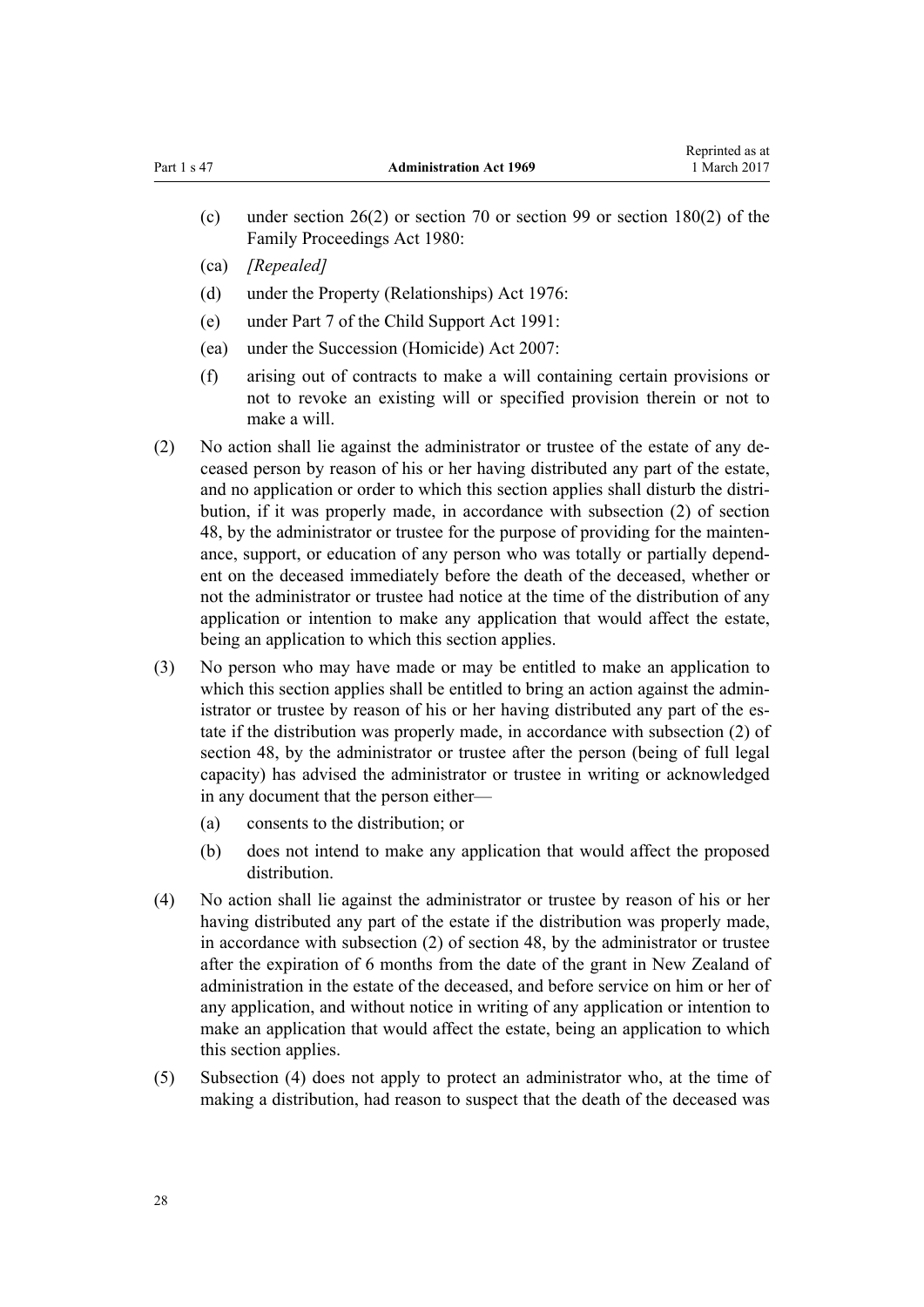(c) under section 26(2) or section 70 or section 99 or section 180(2) of the Family Proceedings Act 1980:

(ca) *[Repealed]*

(d) under the Property (Relationships) Act 1976:

(e) under Part 7 of the Child Support Act 1991:

(ea) under the Succession (Homicide) Act 2007:

(f) arising out of contracts to make a will containing certain provisions or not to revoke an existing will or specified provision therein or not to make a will.

(2) No action shall lie against the administrator or trustee of the estate of any deceased person by reason of his or her having distributed any part of the estate, and no application or order to which this section applies shall disturb the distribution, if it was properly made, in accordance with subsection (2) of section 48, by the administrator or trustee for the purpose of providing for the maintenance, support, or education of any person who was totally or partially dependent on the deceased immediately before the death of the deceased, whether or not the administrator or trustee had notice at the time of the distribution of any application or intention to make any application that would affect the estate, being an application to which this section applies.

(3) No person who may have made or may be entitled to make an application to which this section applies shall be entitled to bring an action against the administrator or trustee by reason of his or her having distributed any part of the estate if the distribution was properly made, in accordance with subsection (2) of section 48, by the administrator or trustee after the person (being of full legal capacity) has advised the administrator or trustee in writing or acknowledged in any document that the person either—

(a) consents to the distribution; or

(b) does not intend to make any application that would affect the proposed distribution.

(4) No action shall lie against the administrator or trustee by reason of his or her having distributed any part of the estate if the distribution was properly made, in accordance with subsection (2) of section 48, by the administrator or trustee after the expiration of 6 months from the date of the grant in New Zealand of administration in the estate of the deceased, and before service on him or her of any application, and without notice in writing of any application or intention to make an application that would affect the estate, being an application to which this section applies.

(5) Subsection (4) does not apply to protect an administrator who, at the time of making a distribution, had reason to suspect that the death of the deceased was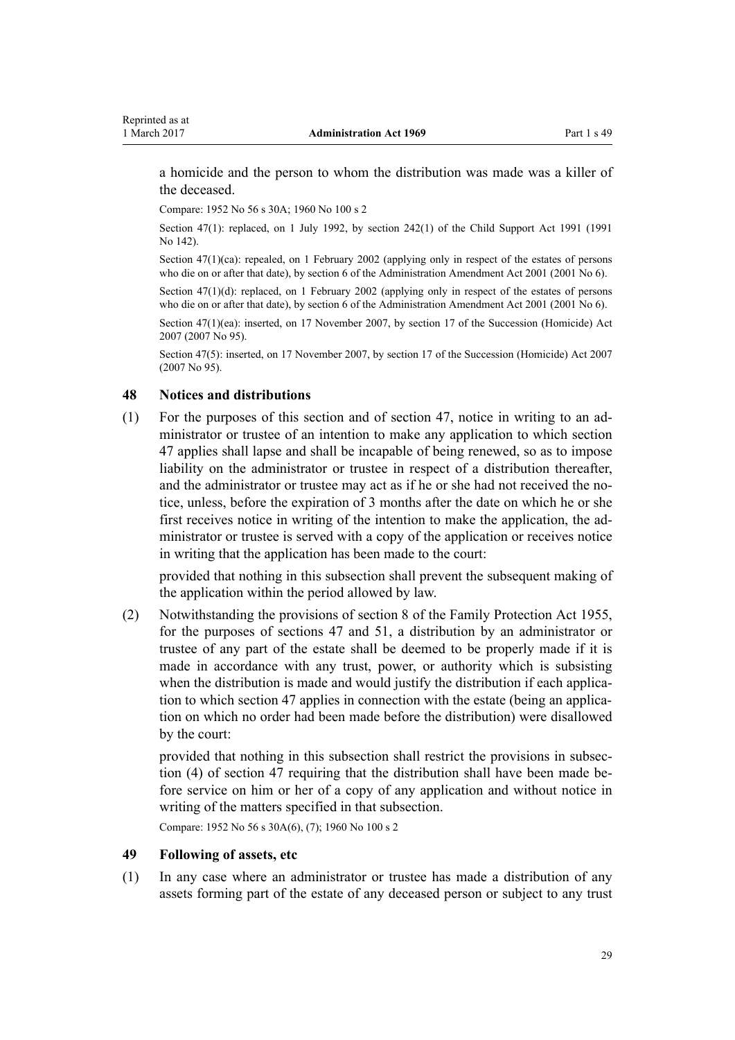a homicide and the person to whom the distribution was made was a killer of the deceased.

Compare: 1952 No 56 s 30A; 1960 No 100 s 2

Section 47(1): replaced, on 1 July 1992, by section 242(1) of the Child Support Act 1991 (1991 No 142).

Section 47(1)(ca): repealed, on 1 February 2002 (applying only in respect of the estates of persons who die on or after that date), by section 6 of the Administration Amendment Act 2001 (2001 No 6).

Section 47(1)(d): replaced, on 1 February 2002 (applying only in respect of the estates of persons who die on or after that date), by section 6 of the Administration Amendment Act 2001 (2001 No 6).

Section 47(1)(ea): inserted, on 17 November 2007, by section 17 of the Succession (Homicide) Act 2007 (2007 No 95).

Section 47(5): inserted, on 17 November 2007, by section 17 of the Succession (Homicide) Act 2007 (2007 No 95).

### 48 Notices and distributions

(1) For the purposes of this section and of section 47, notice in writing to an administrator or trustee of an intention to make any application to which section 47 applies shall lapse and shall be incapable of being renewed, so as to impose liability on the administrator or trustee in respect of a distribution thereafter, and the administrator or trustee may act as if he or she had not received the notice, unless, before the expiration of 3 months after the date on which he or she first receives notice in writing of the intention to make the application, the administrator or trustee is served with a copy of the application or receives notice in writing that the application has been made to the court:

provided that nothing in this subsection shall prevent the subsequent making of the application within the period allowed by law.

(2) Notwithstanding the provisions of section 8 of the Family Protection Act 1955, for the purposes of sections 47 and 51, a distribution by an administrator or trustee of any part of the estate shall be deemed to be properly made if it is made in accordance with any trust, power, or authority which is subsisting when the distribution is made and would justify the distribution if each application to which section 47 applies in connection with the estate (being an application on which no order had been made before the distribution) were disallowed by the court:

provided that nothing in this subsection shall restrict the provisions in subsection (4) of section 47 requiring that the distribution shall have been made before service on him or her of a copy of any application and without notice in writing of the matters specified in that subsection.

Compare: 1952 No 56 s 30A(6), (7); 1960 No 100 s 2

### 49 Following of assets, etc

(1) In any case where an administrator or trustee has made a distribution of any assets forming part of the estate of any deceased person or subject to any trust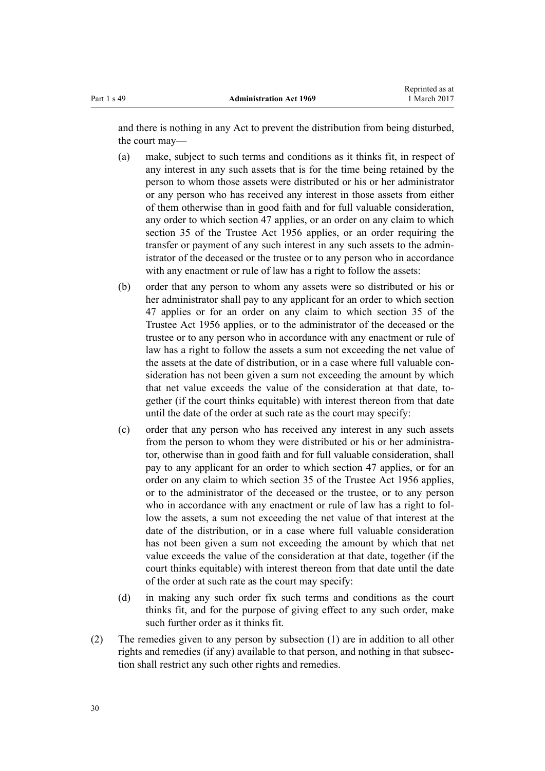and there is nothing in any Act to prevent the distribution from being disturbed, the court may—

(a) make, subject to such terms and conditions as it thinks fit, in respect of any interest in any such assets that is for the time being retained by the person to whom those assets were distributed or his or her administrator or any person who has received any interest in those assets from either of them otherwise than in good faith and for full valuable consideration, any order to which section 47 applies, or an order on any claim to which section 35 of the Trustee Act 1956 applies, or an order requiring the transfer or payment of any such interest in any such assets to the administrator of the deceased or the trustee or to any person who in accordance with any enactment or rule of law has a right to follow the assets:

(b) order that any person to whom any assets were so distributed or his or her administrator shall pay to any applicant for an order to which section 47 applies or for an order on any claim to which section 35 of the Trustee Act 1956 applies, or to the administrator of the deceased or the trustee or to any person who in accordance with any enactment or rule of law has a right to follow the assets a sum not exceeding the net value of the assets at the date of distribution, or in a case where full valuable consideration has not been given a sum not exceeding the amount by which that net value exceeds the value of the consideration at that date, together (if the court thinks equitable) with interest thereon from that date until the date of the order at such rate as the court may specify:

(c) order that any person who has received any interest in any such assets from the person to whom they were distributed or his or her administrator, otherwise than in good faith and for full valuable consideration, shall pay to any applicant for an order to which section 47 applies, or for an order on any claim to which section 35 of the Trustee Act 1956 applies, or to the administrator of the deceased or the trustee, or to any person who in accordance with any enactment or rule of law has a right to follow the assets, a sum not exceeding the net value of that interest at the date of the distribution, or in a case where full valuable consideration has not been given a sum not exceeding the amount by which that net value exceeds the value of the consideration at that date, together (if the court thinks equitable) with interest thereon from that date until the date of the order at such rate as the court may specify:

(d) in making any such order fix such terms and conditions as the court thinks fit, and for the purpose of giving effect to any such order, make such further order as it thinks fit.

(2) The remedies given to any person by subsection (1) are in addition to all other rights and remedies (if any) available to that person, and nothing in that subsection shall restrict any such other rights and remedies.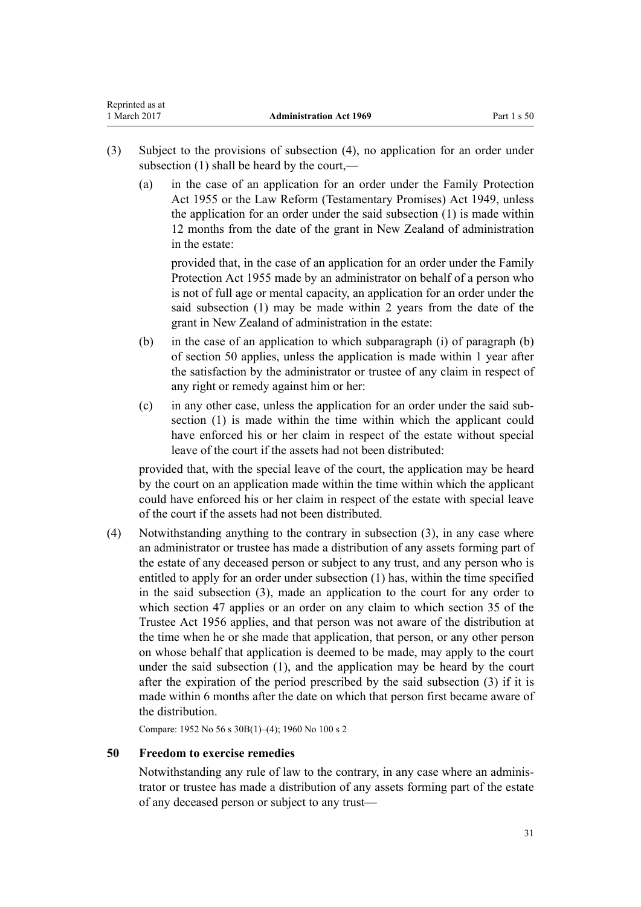(3) Subject to the provisions of subsection (4), no application for an order under subsection (1) shall be heard by the court,—

   (a) in the case of an application for an order under the Family Protection Act 1955 or the Law Reform (Testamentary Promises) Act 1949, unless the application for an order under the said subsection (1) is made within 12 months from the date of the grant in New Zealand of administration in the estate:

   provided that, in the case of an application for an order under the Family Protection Act 1955 made by an administrator on behalf of a person who is not of full age or mental capacity, an application for an order under the said subsection (1) may be made within 2 years from the date of the grant in New Zealand of administration in the estate:

   (b) in the case of an application to which subparagraph (i) of paragraph (b) of section 50 applies, unless the application is made within 1 year after the satisfaction by the administrator or trustee of any claim in respect of any right or remedy against him or her:

   (c) in any other case, unless the application for an order under the said subsection (1) is made within the time within which the applicant could have enforced his or her claim in respect of the estate without special leave of the court if the assets had not been distributed:

   provided that, with the special leave of the court, the application may be heard by the court on an application made within the time within which the applicant could have enforced his or her claim in respect of the estate with special leave of the court if the assets had not been distributed.

(4) Notwithstanding anything to the contrary in subsection (3), in any case where an administrator or trustee has made a distribution of any assets forming part of the estate of any deceased person or subject to any trust, and any person who is entitled to apply for an order under subsection (1) has, within the time specified in the said subsection (3), made an application to the court for any order to which section 47 applies or an order on any claim to which section 35 of the Trustee Act 1956 applies, and that person was not aware of the distribution at the time when he or she made that application, that person, or any other person on whose behalf that application is deemed to be made, may apply to the court under the said subsection (1), and the application may be heard by the court after the expiration of the period prescribed by the said subsection (3) if it is made within 6 months after the date on which that person first became aware of the distribution.

Compare: 1952 No 56 s 30B(1)–(4); 1960 No 100 s 2

### 50 Freedom to exercise remedies

Notwithstanding any rule of law to the contrary, in any case where an administrator or trustee has made a distribution of any assets forming part of the estate of any deceased person or subject to any trust—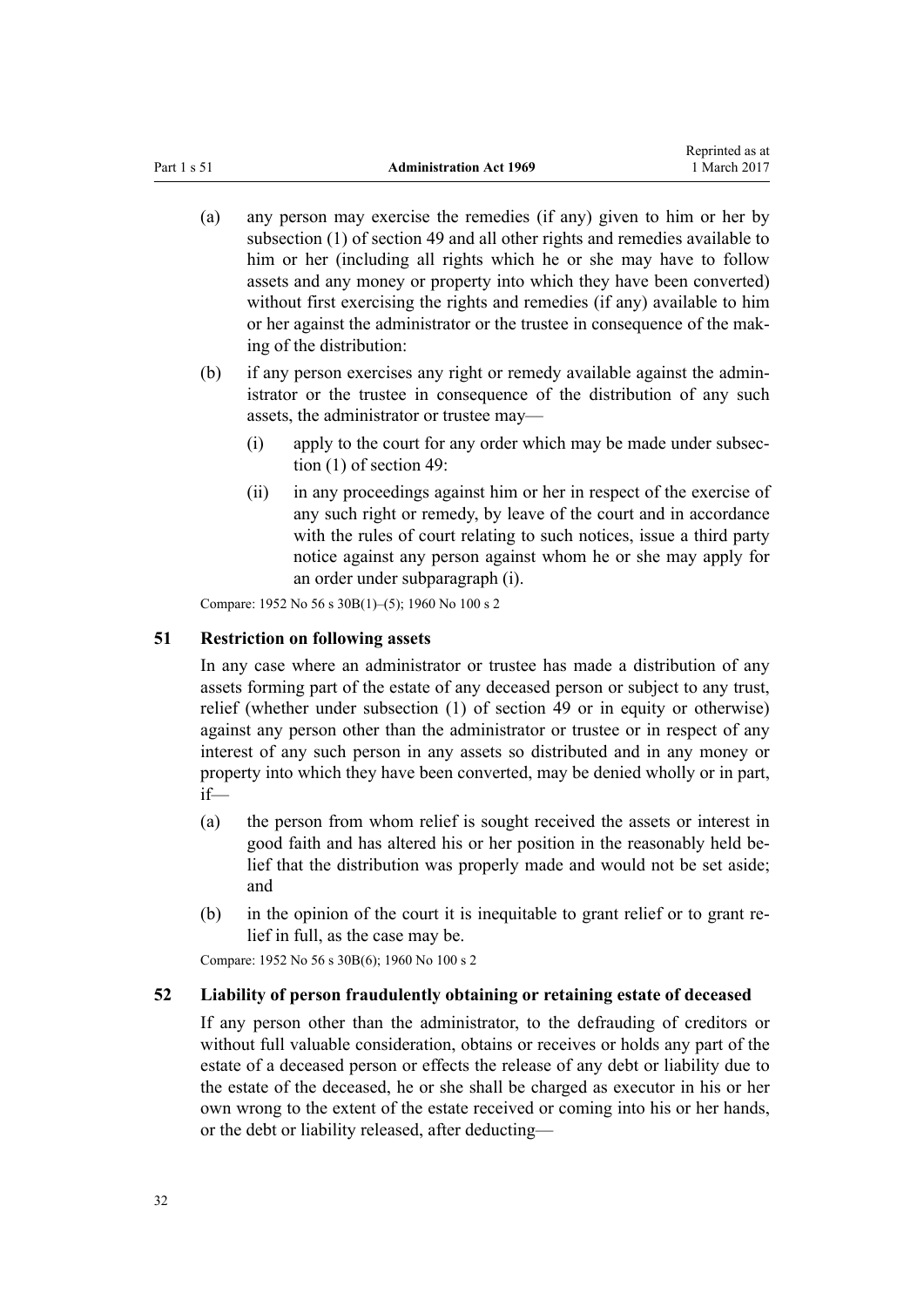(a) any person may exercise the remedies (if any) given to him or her by subsection (1) of section 49 and all other rights and remedies available to him or her (including all rights which he or she may have to follow assets and any money or property into which they have been converted) without first exercising the rights and remedies (if any) available to him or her against the administrator or the trustee in consequence of the making of the distribution:

(b) if any person exercises any right or remedy available against the administrator or the trustee in consequence of the distribution of any such assets, the administrator or trustee may—

   (i) apply to the court for any order which may be made under subsection (1) of section 49:

   (ii) in any proceedings against him or her in respect of the exercise of any such right or remedy, by leave of the court and in accordance with the rules of court relating to such notices, issue a third party notice against any person against whom he or she may apply for an order under subparagraph (i).

Compare: 1952 No 56 s 30B(1)–(5); 1960 No 100 s 2

### 51 Restriction on following assets

In any case where an administrator or trustee has made a distribution of any assets forming part of the estate of any deceased person or subject to any trust, relief (whether under subsection (1) of section 49 or in equity or otherwise) against any person other than the administrator or trustee or in respect of any interest of any such person in any assets so distributed and in any money or property into which they have been converted, may be denied wholly or in part, if—

(a) the person from whom relief is sought received the assets or interest in good faith and has altered his or her position in the reasonably held belief that the distribution was properly made and would not be set aside; and

(b) in the opinion of the court it is inequitable to grant relief or to grant relief in full, as the case may be.

Compare: 1952 No 56 s 30B(6); 1960 No 100 s 2

### 52 Liability of person fraudulently obtaining or retaining estate of deceased

If any person other than the administrator, to the defrauding of creditors or without full valuable consideration, obtains or receives or holds any part of the estate of a deceased person or effects the release of any debt or liability due to the estate of the deceased, he or she shall be charged as executor in his or her own wrong to the extent of the estate received or coming into his or her hands, or the debt or liability released, after deducting—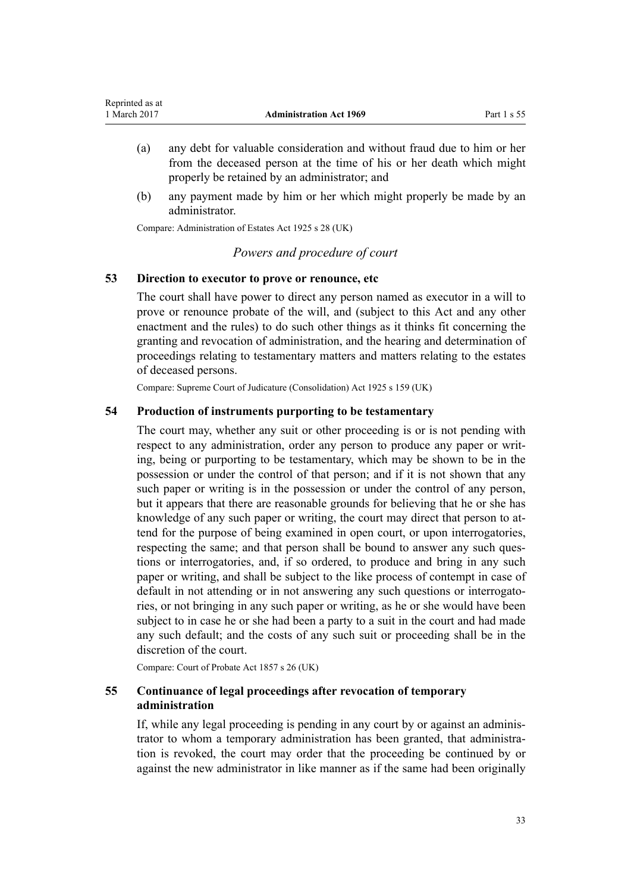(a) any debt for valuable consideration and without fraud due to him or her from the deceased person at the time of his or her death which might properly be retained by an administrator; and

(b) any payment made by him or her which might properly be made by an administrator.

Compare: Administration of Estates Act 1925 s 28 (UK)

*Powers and procedure of court*

### 53 Direction to executor to prove or renounce, etc

The court shall have power to direct any person named as executor in a will to prove or renounce probate of the will, and (subject to this Act and any other enactment and the rules) to do such other things as it thinks fit concerning the granting and revocation of administration, and the hearing and determination of proceedings relating to testamentary matters and matters relating to the estates of deceased persons.

Compare: Supreme Court of Judicature (Consolidation) Act 1925 s 159 (UK)

### 54 Production of instruments purporting to be testamentary

The court may, whether any suit or other proceeding is or is not pending with respect to any administration, order any person to produce any paper or writing, being or purporting to be testamentary, which may be shown to be in the possession or under the control of that person; and if it is not shown that any such paper or writing is in the possession or under the control of any person, but it appears that there are reasonable grounds for believing that he or she has knowledge of any such paper or writing, the court may direct that person to attend for the purpose of being examined in open court, or upon interrogatories, respecting the same; and that person shall be bound to answer any such questions or interrogatories, and, if so ordered, to produce and bring in any such paper or writing, and shall be subject to the like process of contempt in case of default in not attending or in not answering any such questions or interrogatories, or not bringing in any such paper or writing, as he or she would have been subject to in case he or she had been a party to a suit in the court and had made any such default; and the costs of any such suit or proceeding shall be in the discretion of the court.

Compare: Court of Probate Act 1857 s 26 (UK)

### 55 Continuance of legal proceedings after revocation of temporary administration

If, while any legal proceeding is pending in any court by or against an administrator to whom a temporary administration has been granted, that administration is revoked, the court may order that the proceeding be continued by or against the new administrator in like manner as if the same had been originally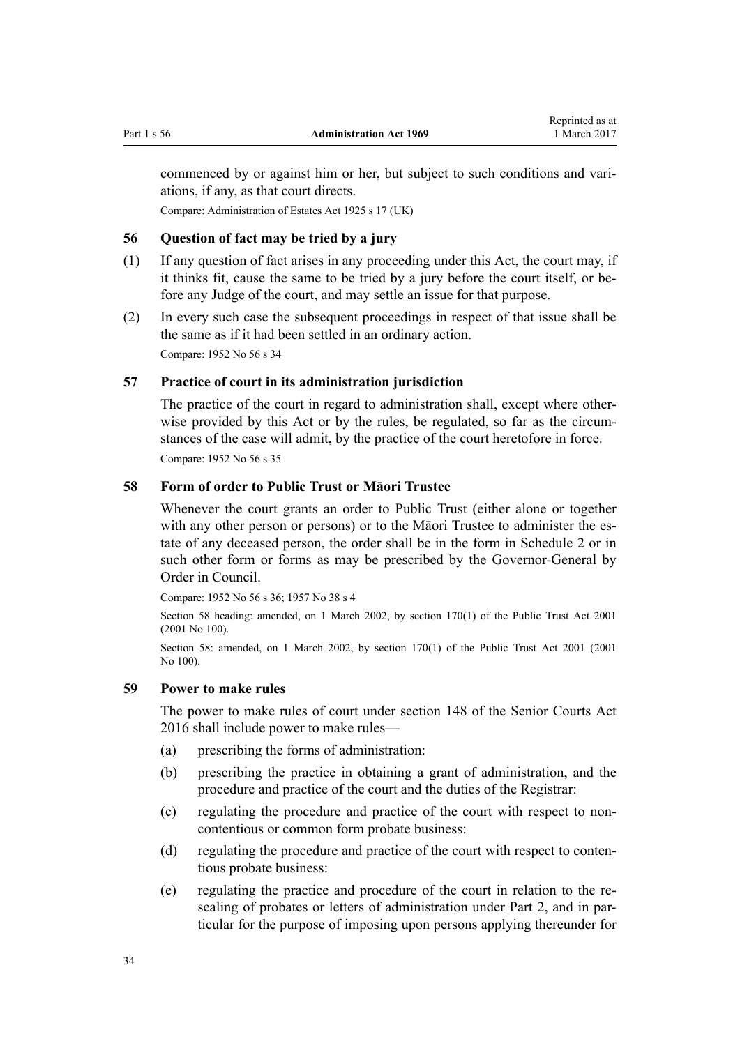commenced by or against him or her, but subject to such conditions and variations, if any, as that court directs.

Compare: Administration of Estates Act 1925 s 17 (UK)

### 56 Question of fact may be tried by a jury

(1) If any question of fact arises in any proceeding under this Act, the court may, if it thinks fit, cause the same to be tried by a jury before the court itself, or before any Judge of the court, and may settle an issue for that purpose.

(2) In every such case the subsequent proceedings in respect of that issue shall be the same as if it had been settled in an ordinary action.

Compare: 1952 No 56 s 34

### 57 Practice of court in its administration jurisdiction

The practice of the court in regard to administration shall, except where otherwise provided by this Act or by the rules, be regulated, so far as the circumstances of the case will admit, by the practice of the court heretofore in force.

Compare: 1952 No 56 s 35

### 58 Form of order to Public Trust or Māori Trustee

Whenever the court grants an order to Public Trust (either alone or together with any other person or persons) or to the Māori Trustee to administer the estate of any deceased person, the order shall be in the form in Schedule 2 or in such other form or forms as may be prescribed by the Governor-General by Order in Council.

Compare: 1952 No 56 s 36; 1957 No 38 s 4

Section 58 heading: amended, on 1 March 2002, by section 170(1) of the Public Trust Act 2001 (2001 No 100).

Section 58: amended, on 1 March 2002, by section 170(1) of the Public Trust Act 2001 (2001 No 100).

### 59 Power to make rules

The power to make rules of court under section 148 of the Senior Courts Act 2016 shall include power to make rules—

(a) prescribing the forms of administration:

(b) prescribing the practice in obtaining a grant of administration, and the procedure and practice of the court and the duties of the Registrar:

(c) regulating the procedure and practice of the court with respect to non-contentious or common form probate business:

(d) regulating the procedure and practice of the court with respect to contentious probate business:

(e) regulating the practice and procedure of the court in relation to the resealing of probates or letters of administration under Part 2, and in particular for the purpose of imposing upon persons applying thereunder for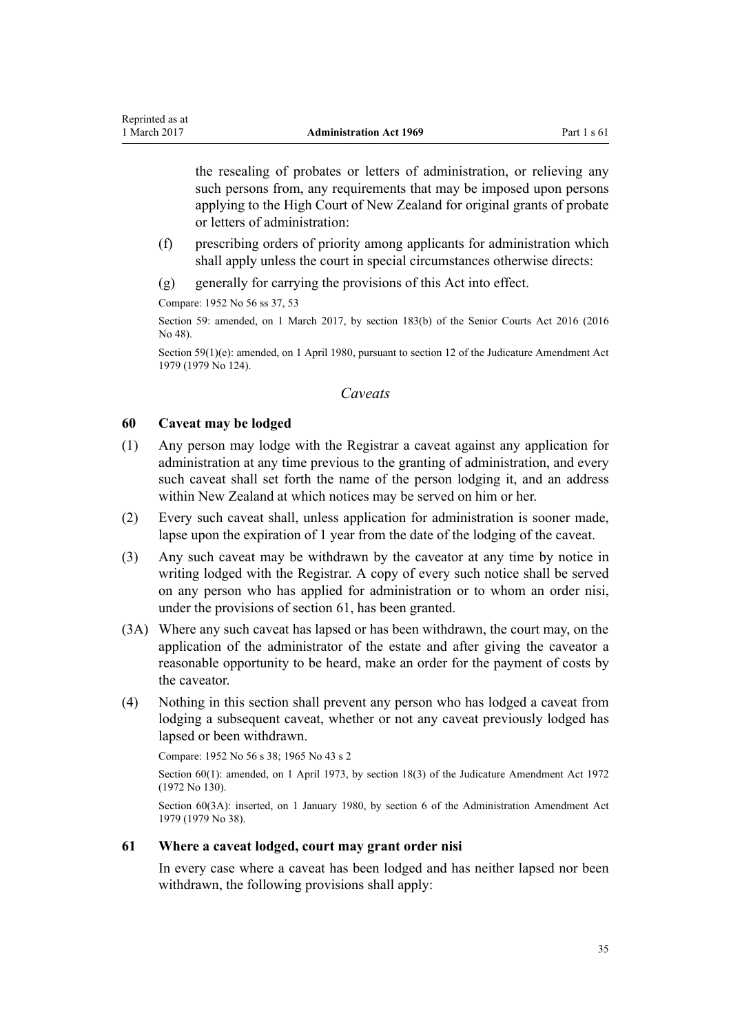the resealing of probates or letters of administration, or relieving any such persons from, any requirements that may be imposed upon persons applying to the High Court of New Zealand for original grants of probate or letters of administration:

(f) prescribing orders of priority among applicants for administration which shall apply unless the court in special circumstances otherwise directs:

(g) generally for carrying the provisions of this Act into effect.

Compare: 1952 No 56 ss 37, 53

Section 59: amended, on 1 March 2017, by section 183(b) of the Senior Courts Act 2016 (2016 No 48).

Section 59(1)(e): amended, on 1 April 1980, pursuant to section 12 of the Judicature Amendment Act 1979 (1979 No 124).

### *Caveats*

### 60 Caveat may be lodged

(1) Any person may lodge with the Registrar a caveat against any application for administration at any time previous to the granting of administration, and every such caveat shall set forth the name of the person lodging it, and an address within New Zealand at which notices may be served on him or her.

(2) Every such caveat shall, unless application for administration is sooner made, lapse upon the expiration of 1 year from the date of the lodging of the caveat.

(3) Any such caveat may be withdrawn by the caveator at any time by notice in writing lodged with the Registrar. A copy of every such notice shall be served on any person who has applied for administration or to whom an order nisi, under the provisions of section 61, has been granted.

(3A) Where any such caveat has lapsed or has been withdrawn, the court may, on the application of the administrator of the estate and after giving the caveator a reasonable opportunity to be heard, make an order for the payment of costs by the caveator.

(4) Nothing in this section shall prevent any person who has lodged a caveat from lodging a subsequent caveat, whether or not any caveat previously lodged has lapsed or been withdrawn.

Compare: 1952 No 56 s 38; 1965 No 43 s 2

Section 60(1): amended, on 1 April 1973, by section 18(3) of the Judicature Amendment Act 1972 (1972 No 130).

Section 60(3A): inserted, on 1 January 1980, by section 6 of the Administration Amendment Act 1979 (1979 No 38).

### 61 Where a caveat lodged, court may grant order nisi

In every case where a caveat has been lodged and has neither lapsed nor been withdrawn, the following provisions shall apply: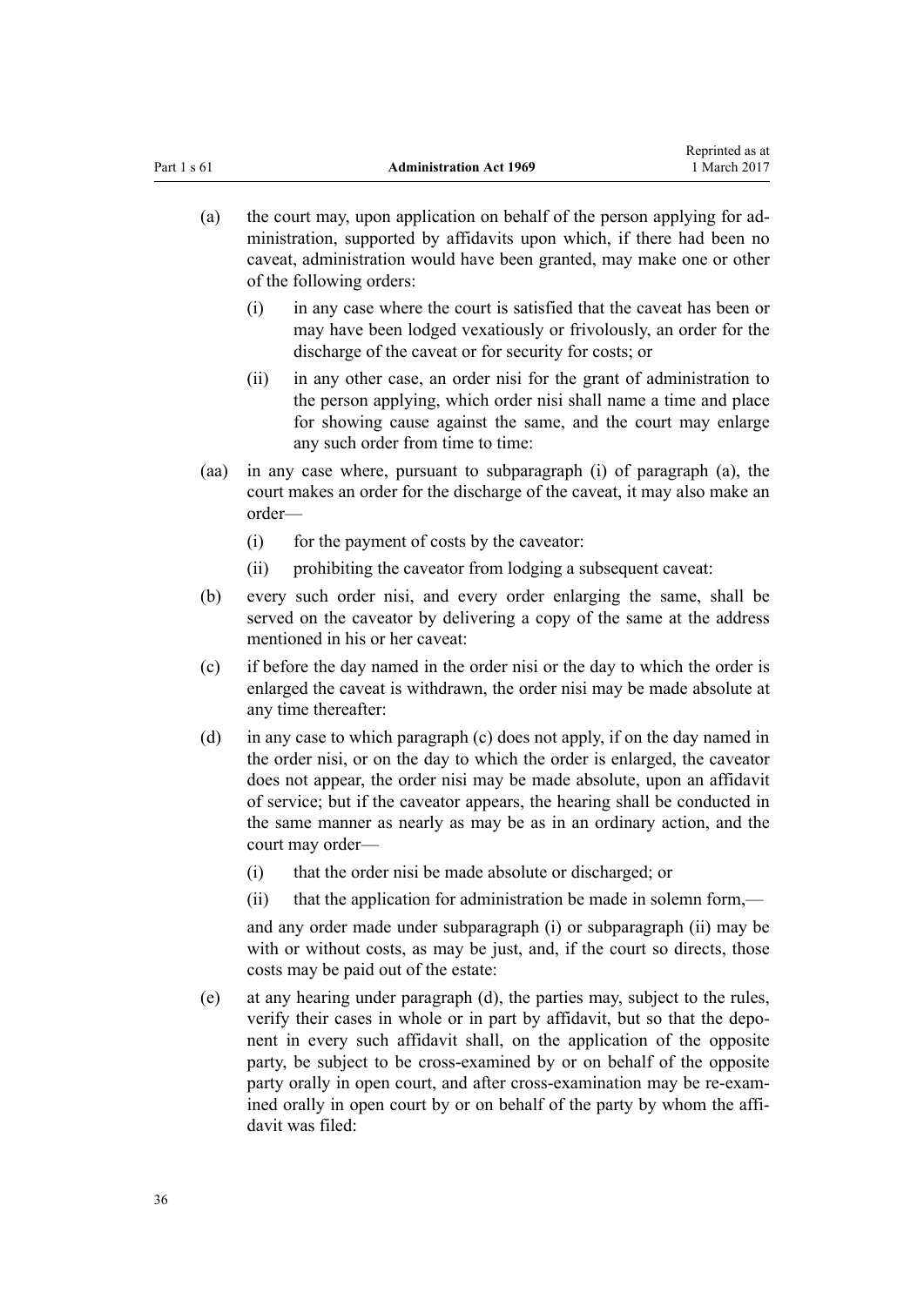(a) the court may, upon application on behalf of the person applying for administration, supported by affidavits upon which, if there had been no caveat, administration would have been granted, may make one or other of the following orders:

    (i) in any case where the court is satisfied that the caveat has been or may have been lodged vexatiously or frivolously, an order for the discharge of the caveat or for security for costs; or

    (ii) in any other case, an order nisi for the grant of administration to the person applying, which order nisi shall name a time and place for showing cause against the same, and the court may enlarge any such order from time to time:

(aa) in any case where, pursuant to subparagraph (i) of paragraph (a), the court makes an order for the discharge of the caveat, it may also make an order—

    (i) for the payment of costs by the caveator:

    (ii) prohibiting the caveator from lodging a subsequent caveat:

(b) every such order nisi, and every order enlarging the same, shall be served on the caveator by delivering a copy of the same at the address mentioned in his or her caveat:

(c) if before the day named in the order nisi or the day to which the order is enlarged the caveat is withdrawn, the order nisi may be made absolute at any time thereafter:

(d) in any case to which paragraph (c) does not apply, if on the day named in the order nisi, or on the day to which the order is enlarged, the caveator does not appear, the order nisi may be made absolute, upon an affidavit of service; but if the caveator appears, the hearing shall be conducted in the same manner as nearly as may be as in an ordinary action, and the court may order—

    (i) that the order nisi be made absolute or discharged; or

    (ii) that the application for administration be made in solemn form,—

    and any order made under subparagraph (i) or subparagraph (ii) may be with or without costs, as may be just, and, if the court so directs, those costs may be paid out of the estate:

(e) at any hearing under paragraph (d), the parties may, subject to the rules, verify their cases in whole or in part by affidavit, but so that the deponent in every such affidavit shall, on the application of the opposite party, be subject to be cross-examined by or on behalf of the opposite party orally in open court, and after cross-examination may be re-examined orally in open court by or on behalf of the party by whom the affidavit was filed: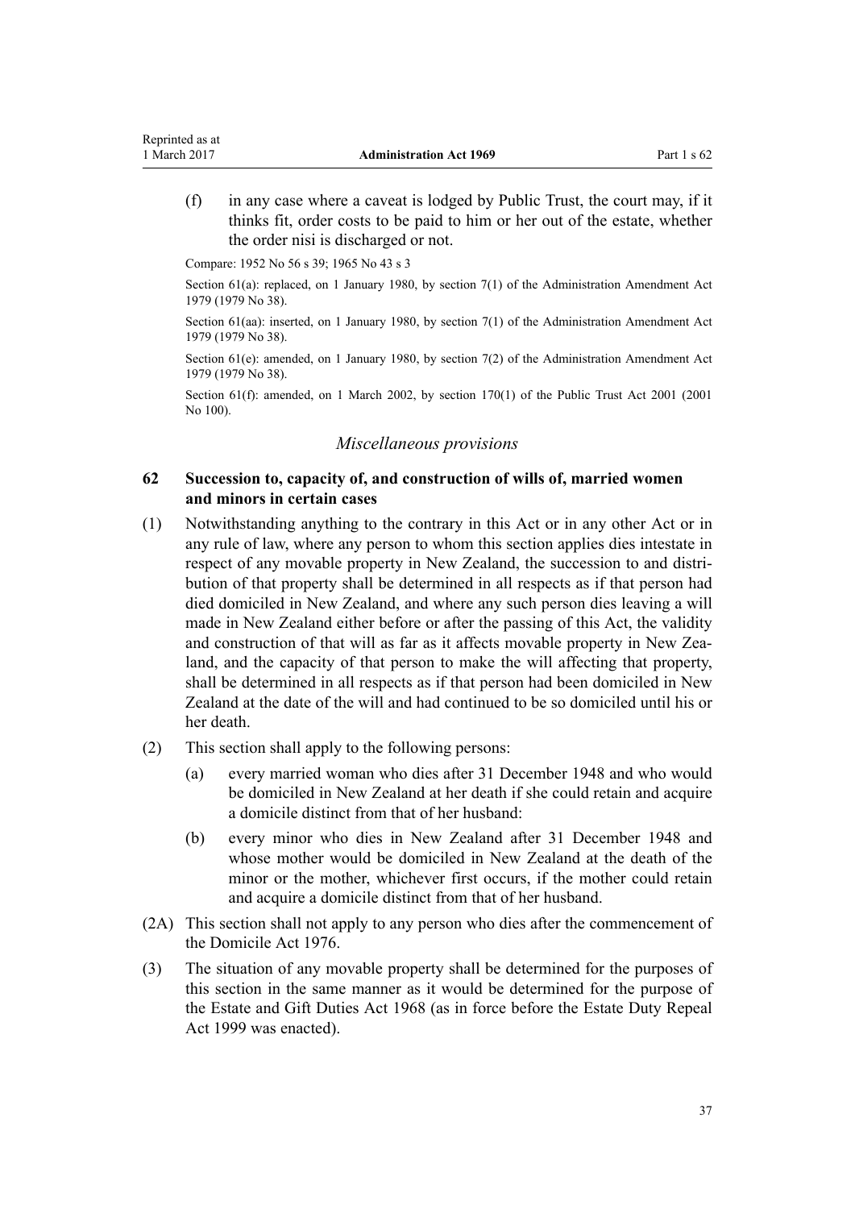(f) in any case where a caveat is lodged by Public Trust, the court may, if it thinks fit, order costs to be paid to him or her out of the estate, whether the order nisi is discharged or not.

Compare: 1952 No 56 s 39; 1965 No 43 s 3

Section 61(a): replaced, on 1 January 1980, by section 7(1) of the Administration Amendment Act 1979 (1979 No 38).

Section 61(aa): inserted, on 1 January 1980, by section 7(1) of the Administration Amendment Act 1979 (1979 No 38).

Section 61(e): amended, on 1 January 1980, by section 7(2) of the Administration Amendment Act 1979 (1979 No 38).

Section 61(f): amended, on 1 March 2002, by section 170(1) of the Public Trust Act 2001 (2001 No 100).

### *Miscellaneous provisions*

### 62 Succession to, capacity of, and construction of wills of, married women and minors in certain cases

(1) Notwithstanding anything to the contrary in this Act or in any other Act or in any rule of law, where any person to whom this section applies dies intestate in respect of any movable property in New Zealand, the succession to and distribution of that property shall be determined in all respects as if that person had died domiciled in New Zealand, and where any such person dies leaving a will made in New Zealand either before or after the passing of this Act, the validity and construction of that will as far as it affects movable property in New Zealand, and the capacity of that person to make the will affecting that property, shall be determined in all respects as if that person had been domiciled in New Zealand at the date of the will and had continued to be so domiciled until his or her death.

(2) This section shall apply to the following persons:

(a) every married woman who dies after 31 December 1948 and who would be domiciled in New Zealand at her death if she could retain and acquire a domicile distinct from that of her husband:

(b) every minor who dies in New Zealand after 31 December 1948 and whose mother would be domiciled in New Zealand at the death of the minor or the mother, whichever first occurs, if the mother could retain and acquire a domicile distinct from that of her husband.

(2A) This section shall not apply to any person who dies after the commencement of the Domicile Act 1976.

(3) The situation of any movable property shall be determined for the purposes of this section in the same manner as it would be determined for the purpose of the Estate and Gift Duties Act 1968 (as in force before the Estate Duty Repeal Act 1999 was enacted).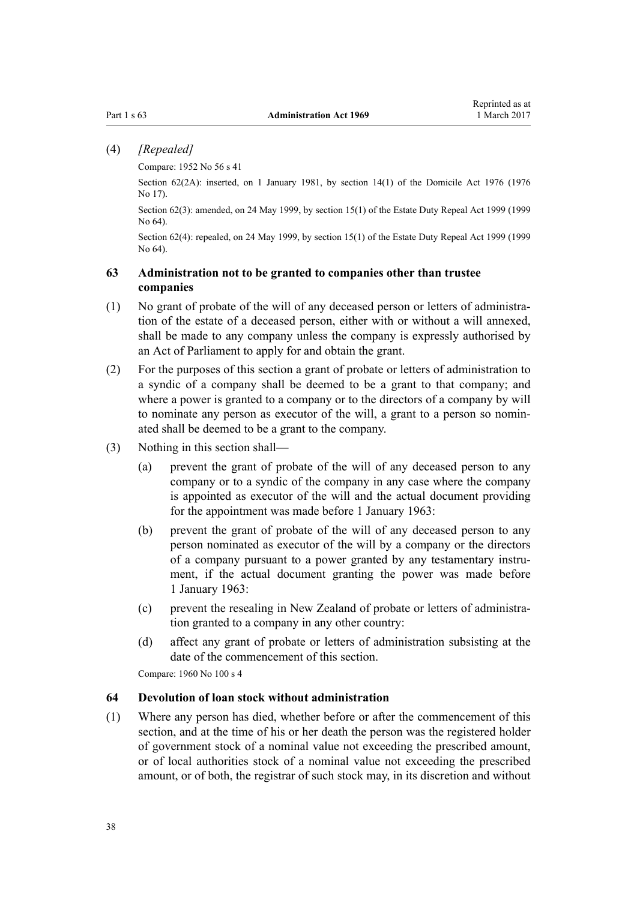(4) *[Repealed]*

Compare: 1952 No 56 s 41

Section 62(2A): inserted, on 1 January 1981, by section 14(1) of the Domicile Act 1976 (1976 No 17).

Section 62(3): amended, on 24 May 1999, by section 15(1) of the Estate Duty Repeal Act 1999 (1999 No 64).

Section 62(4): repealed, on 24 May 1999, by section 15(1) of the Estate Duty Repeal Act 1999 (1999 No 64).

### 63 Administration not to be granted to companies other than trustee companies

(1) No grant of probate of the will of any deceased person or letters of administration of the estate of a deceased person, either with or without a will annexed, shall be made to any company unless the company is expressly authorised by an Act of Parliament to apply for and obtain the grant.

(2) For the purposes of this section a grant of probate or letters of administration to a syndic of a company shall be deemed to be a grant to that company; and where a power is granted to a company or to the directors of a company by will to nominate any person as executor of the will, a grant to a person so nominated shall be deemed to be a grant to the company.

(3) Nothing in this section shall—

(a) prevent the grant of probate of the will of any deceased person to any company or to a syndic of the company in any case where the company is appointed as executor of the will and the actual document providing for the appointment was made before 1 January 1963:

(b) prevent the grant of probate of the will of any deceased person to any person nominated as executor of the will by a company or the directors of a company pursuant to a power granted by any testamentary instrument, if the actual document granting the power was made before 1 January 1963:

(c) prevent the resealing in New Zealand of probate or letters of administration granted to a company in any other country:

(d) affect any grant of probate or letters of administration subsisting at the date of the commencement of this section.

Compare: 1960 No 100 s 4

### 64 Devolution of loan stock without administration

(1) Where any person has died, whether before or after the commencement of this section, and at the time of his or her death the person was the registered holder of government stock of a nominal value not exceeding the prescribed amount, or of local authorities stock of a nominal value not exceeding the prescribed amount, or of both, the registrar of such stock may, in its discretion and without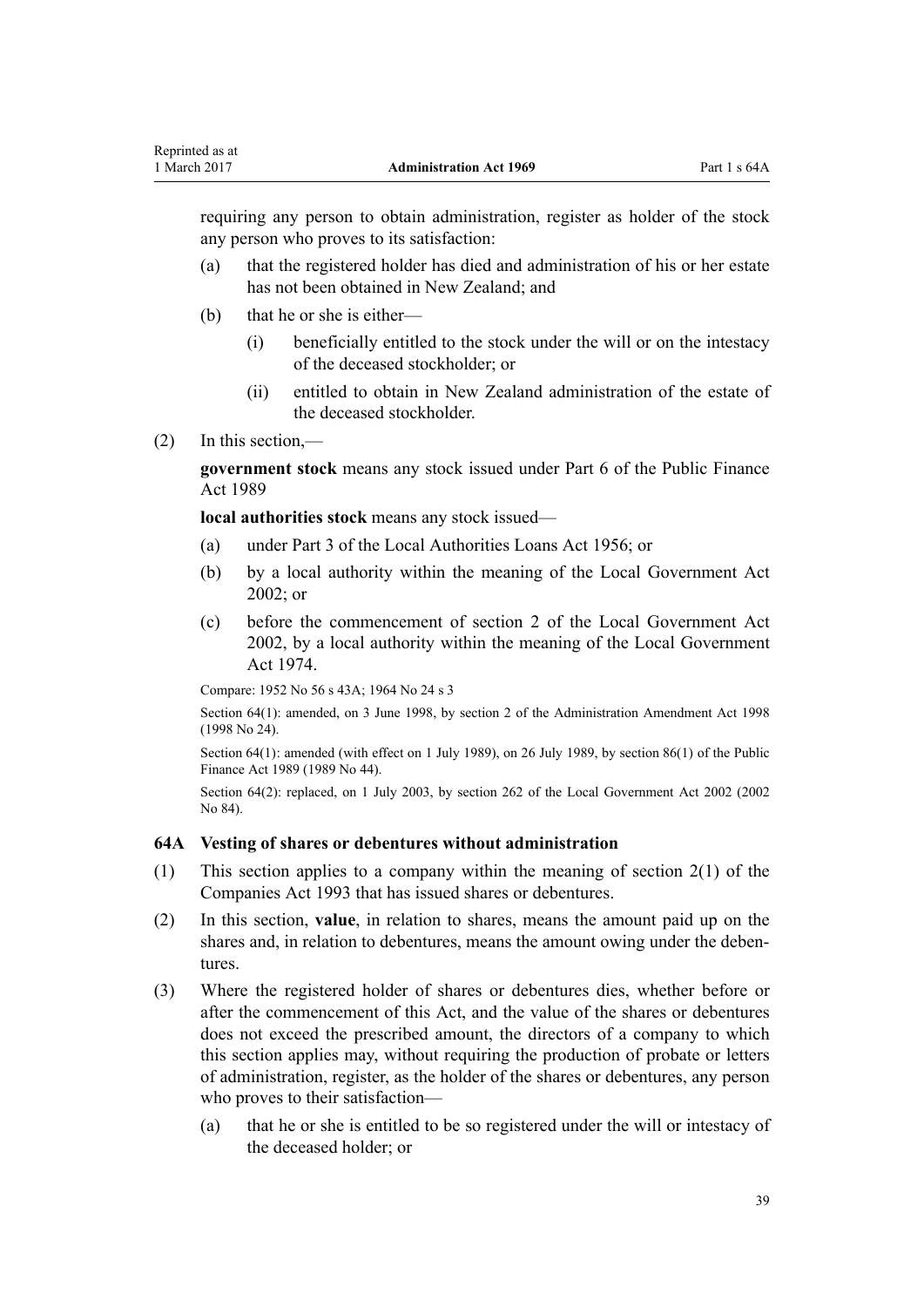requiring any person to obtain administration, register as holder of the stock any person who proves to its satisfaction:

(a) that the registered holder has died and administration of his or her estate has not been obtained in New Zealand; and

(b) that he or she is either—

  (i) beneficially entitled to the stock under the will or on the intestacy of the deceased stockholder; or

  (ii) entitled to obtain in New Zealand administration of the estate of the deceased stockholder.

(2) In this section,—

**government stock** means any stock issued under Part 6 of the Public Finance Act 1989

**local authorities stock** means any stock issued—

(a) under Part 3 of the Local Authorities Loans Act 1956; or

(b) by a local authority within the meaning of the Local Government Act 2002; or

(c) before the commencement of section 2 of the Local Government Act 2002, by a local authority within the meaning of the Local Government Act 1974.

Compare: 1952 No 56 s 43A; 1964 No 24 s 3

Section 64(1): amended, on 3 June 1998, by section 2 of the Administration Amendment Act 1998 (1998 No 24).

Section 64(1): amended (with effect on 1 July 1989), on 26 July 1989, by section 86(1) of the Public Finance Act 1989 (1989 No 44).

Section 64(2): replaced, on 1 July 2003, by section 262 of the Local Government Act 2002 (2002 No 84).

### 64A Vesting of shares or debentures without administration

(1) This section applies to a company within the meaning of section 2(1) of the Companies Act 1993 that has issued shares or debentures.

(2) In this section, **value**, in relation to shares, means the amount paid up on the shares and, in relation to debentures, means the amount owing under the debentures.

(3) Where the registered holder of shares or debentures dies, whether before or after the commencement of this Act, and the value of the shares or debentures does not exceed the prescribed amount, the directors of a company to which this section applies may, without requiring the production of probate or letters of administration, register, as the holder of the shares or debentures, any person who proves to their satisfaction—

(a) that he or she is entitled to be so registered under the will or intestacy of the deceased holder; or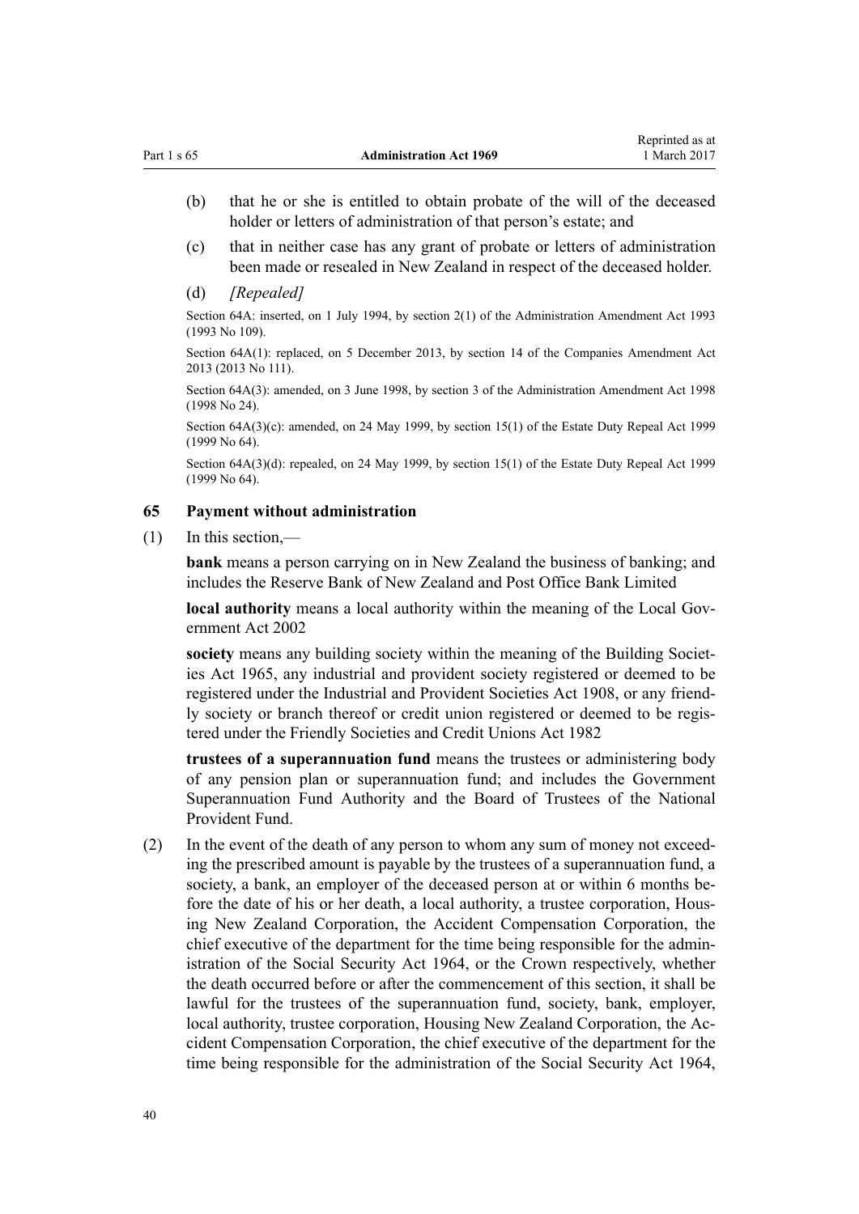(b) that he or she is entitled to obtain probate of the will of the deceased holder or letters of administration of that person's estate; and

(c) that in neither case has any grant of probate or letters of administration been made or resealed in New Zealand in respect of the deceased holder.

(d) *[Repealed]*

Section 64A: inserted, on 1 July 1994, by section 2(1) of the Administration Amendment Act 1993 (1993 No 109).

Section 64A(1): replaced, on 5 December 2013, by section 14 of the Companies Amendment Act 2013 (2013 No 111).

Section 64A(3): amended, on 3 June 1998, by section 3 of the Administration Amendment Act 1998 (1998 No 24).

Section 64A(3)(c): amended, on 24 May 1999, by section 15(1) of the Estate Duty Repeal Act 1999 (1999 No 64).

Section 64A(3)(d): repealed, on 24 May 1999, by section 15(1) of the Estate Duty Repeal Act 1999 (1999 No 64).

### 65 Payment without administration

(1) In this section,—

**bank** means a person carrying on in New Zealand the business of banking; and includes the Reserve Bank of New Zealand and Post Office Bank Limited

**local authority** means a local authority within the meaning of the Local Government Act 2002

**society** means any building society within the meaning of the Building Societies Act 1965, any industrial and provident society registered or deemed to be registered under the Industrial and Provident Societies Act 1908, or any friendly society or branch thereof or credit union registered or deemed to be registered under the Friendly Societies and Credit Unions Act 1982

**trustees of a superannuation fund** means the trustees or administering body of any pension plan or superannuation fund; and includes the Government Superannuation Fund Authority and the Board of Trustees of the National Provident Fund.

(2) In the event of the death of any person to whom any sum of money not exceeding the prescribed amount is payable by the trustees of a superannuation fund, a society, a bank, an employer of the deceased person at or within 6 months before the date of his or her death, a local authority, a trustee corporation, Housing New Zealand Corporation, the Accident Compensation Corporation, the chief executive of the department for the time being responsible for the administration of the Social Security Act 1964, or the Crown respectively, whether the death occurred before or after the commencement of this section, it shall be lawful for the trustees of the superannuation fund, society, bank, employer, local authority, trustee corporation, Housing New Zealand Corporation, the Accident Compensation Corporation, the chief executive of the department for the time being responsible for the administration of the Social Security Act 1964,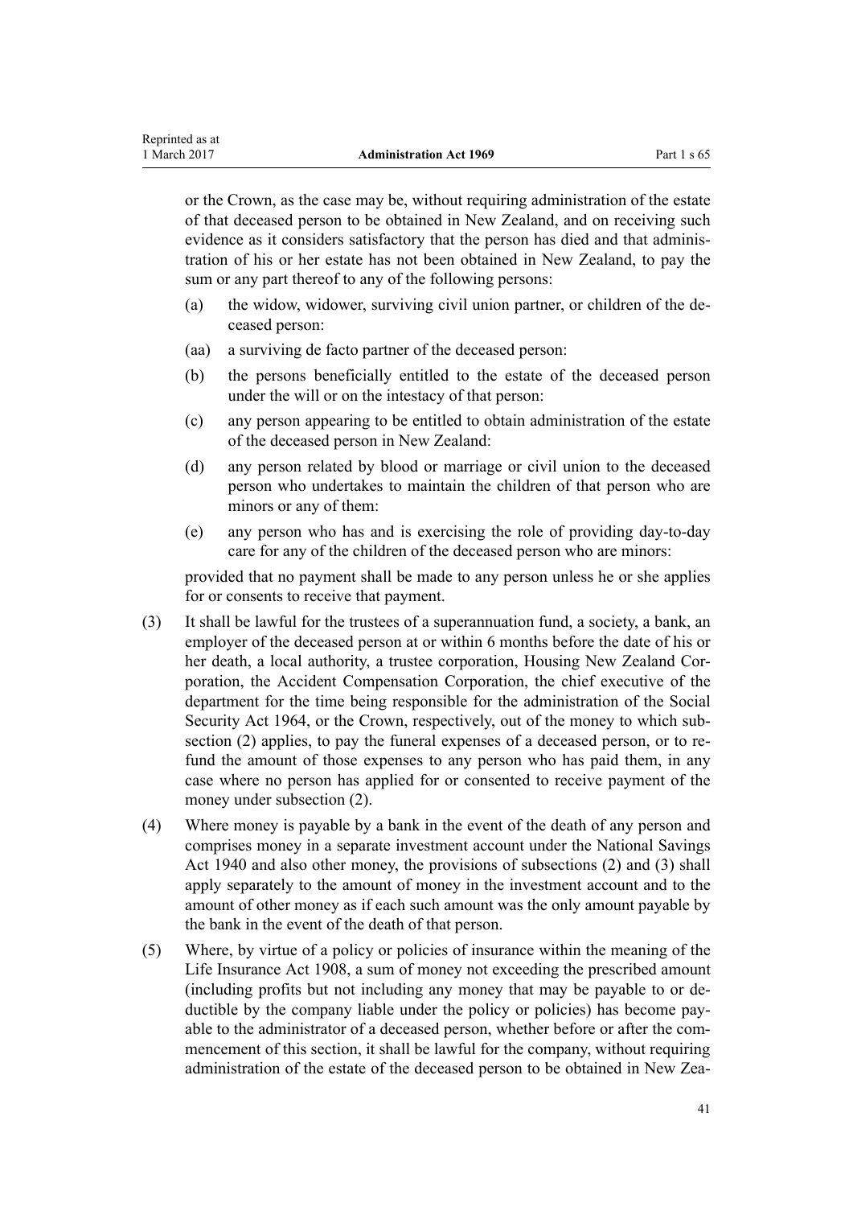or the Crown, as the case may be, without requiring administration of the estate of that deceased person to be obtained in New Zealand, and on receiving such evidence as it considers satisfactory that the person has died and that administration of his or her estate has not been obtained in New Zealand, to pay the sum or any part thereof to any of the following persons:

(a) the widow, widower, surviving civil union partner, or children of the deceased person:

(aa) a surviving de facto partner of the deceased person:

(b) the persons beneficially entitled to the estate of the deceased person under the will or on the intestacy of that person:

(c) any person appearing to be entitled to obtain administration of the estate of the deceased person in New Zealand:

(d) any person related by blood or marriage or civil union to the deceased person who undertakes to maintain the children of that person who are minors or any of them:

(e) any person who has and is exercising the role of providing day-to-day care for any of the children of the deceased person who are minors:

provided that no payment shall be made to any person unless he or she applies for or consents to receive that payment.

(3) It shall be lawful for the trustees of a superannuation fund, a society, a bank, an employer of the deceased person at or within 6 months before the date of his or her death, a local authority, a trustee corporation, Housing New Zealand Corporation, the Accident Compensation Corporation, the chief executive of the department for the time being responsible for the administration of the Social Security Act 1964, or the Crown, respectively, out of the money to which subsection (2) applies, to pay the funeral expenses of a deceased person, or to refund the amount of those expenses to any person who has paid them, in any case where no person has applied for or consented to receive payment of the money under subsection (2).

(4) Where money is payable by a bank in the event of the death of any person and comprises money in a separate investment account under the National Savings Act 1940 and also other money, the provisions of subsections (2) and (3) shall apply separately to the amount of money in the investment account and to the amount of other money as if each such amount was the only amount payable by the bank in the event of the death of that person.

(5) Where, by virtue of a policy or policies of insurance within the meaning of the Life Insurance Act 1908, a sum of money not exceeding the prescribed amount (including profits but not including any money that may be payable to or deductible by the company liable under the policy or policies) has become payable to the administrator of a deceased person, whether before or after the commencement of this section, it shall be lawful for the company, without requiring administration of the estate of the deceased person to be obtained in New Zea-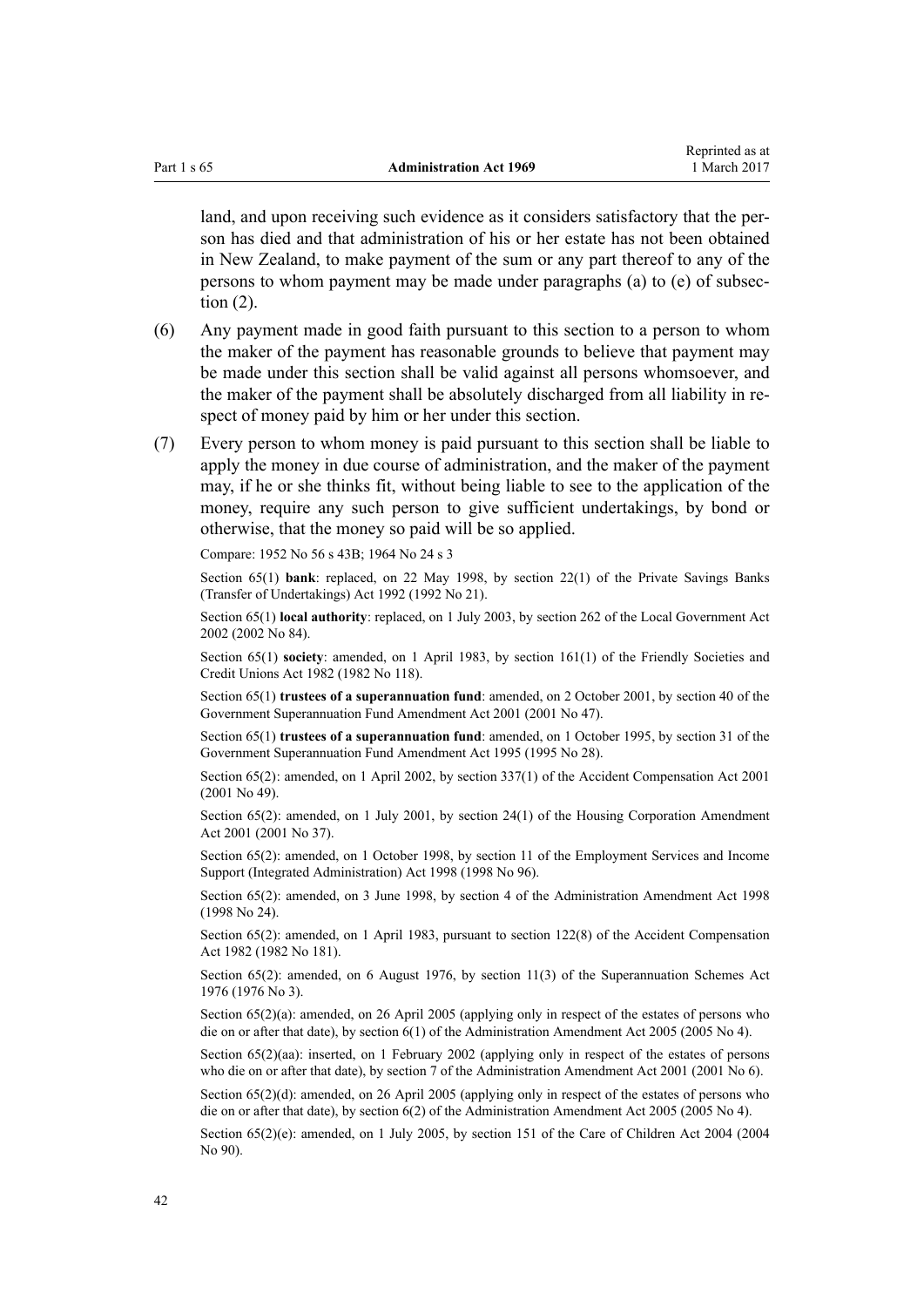land, and upon receiving such evidence as it considers satisfactory that the person has died and that administration of his or her estate has not been obtained in New Zealand, to make payment of the sum or any part thereof to any of the persons to whom payment may be made under paragraphs (a) to (e) of subsection (2).

(6) Any payment made in good faith pursuant to this section to a person to whom the maker of the payment has reasonable grounds to believe that payment may be made under this section shall be valid against all persons whomsoever, and the maker of the payment shall be absolutely discharged from all liability in respect of money paid by him or her under this section.

(7) Every person to whom money is paid pursuant to this section shall be liable to apply the money in due course of administration, and the maker of the payment may, if he or she thinks fit, without being liable to see to the application of the money, require any such person to give sufficient undertakings, by bond or otherwise, that the money so paid will be so applied.

Compare: 1952 No 56 s 43B; 1964 No 24 s 3

Section 65(1) **bank**: replaced, on 22 May 1998, by section 22(1) of the Private Savings Banks (Transfer of Undertakings) Act 1992 (1992 No 21).

Section 65(1) **local authority**: replaced, on 1 July 2003, by section 262 of the Local Government Act 2002 (2002 No 84).

Section 65(1) **society**: amended, on 1 April 1983, by section 161(1) of the Friendly Societies and Credit Unions Act 1982 (1982 No 118).

Section 65(1) **trustees of a superannuation fund**: amended, on 2 October 2001, by section 40 of the Government Superannuation Fund Amendment Act 2001 (2001 No 47).

Section 65(1) **trustees of a superannuation fund**: amended, on 1 October 1995, by section 31 of the Government Superannuation Fund Amendment Act 1995 (1995 No 28).

Section 65(2): amended, on 1 April 2002, by section 337(1) of the Accident Compensation Act 2001 (2001 No 49).

Section 65(2): amended, on 1 July 2001, by section 24(1) of the Housing Corporation Amendment Act 2001 (2001 No 37).

Section 65(2): amended, on 1 October 1998, by section 11 of the Employment Services and Income Support (Integrated Administration) Act 1998 (1998 No 96).

Section 65(2): amended, on 3 June 1998, by section 4 of the Administration Amendment Act 1998 (1998 No 24).

Section 65(2): amended, on 1 April 1983, pursuant to section 122(8) of the Accident Compensation Act 1982 (1982 No 181).

Section 65(2): amended, on 6 August 1976, by section 11(3) of the Superannuation Schemes Act 1976 (1976 No 3).

Section 65(2)(a): amended, on 26 April 2005 (applying only in respect of the estates of persons who die on or after that date), by section 6(1) of the Administration Amendment Act 2005 (2005 No 4).

Section 65(2)(aa): inserted, on 1 February 2002 (applying only in respect of the estates of persons who die on or after that date), by section 7 of the Administration Amendment Act 2001 (2001 No 6).

Section 65(2)(d): amended, on 26 April 2005 (applying only in respect of the estates of persons who die on or after that date), by section 6(2) of the Administration Amendment Act 2005 (2005 No 4).

Section 65(2)(e): amended, on 1 July 2005, by section 151 of the Care of Children Act 2004 (2004 No 90).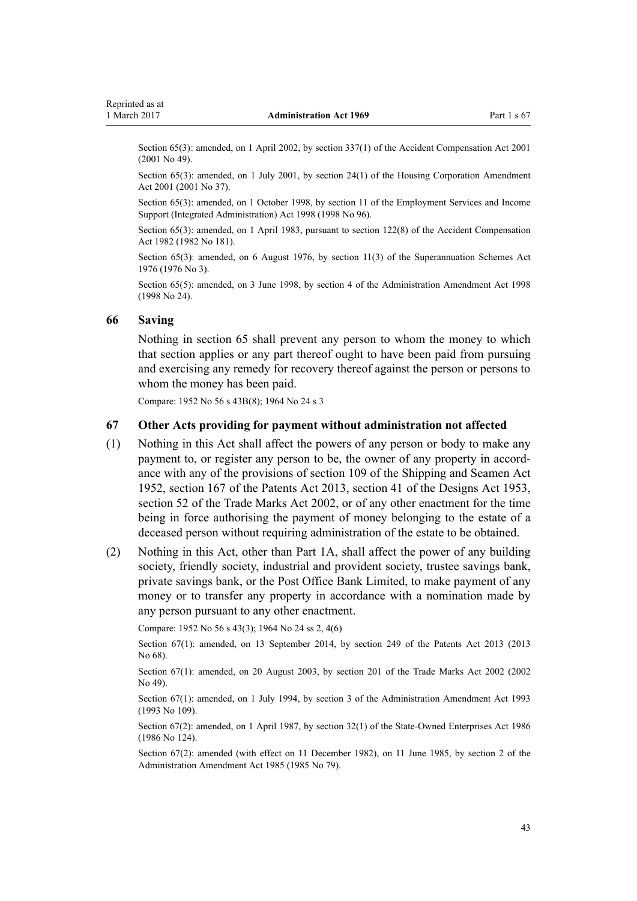Section 65(3): amended, on 1 April 2002, by section 337(1) of the Accident Compensation Act 2001 (2001 No 49).

Section 65(3): amended, on 1 July 2001, by section 24(1) of the Housing Corporation Amendment Act 2001 (2001 No 37).

Section 65(3): amended, on 1 October 1998, by section 11 of the Employment Services and Income Support (Integrated Administration) Act 1998 (1998 No 96).

Section 65(3): amended, on 1 April 1983, pursuant to section 122(8) of the Accident Compensation Act 1982 (1982 No 181).

Section 65(3): amended, on 6 August 1976, by section 11(3) of the Superannuation Schemes Act 1976 (1976 No 3).

Section 65(5): amended, on 3 June 1998, by section 4 of the Administration Amendment Act 1998 (1998 No 24).

## 66 Saving

Nothing in section 65 shall prevent any person to whom the money to which that section applies or any part thereof ought to have been paid from pursuing and exercising any remedy for recovery thereof against the person or persons to whom the money has been paid.

Compare: 1952 No 56 s 43B(8); 1964 No 24 s 3

## 67 Other Acts providing for payment without administration not affected

(1) Nothing in this Act shall affect the powers of any person or body to make any payment to, or register any person to be, the owner of any property in accordance with any of the provisions of section 109 of the Shipping and Seamen Act 1952, section 167 of the Patents Act 2013, section 41 of the Designs Act 1953, section 52 of the Trade Marks Act 2002, or of any other enactment for the time being in force authorising the payment of money belonging to the estate of a deceased person without requiring administration of the estate to be obtained.

(2) Nothing in this Act, other than Part 1A, shall affect the power of any building society, friendly society, industrial and provident society, trustee savings bank, private savings bank, or the Post Office Bank Limited, to make payment of any money or to transfer any property in accordance with a nomination made by any person pursuant to any other enactment.

Compare: 1952 No 56 s 43(3); 1964 No 24 ss 2, 4(6)

Section 67(1): amended, on 13 September 2014, by section 249 of the Patents Act 2013 (2013 No 68).

Section 67(1): amended, on 20 August 2003, by section 201 of the Trade Marks Act 2002 (2002 No 49).

Section 67(1): amended, on 1 July 1994, by section 3 of the Administration Amendment Act 1993 (1993 No 109).

Section 67(2): amended, on 1 April 1987, by section 32(1) of the State-Owned Enterprises Act 1986 (1986 No 124).

Section 67(2): amended (with effect on 11 December 1982), on 11 June 1985, by section 2 of the Administration Amendment Act 1985 (1985 No 79).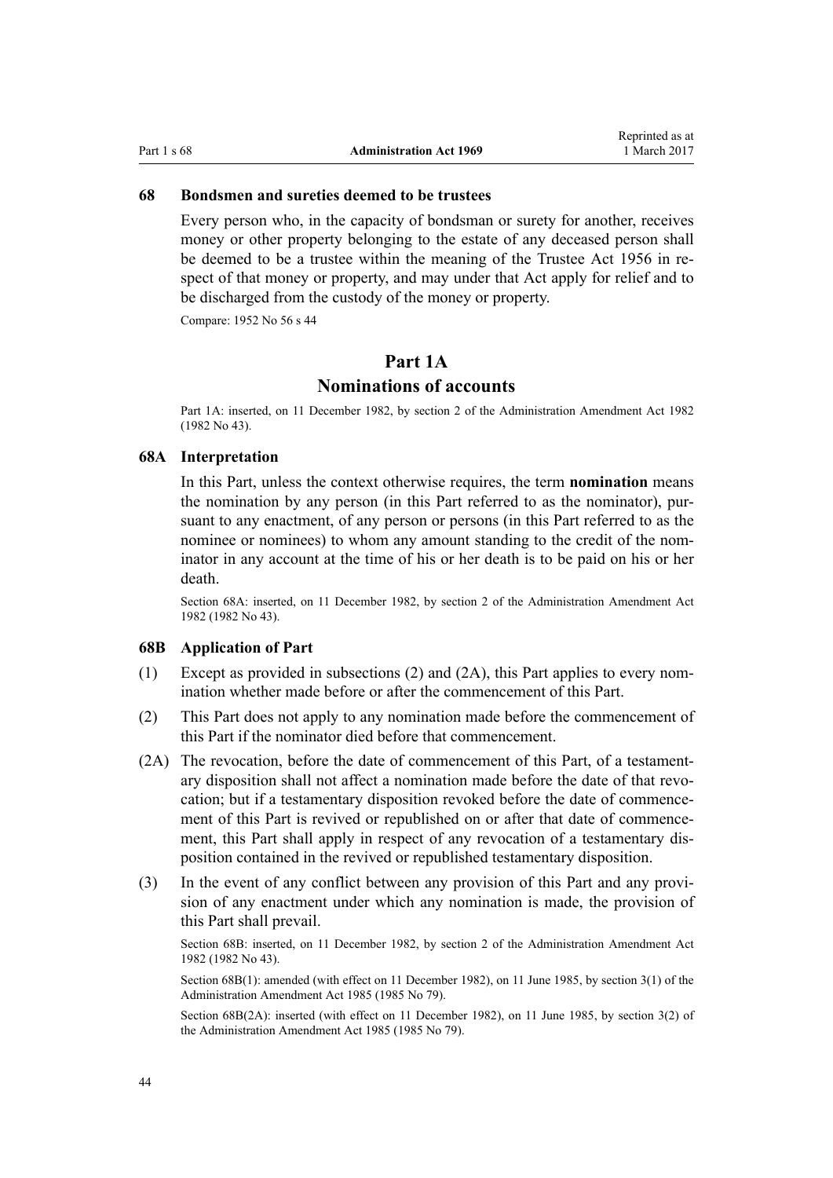### 68 Bondsmen and sureties deemed to be trustees

Every person who, in the capacity of bondsman or surety for another, receives money or other property belonging to the estate of any deceased person shall be deemed to be a trustee within the meaning of the Trustee Act 1956 in respect of that money or property, and may under that Act apply for relief and to be discharged from the custody of the money or property.

Compare: 1952 No 56 s 44

## Part 1A
## Nominations of accounts

Part 1A: inserted, on 11 December 1982, by section 2 of the Administration Amendment Act 1982 (1982 No 43).

### 68A Interpretation

In this Part, unless the context otherwise requires, the term **nomination** means the nomination by any person (in this Part referred to as the nominator), pursuant to any enactment, of any person or persons (in this Part referred to as the nominee or nominees) to whom any amount standing to the credit of the nominator in any account at the time of his or her death is to be paid on his or her death.

Section 68A: inserted, on 11 December 1982, by section 2 of the Administration Amendment Act 1982 (1982 No 43).

### 68B Application of Part

(1) Except as provided in subsections (2) and (2A), this Part applies to every nomination whether made before or after the commencement of this Part.

(2) This Part does not apply to any nomination made before the commencement of this Part if the nominator died before that commencement.

(2A) The revocation, before the date of commencement of this Part, of a testamentary disposition shall not affect a nomination made before the date of that revocation; but if a testamentary disposition revoked before the date of commencement of this Part is revived or republished on or after that date of commencement, this Part shall apply in respect of any revocation of a testamentary disposition contained in the revived or republished testamentary disposition.

(3) In the event of any conflict between any provision of this Part and any provision of any enactment under which any nomination is made, the provision of this Part shall prevail.

Section 68B: inserted, on 11 December 1982, by section 2 of the Administration Amendment Act 1982 (1982 No 43).

Section 68B(1): amended (with effect on 11 December 1982), on 11 June 1985, by section 3(1) of the Administration Amendment Act 1985 (1985 No 79).

Section 68B(2A): inserted (with effect on 11 December 1982), on 11 June 1985, by section 3(2) of the Administration Amendment Act 1985 (1985 No 79).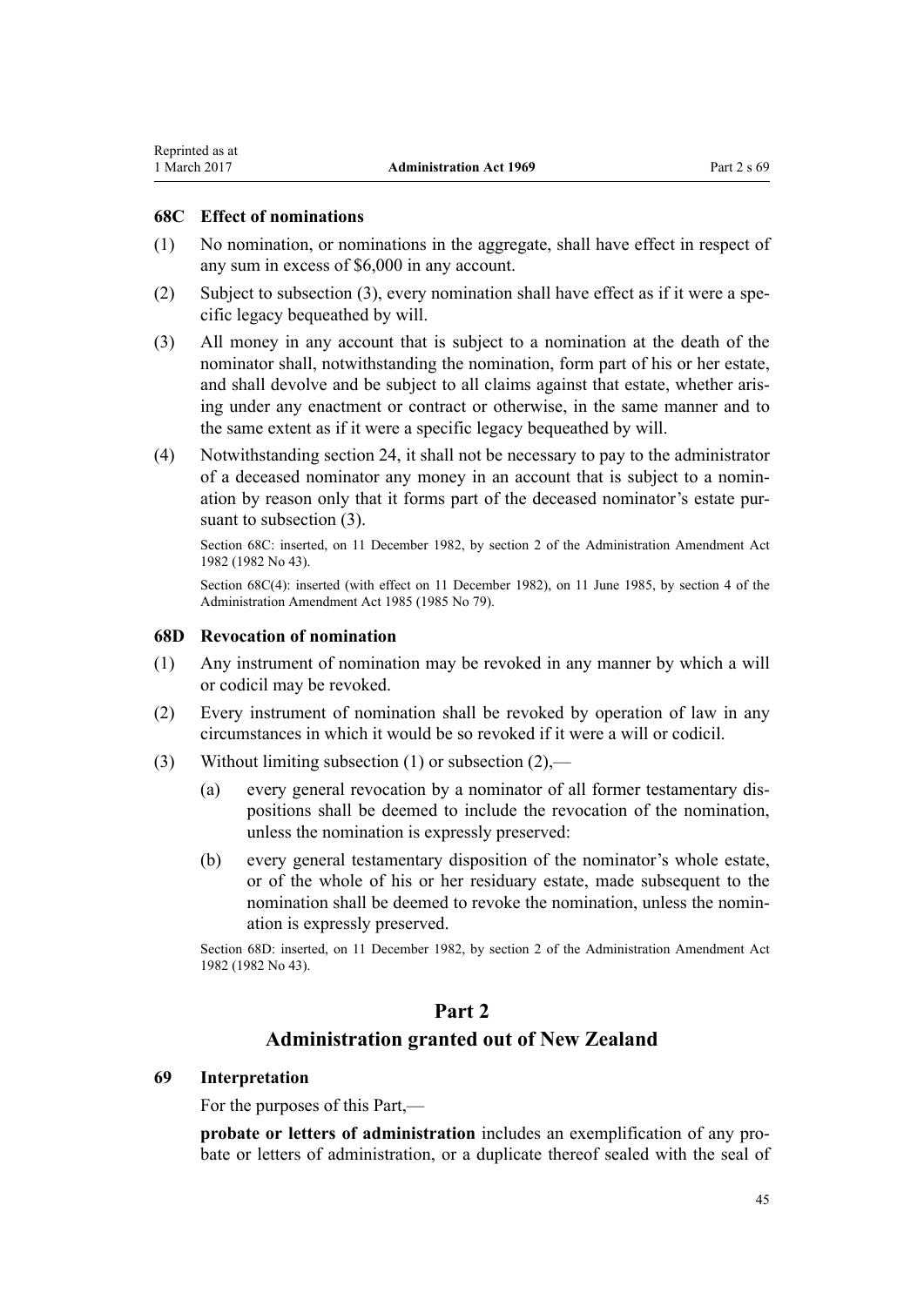### 68C Effect of nominations

(1) No nomination, or nominations in the aggregate, shall have effect in respect of any sum in excess of $6,000 in any account.

(2) Subject to subsection (3), every nomination shall have effect as if it were a specific legacy bequeathed by will.

(3) All money in any account that is subject to a nomination at the death of the nominator shall, notwithstanding the nomination, form part of his or her estate, and shall devolve and be subject to all claims against that estate, whether arising under any enactment or contract or otherwise, in the same manner and to the same extent as if it were a specific legacy bequeathed by will.

(4) Notwithstanding section 24, it shall not be necessary to pay to the administrator of a deceased nominator any money in an account that is subject to a nomination by reason only that it forms part of the deceased nominator's estate pursuant to subsection (3).

Section 68C: inserted, on 11 December 1982, by section 2 of the Administration Amendment Act 1982 (1982 No 43).

Section 68C(4): inserted (with effect on 11 December 1982), on 11 June 1985, by section 4 of the Administration Amendment Act 1985 (1985 No 79).

### 68D Revocation of nomination

(1) Any instrument of nomination may be revoked in any manner by which a will or codicil may be revoked.

(2) Every instrument of nomination shall be revoked by operation of law in any circumstances in which it would be so revoked if it were a will or codicil.

(3) Without limiting subsection (1) or subsection (2),—

(a) every general revocation by a nominator of all former testamentary dispositions shall be deemed to include the revocation of the nomination, unless the nomination is expressly preserved:

(b) every general testamentary disposition of the nominator's whole estate, or of the whole of his or her residuary estate, made subsequent to the nomination shall be deemed to revoke the nomination, unless the nomination is expressly preserved.

Section 68D: inserted, on 11 December 1982, by section 2 of the Administration Amendment Act 1982 (1982 No 43).

## Part 2
## Administration granted out of New Zealand

### 69 Interpretation

For the purposes of this Part,—

**probate or letters of administration** includes an exemplification of any probate or letters of administration, or a duplicate thereof sealed with the seal of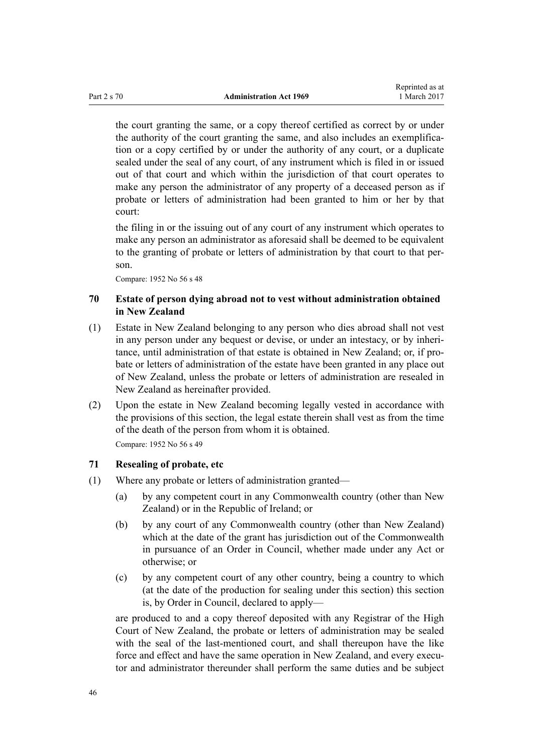the court granting the same, or a copy thereof certified as correct by or under the authority of the court granting the same, and also includes an exemplification or a copy certified by or under the authority of any court, or a duplicate sealed under the seal of any court, of any instrument which is filed in or issued out of that court and which within the jurisdiction of that court operates to make any person the administrator of any property of a deceased person as if probate or letters of administration had been granted to him or her by that court:

the filing in or the issuing out of any court of any instrument which operates to make any person an administrator as aforesaid shall be deemed to be equivalent to the granting of probate or letters of administration by that court to that person.

Compare: 1952 No 56 s 48

### 70 Estate of person dying abroad not to vest without administration obtained in New Zealand

(1) Estate in New Zealand belonging to any person who dies abroad shall not vest in any person under any bequest or devise, or under an intestacy, or by inheritance, until administration of that estate is obtained in New Zealand; or, if probate or letters of administration of the estate have been granted in any place out of New Zealand, unless the probate or letters of administration are resealed in New Zealand as hereinafter provided.

(2) Upon the estate in New Zealand becoming legally vested in accordance with the provisions of this section, the legal estate therein shall vest as from the time of the death of the person from whom it is obtained.

Compare: 1952 No 56 s 49

### 71 Resealing of probate, etc

(1) Where any probate or letters of administration granted—

- (a) by any competent court in any Commonwealth country (other than New Zealand) or in the Republic of Ireland; or
- (b) by any court of any Commonwealth country (other than New Zealand) which at the date of the grant has jurisdiction out of the Commonwealth in pursuance of an Order in Council, whether made under any Act or otherwise; or
- (c) by any competent court of any other country, being a country to which (at the date of the production for sealing under this section) this section is, by Order in Council, declared to apply—

are produced to and a copy thereof deposited with any Registrar of the High Court of New Zealand, the probate or letters of administration may be sealed with the seal of the last-mentioned court, and shall thereupon have the like force and effect and have the same operation in New Zealand, and every executor and administrator thereunder shall perform the same duties and be subject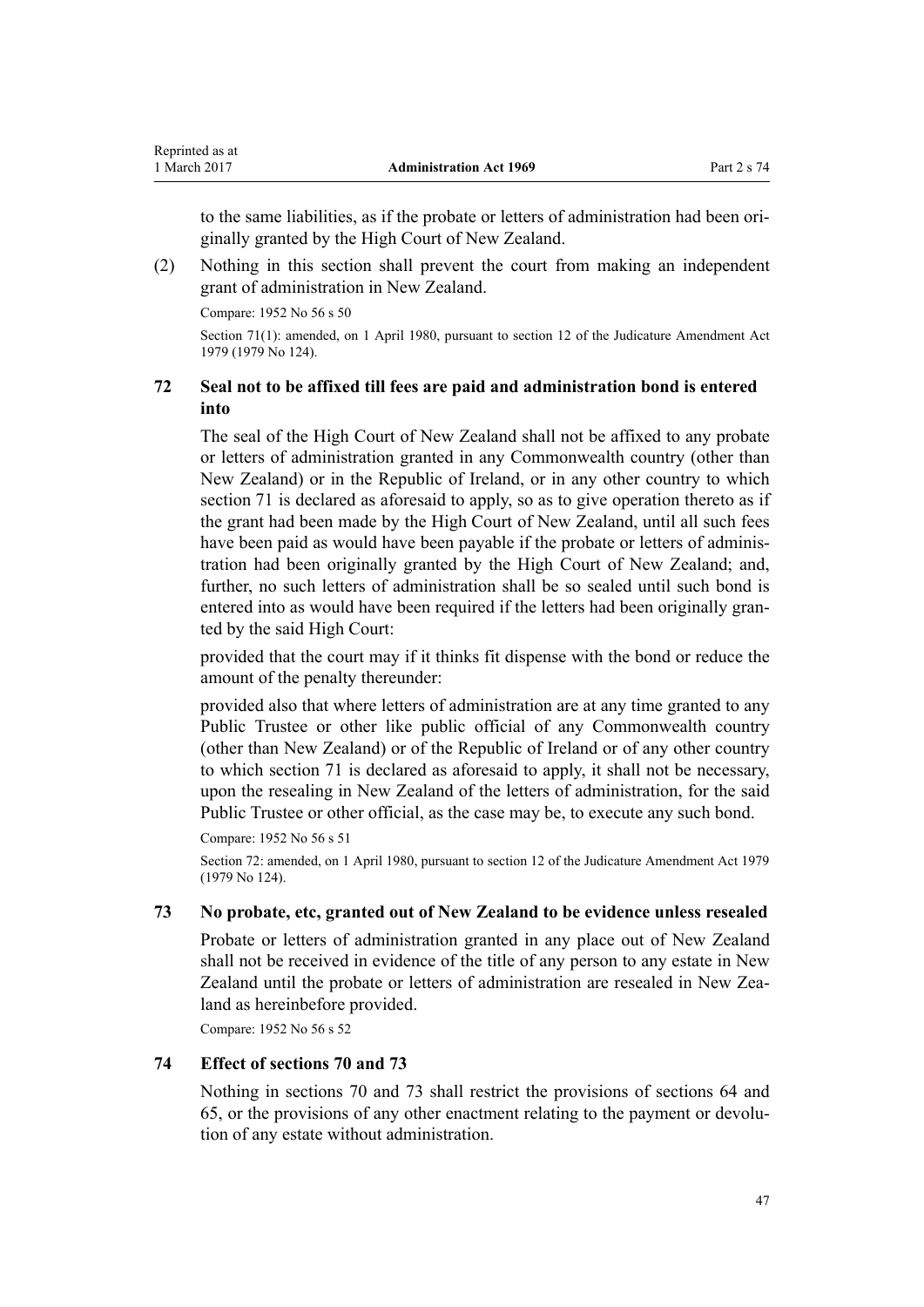to the same liabilities, as if the probate or letters of administration had been originally granted by the High Court of New Zealand.

(2) Nothing in this section shall prevent the court from making an independent grant of administration in New Zealand.

Compare: 1952 No 56 s 50

Section 71(1): amended, on 1 April 1980, pursuant to section 12 of the Judicature Amendment Act 1979 (1979 No 124).

### 72 Seal not to be affixed till fees are paid and administration bond is entered into

The seal of the High Court of New Zealand shall not be affixed to any probate or letters of administration granted in any Commonwealth country (other than New Zealand) or in the Republic of Ireland, or in any other country to which section 71 is declared as aforesaid to apply, so as to give operation thereto as if the grant had been made by the High Court of New Zealand, until all such fees have been paid as would have been payable if the probate or letters of administration had been originally granted by the High Court of New Zealand; and, further, no such letters of administration shall be so sealed until such bond is entered into as would have been required if the letters had been originally granted by the said High Court:

provided that the court may if it thinks fit dispense with the bond or reduce the amount of the penalty thereunder:

provided also that where letters of administration are at any time granted to any Public Trustee or other like public official of any Commonwealth country (other than New Zealand) or of the Republic of Ireland or of any other country to which section 71 is declared as aforesaid to apply, it shall not be necessary, upon the resealing in New Zealand of the letters of administration, for the said Public Trustee or other official, as the case may be, to execute any such bond.

Compare: 1952 No 56 s 51

Section 72: amended, on 1 April 1980, pursuant to section 12 of the Judicature Amendment Act 1979 (1979 No 124).

### 73 No probate, etc, granted out of New Zealand to be evidence unless resealed

Probate or letters of administration granted in any place out of New Zealand shall not be received in evidence of the title of any person to any estate in New Zealand until the probate or letters of administration are resealed in New Zealand as hereinbefore provided.

Compare: 1952 No 56 s 52

### 74 Effect of sections 70 and 73

Nothing in sections 70 and 73 shall restrict the provisions of sections 64 and 65, or the provisions of any other enactment relating to the payment or devolution of any estate without administration.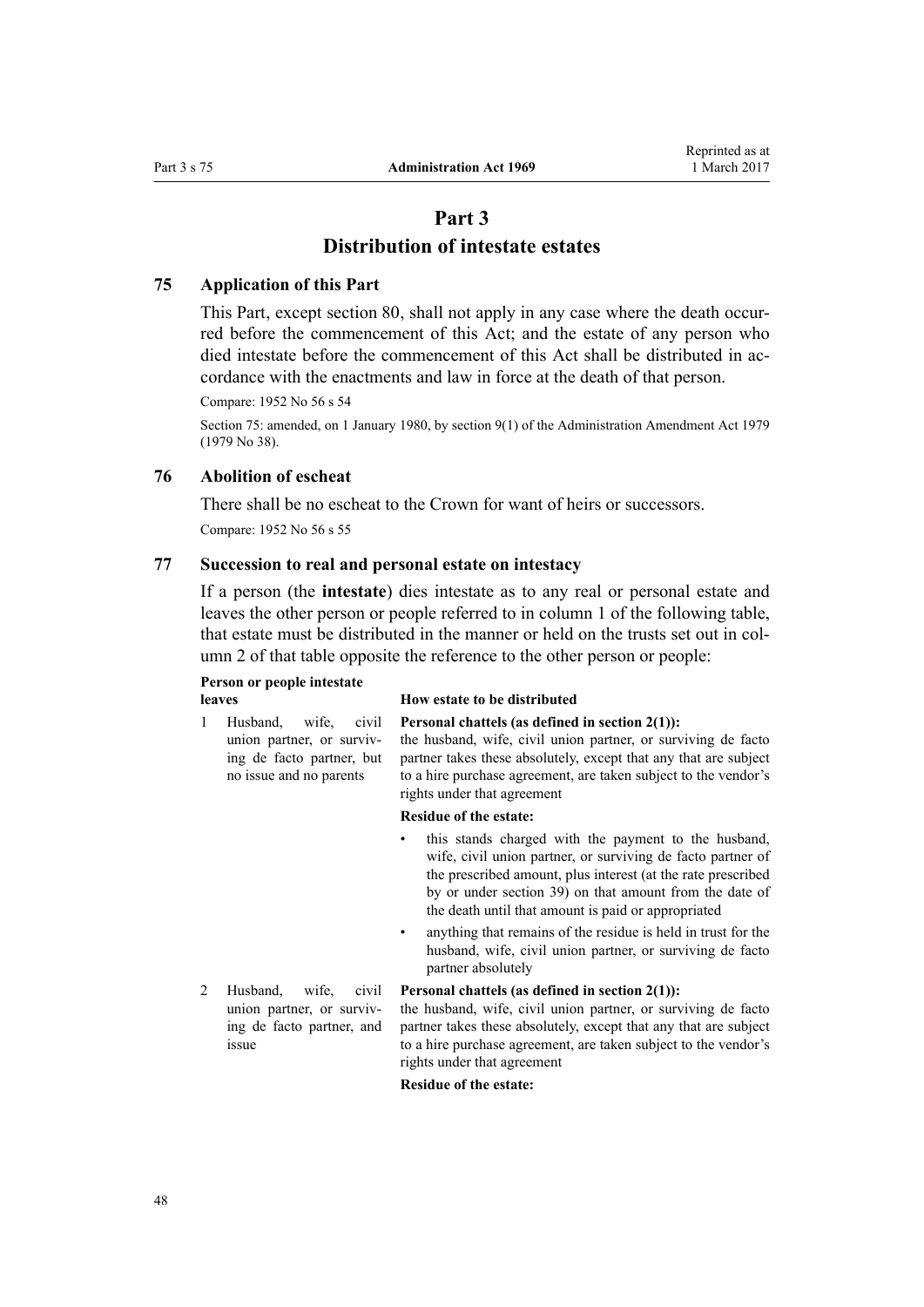# Part 3
# Distribution of intestate estates

### 75 Application of this Part

This Part, except section 80, shall not apply in any case where the death occurred before the commencement of this Act; and the estate of any person who died intestate before the commencement of this Act shall be distributed in accordance with the enactments and law in force at the death of that person.

Compare: 1952 No 56 s 54

Section 75: amended, on 1 January 1980, by section 9(1) of the Administration Amendment Act 1979 (1979 No 38).

### 76 Abolition of escheat

There shall be no escheat to the Crown for want of heirs or successors.

Compare: 1952 No 56 s 55

### 77 Succession to real and personal estate on intestacy

If a person (the **intestate**) dies intestate as to any real or personal estate and leaves the other person or people referred to in column 1 of the following table, that estate must be distributed in the manner or held on the trusts set out in column 2 of that table opposite the reference to the other person or people:

| Person or people intestate leaves | How estate to be distributed |
|---|---|
| 1 Husband, wife, civil union partner, or surviving de facto partner, but no issue and no parents | **Personal chattels (as defined in section 2(1)):** the husband, wife, civil union partner, or surviving de facto partner takes these absolutely, except that any that are subject to a hire purchase agreement, are taken subject to the vendor's rights under that agreement<br>**Residue of the estate:**<br>• this stands charged with the payment to the husband, wife, civil union partner, or surviving de facto partner of the prescribed amount, plus interest (at the rate prescribed by or under section 39) on that amount from the date of the death until that amount is paid or appropriated<br>• anything that remains of the residue is held in trust for the husband, wife, civil union partner, or surviving de facto partner absolutely |
| 2 Husband, wife, civil union partner, or surviving de facto partner, and issue | **Personal chattels (as defined in section 2(1)):** the husband, wife, civil union partner, or surviving de facto partner takes these absolutely, except that any that are subject to a hire purchase agreement, are taken subject to the vendor's rights under that agreement<br>**Residue of the estate:** |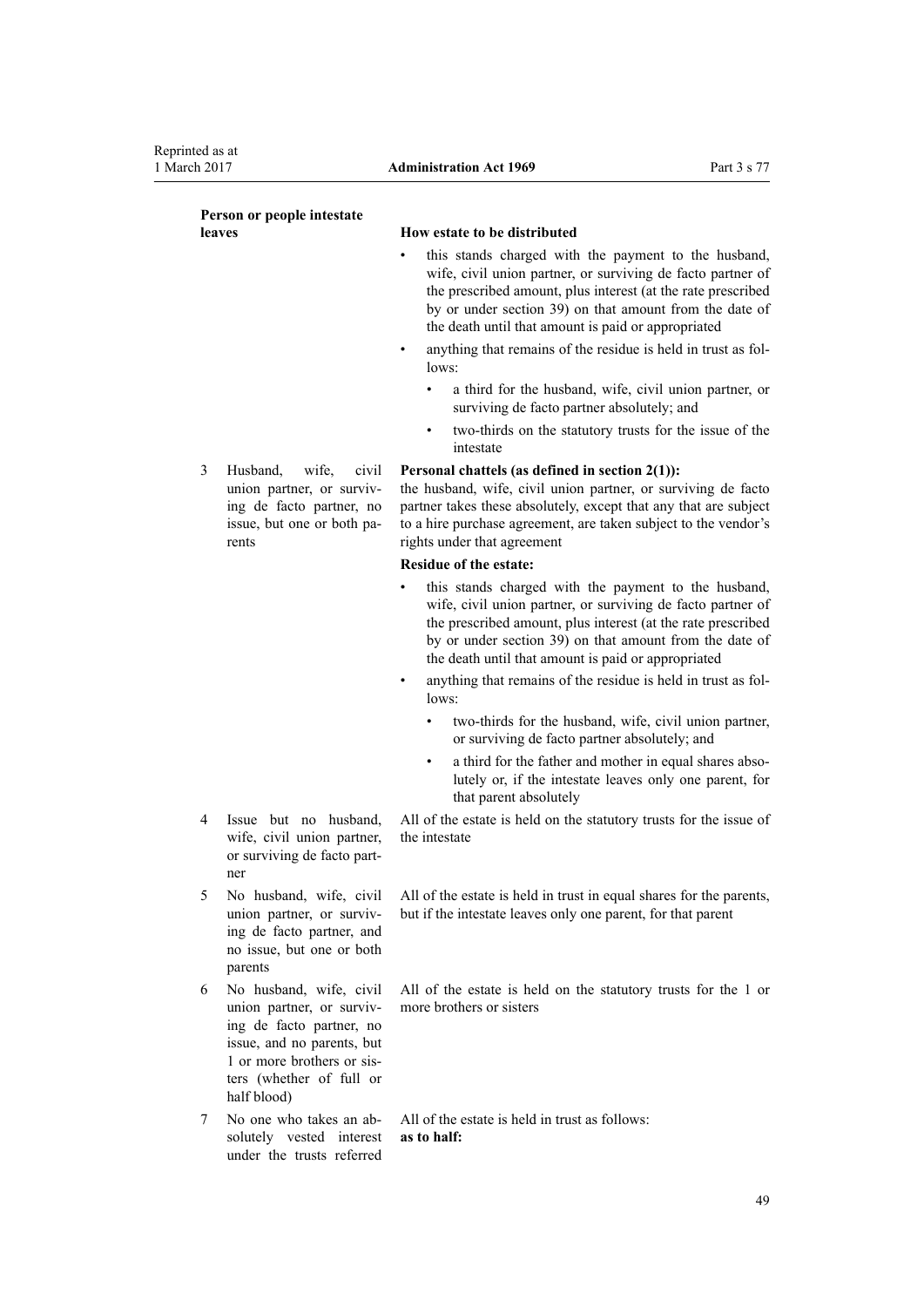| | Person or people intestate leaves | How estate to be distributed |
|---|---|---|
| | | • this stands charged with the payment to the husband, wife, civil union partner, or surviving de facto partner of the prescribed amount, plus interest (at the rate prescribed by or under section 39) on that amount from the date of the death until that amount is paid or appropriated<br>• anything that remains of the residue is held in trust as follows:<br>&nbsp;&nbsp;&nbsp;&nbsp;• a third for the husband, wife, civil union partner, or surviving de facto partner absolutely; and<br>&nbsp;&nbsp;&nbsp;&nbsp;• two-thirds on the statutory trusts for the issue of the intestate |
| 3 | Husband, wife, civil union partner, or surviving de facto partner, no issue, but one or both parents | **Personal chattels (as defined in section 2(1)):**<br>the husband, wife, civil union partner, or surviving de facto partner takes these absolutely, except that any that are subject to a hire purchase agreement, are taken subject to the vendor's rights under that agreement<br>**Residue of the estate:**<br>• this stands charged with the payment to the husband, wife, civil union partner, or surviving de facto partner of the prescribed amount, plus interest (at the rate prescribed by or under section 39) on that amount from the date of the death until that amount is paid or appropriated<br>• anything that remains of the residue is held in trust as follows:<br>&nbsp;&nbsp;&nbsp;&nbsp;• two-thirds for the husband, wife, civil union partner, or surviving de facto partner absolutely; and<br>&nbsp;&nbsp;&nbsp;&nbsp;• a third for the father and mother in equal shares absolutely or, if the intestate leaves only one parent, for that parent absolutely |
| 4 | Issue but no husband, wife, civil union partner, or surviving de facto partner | All of the estate is held on the statutory trusts for the issue of the intestate |
| 5 | No husband, wife, civil union partner, or surviving de facto partner, and no issue, but one or both parents | All of the estate is held in trust in equal shares for the parents, but if the intestate leaves only one parent, for that parent |
| 6 | No husband, wife, civil union partner, or surviving de facto partner, no issue, and no parents, but 1 or more brothers or sisters (whether of full or half blood) | All of the estate is held on the statutory trusts for the 1 or more brothers or sisters |
| 7 | No one who takes an absolutely vested interest under the trusts referred | All of the estate is held in trust as follows:<br>**as to half:** |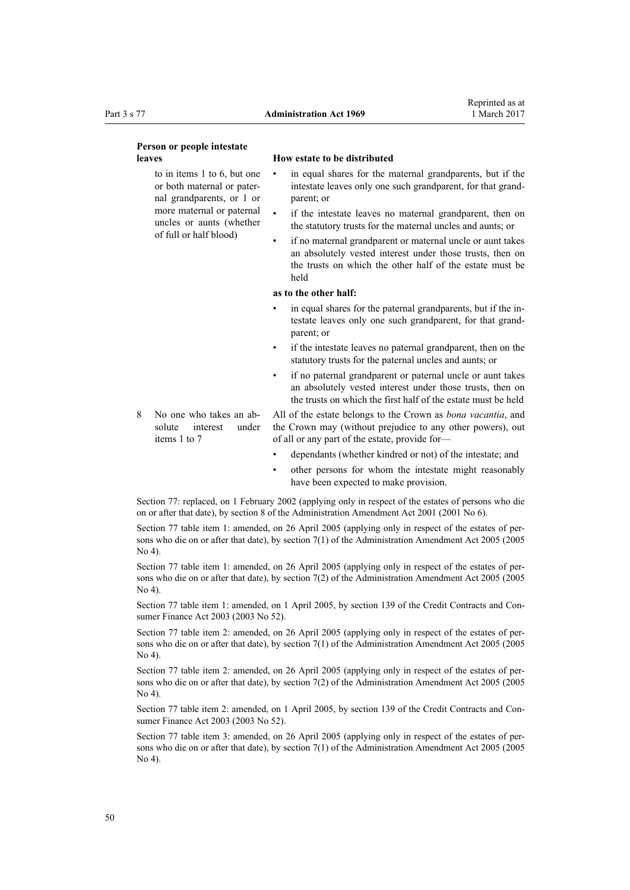| Person or people intestate leaves | How estate to be distributed |
|---|---|
| to in items 1 to 6, but one or both maternal or paternal grandparents, or 1 or more maternal or paternal uncles or aunts (whether of full or half blood) | • in equal shares for the maternal grandparents, but if the intestate leaves only one such grandparent, for that grandparent; or<br>• if the intestate leaves no maternal grandparent, then on the statutory trusts for the maternal uncles and aunts; or<br>• if no maternal grandparent or maternal uncle or aunt takes an absolutely vested interest under those trusts, then on the trusts on which the other half of the estate must be held<br>**as to the other half:**<br>• in equal shares for the paternal grandparents, but if the intestate leaves only one such grandparent, for that grandparent; or<br>• if the intestate leaves no paternal grandparent, then on the statutory trusts for the paternal uncles and aunts; or<br>• if no paternal grandparent or paternal uncle or aunt takes an absolutely vested interest under those trusts, then on the trusts on which the first half of the estate must be held |
| 8 No one who takes an absolute interest under items 1 to 7 | All of the estate belongs to the Crown as *bona vacantia*, and the Crown may (without prejudice to any other powers), out of all or any part of the estate, provide for—<br>• dependants (whether kindred or not) of the intestate; and<br>• other persons for whom the intestate might reasonably have been expected to make provision. |

Section 77: replaced, on 1 February 2002 (applying only in respect of the estates of persons who die on or after that date), by section 8 of the Administration Amendment Act 2001 (2001 No 6).

Section 77 table item 1: amended, on 26 April 2005 (applying only in respect of the estates of persons who die on or after that date), by section 7(1) of the Administration Amendment Act 2005 (2005 No 4).

Section 77 table item 1: amended, on 26 April 2005 (applying only in respect of the estates of persons who die on or after that date), by section 7(2) of the Administration Amendment Act 2005 (2005 No 4).

Section 77 table item 1: amended, on 1 April 2005, by section 139 of the Credit Contracts and Consumer Finance Act 2003 (2003 No 52).

Section 77 table item 2: amended, on 26 April 2005 (applying only in respect of the estates of persons who die on or after that date), by section 7(1) of the Administration Amendment Act 2005 (2005 No 4).

Section 77 table item 2: amended, on 26 April 2005 (applying only in respect of the estates of persons who die on or after that date), by section 7(2) of the Administration Amendment Act 2005 (2005 No 4).

Section 77 table item 2: amended, on 1 April 2005, by section 139 of the Credit Contracts and Consumer Finance Act 2003 (2003 No 52).

Section 77 table item 3: amended, on 26 April 2005 (applying only in respect of the estates of persons who die on or after that date), by section 7(1) of the Administration Amendment Act 2005 (2005 No 4).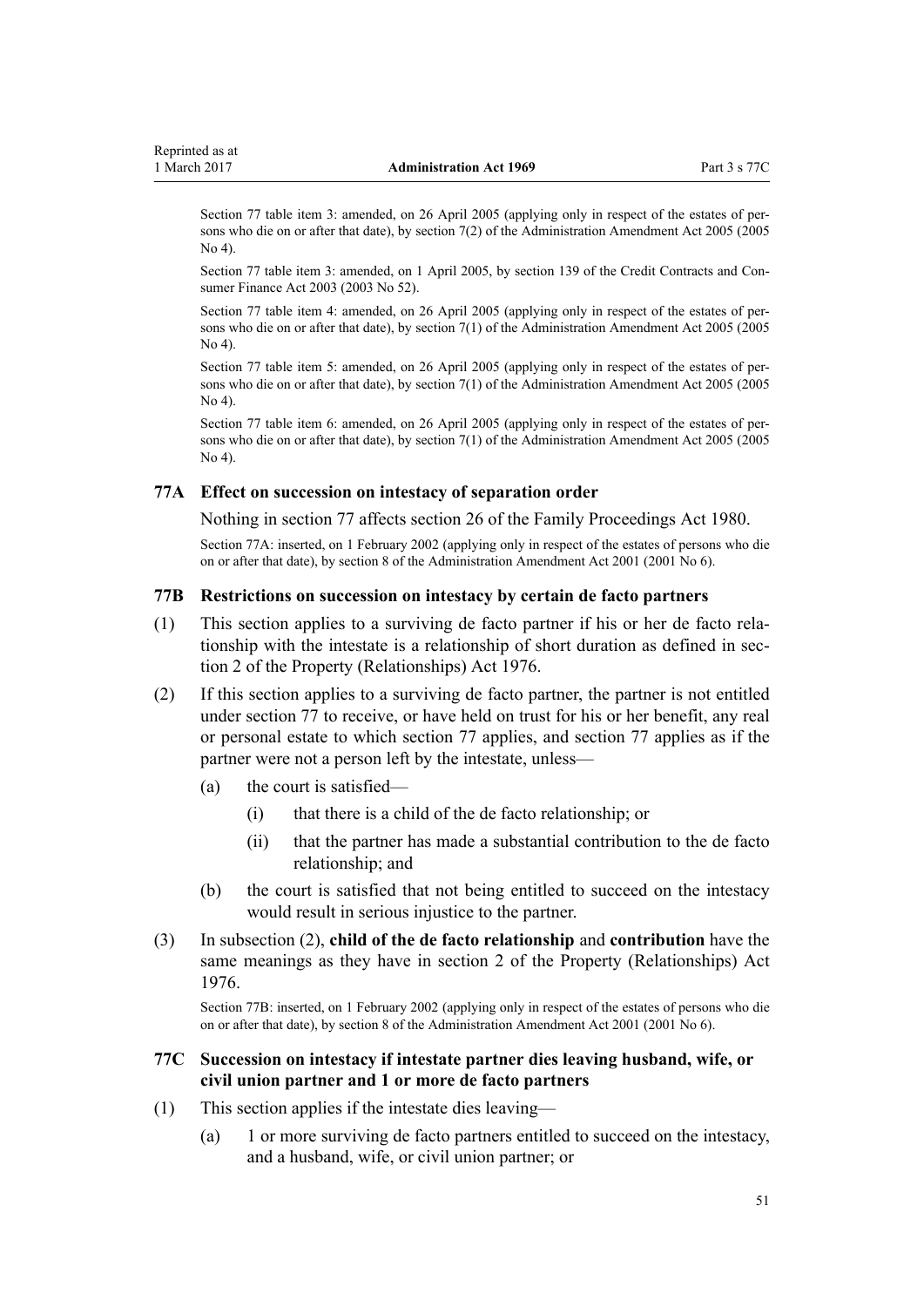Section 77 table item 3: amended, on 26 April 2005 (applying only in respect of the estates of persons who die on or after that date), by section 7(2) of the Administration Amendment Act 2005 (2005 No 4).

Section 77 table item 3: amended, on 1 April 2005, by section 139 of the Credit Contracts and Consumer Finance Act 2003 (2003 No 52).

Section 77 table item 4: amended, on 26 April 2005 (applying only in respect of the estates of persons who die on or after that date), by section 7(1) of the Administration Amendment Act 2005 (2005 No 4).

Section 77 table item 5: amended, on 26 April 2005 (applying only in respect of the estates of persons who die on or after that date), by section 7(1) of the Administration Amendment Act 2005 (2005 No 4).

Section 77 table item 6: amended, on 26 April 2005 (applying only in respect of the estates of persons who die on or after that date), by section 7(1) of the Administration Amendment Act 2005 (2005 No 4).

### 77A Effect on succession on intestacy of separation order

Nothing in section 77 affects section 26 of the Family Proceedings Act 1980.

Section 77A: inserted, on 1 February 2002 (applying only in respect of the estates of persons who die on or after that date), by section 8 of the Administration Amendment Act 2001 (2001 No 6).

### 77B Restrictions on succession on intestacy by certain de facto partners

(1) This section applies to a surviving de facto partner if his or her de facto relationship with the intestate is a relationship of short duration as defined in section 2 of the Property (Relationships) Act 1976.

(2) If this section applies to a surviving de facto partner, the partner is not entitled under section 77 to receive, or have held on trust for his or her benefit, any real or personal estate to which section 77 applies, and section 77 applies as if the partner were not a person left by the intestate, unless—

- (a) the court is satisfied—
  - (i) that there is a child of the de facto relationship; or
  - (ii) that the partner has made a substantial contribution to the de facto relationship; and
- (b) the court is satisfied that not being entitled to succeed on the intestacy would result in serious injustice to the partner.

(3) In subsection (2), **child of the de facto relationship** and **contribution** have the same meanings as they have in section 2 of the Property (Relationships) Act 1976.

Section 77B: inserted, on 1 February 2002 (applying only in respect of the estates of persons who die on or after that date), by section 8 of the Administration Amendment Act 2001 (2001 No 6).

### 77C Succession on intestacy if intestate partner dies leaving husband, wife, or civil union partner and 1 or more de facto partners

(1) This section applies if the intestate dies leaving—

- (a) 1 or more surviving de facto partners entitled to succeed on the intestacy, and a husband, wife, or civil union partner; or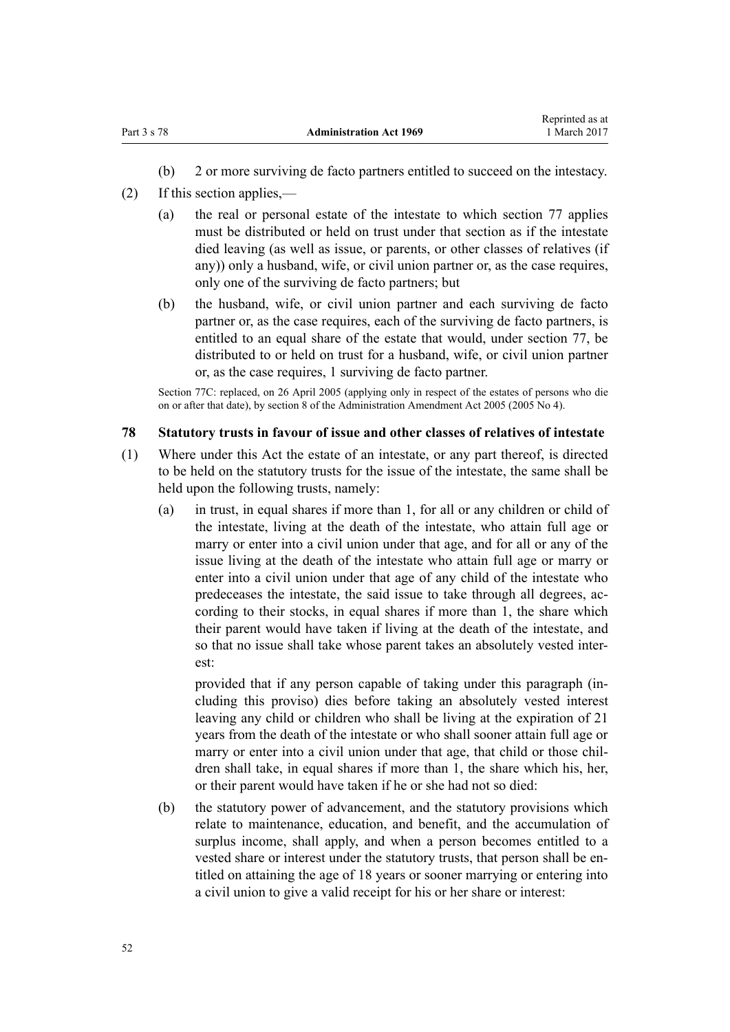(b) 2 or more surviving de facto partners entitled to succeed on the intestacy.

(2) If this section applies,—

(a) the real or personal estate of the intestate to which section 77 applies must be distributed or held on trust under that section as if the intestate died leaving (as well as issue, or parents, or other classes of relatives (if any)) only a husband, wife, or civil union partner or, as the case requires, only one of the surviving de facto partners; but

(b) the husband, wife, or civil union partner and each surviving de facto partner or, as the case requires, each of the surviving de facto partners, is entitled to an equal share of the estate that would, under section 77, be distributed to or held on trust for a husband, wife, or civil union partner or, as the case requires, 1 surviving de facto partner.

Section 77C: replaced, on 26 April 2005 (applying only in respect of the estates of persons who die on or after that date), by section 8 of the Administration Amendment Act 2005 (2005 No 4).

### 78 Statutory trusts in favour of issue and other classes of relatives of intestate

(1) Where under this Act the estate of an intestate, or any part thereof, is directed to be held on the statutory trusts for the issue of the intestate, the same shall be held upon the following trusts, namely:

(a) in trust, in equal shares if more than 1, for all or any children or child of the intestate, living at the death of the intestate, who attain full age or marry or enter into a civil union under that age, and for all or any of the issue living at the death of the intestate who attain full age or marry or enter into a civil union under that age of any child of the intestate who predeceases the intestate, the said issue to take through all degrees, according to their stocks, in equal shares if more than 1, the share which their parent would have taken if living at the death of the intestate, and so that no issue shall take whose parent takes an absolutely vested interest:

provided that if any person capable of taking under this paragraph (including this proviso) dies before taking an absolutely vested interest leaving any child or children who shall be living at the expiration of 21 years from the death of the intestate or who shall sooner attain full age or marry or enter into a civil union under that age, that child or those children shall take, in equal shares if more than 1, the share which his, her, or their parent would have taken if he or she had not so died:

(b) the statutory power of advancement, and the statutory provisions which relate to maintenance, education, and benefit, and the accumulation of surplus income, shall apply, and when a person becomes entitled to a vested share or interest under the statutory trusts, that person shall be entitled on attaining the age of 18 years or sooner marrying or entering into a civil union to give a valid receipt for his or her share or interest: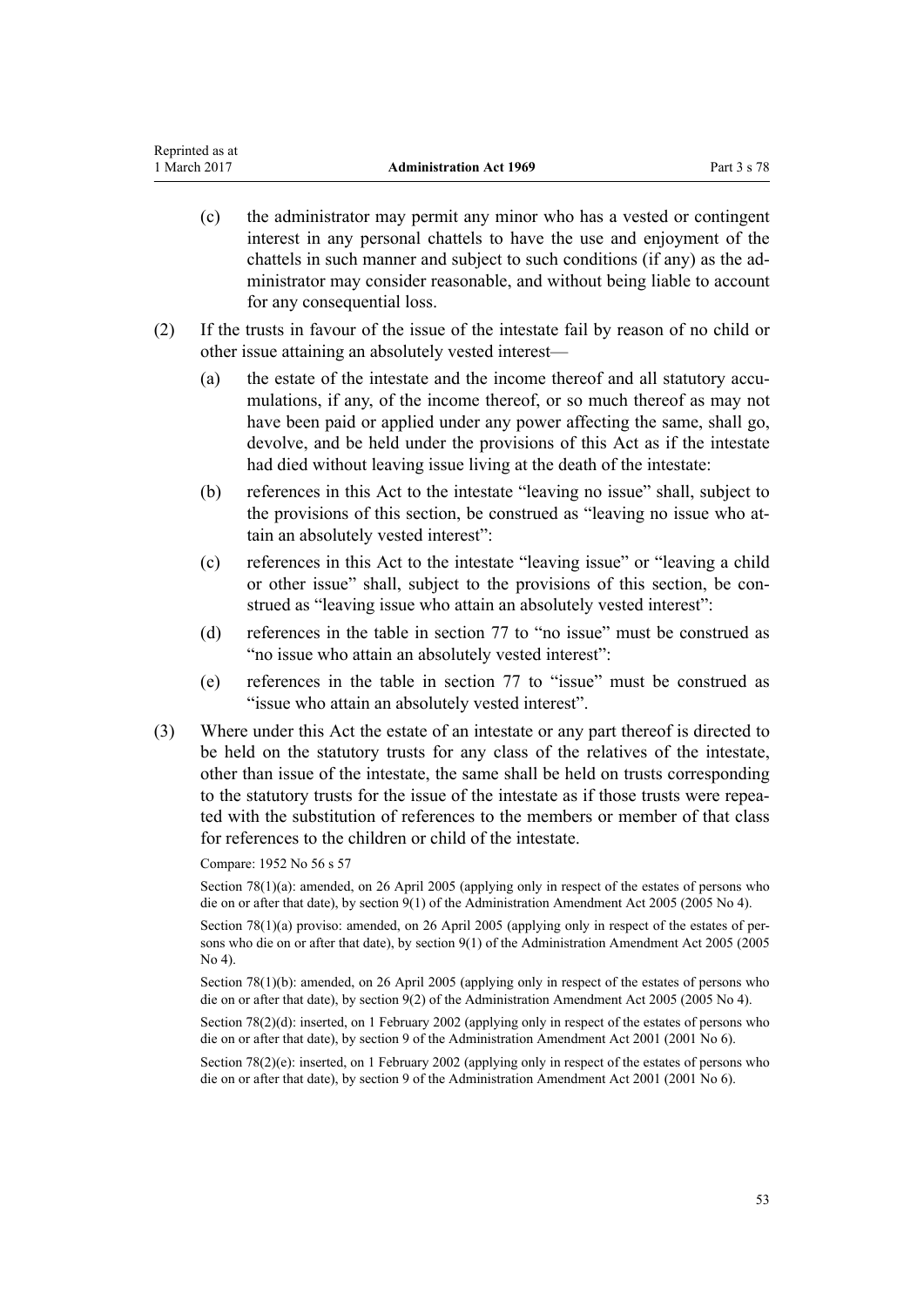(c) the administrator may permit any minor who has a vested or contingent interest in any personal chattels to have the use and enjoyment of the chattels in such manner and subject to such conditions (if any) as the administrator may consider reasonable, and without being liable to account for any consequential loss.

(2) If the trusts in favour of the issue of the intestate fail by reason of no child or other issue attaining an absolutely vested interest—

(a) the estate of the intestate and the income thereof and all statutory accumulations, if any, of the income thereof, or so much thereof as may not have been paid or applied under any power affecting the same, shall go, devolve, and be held under the provisions of this Act as if the intestate had died without leaving issue living at the death of the intestate:

(b) references in this Act to the intestate "leaving no issue" shall, subject to the provisions of this section, be construed as "leaving no issue who attain an absolutely vested interest":

(c) references in this Act to the intestate "leaving issue" or "leaving a child or other issue" shall, subject to the provisions of this section, be construed as "leaving issue who attain an absolutely vested interest":

(d) references in the table in section 77 to "no issue" must be construed as "no issue who attain an absolutely vested interest":

(e) references in the table in section 77 to "issue" must be construed as "issue who attain an absolutely vested interest".

(3) Where under this Act the estate of an intestate or any part thereof is directed to be held on the statutory trusts for any class of the relatives of the intestate, other than issue of the intestate, the same shall be held on trusts corresponding to the statutory trusts for the issue of the intestate as if those trusts were repeated with the substitution of references to the members or member of that class for references to the children or child of the intestate.

Compare: 1952 No 56 s 57

Section 78(1)(a): amended, on 26 April 2005 (applying only in respect of the estates of persons who die on or after that date), by section 9(1) of the Administration Amendment Act 2005 (2005 No 4).

Section 78(1)(a) proviso: amended, on 26 April 2005 (applying only in respect of the estates of persons who die on or after that date), by section 9(1) of the Administration Amendment Act 2005 (2005 No 4).

Section 78(1)(b): amended, on 26 April 2005 (applying only in respect of the estates of persons who die on or after that date), by section 9(2) of the Administration Amendment Act 2005 (2005 No 4).

Section 78(2)(d): inserted, on 1 February 2002 (applying only in respect of the estates of persons who die on or after that date), by section 9 of the Administration Amendment Act 2001 (2001 No 6).

Section 78(2)(e): inserted, on 1 February 2002 (applying only in respect of the estates of persons who die on or after that date), by section 9 of the Administration Amendment Act 2001 (2001 No 6).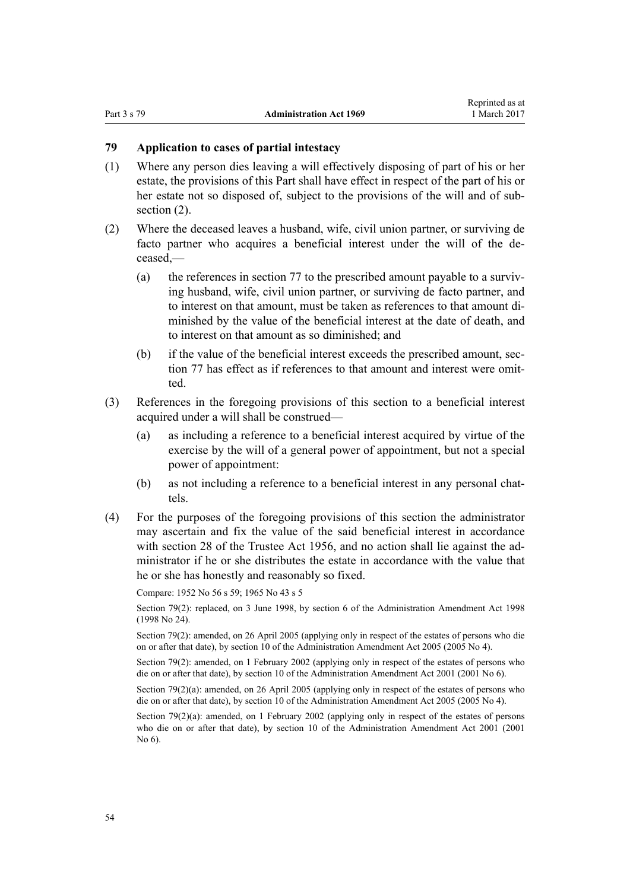## 79 Application to cases of partial intestacy

(1) Where any person dies leaving a will effectively disposing of part of his or her estate, the provisions of this Part shall have effect in respect of the part of his or her estate not so disposed of, subject to the provisions of the will and of subsection (2).

(2) Where the deceased leaves a husband, wife, civil union partner, or surviving de facto partner who acquires a beneficial interest under the will of the deceased,—

- (a) the references in section 77 to the prescribed amount payable to a surviving husband, wife, civil union partner, or surviving de facto partner, and to interest on that amount, must be taken as references to that amount diminished by the value of the beneficial interest at the date of death, and to interest on that amount as so diminished; and
- (b) if the value of the beneficial interest exceeds the prescribed amount, section 77 has effect as if references to that amount and interest were omitted.

(3) References in the foregoing provisions of this section to a beneficial interest acquired under a will shall be construed—

- (a) as including a reference to a beneficial interest acquired by virtue of the exercise by the will of a general power of appointment, but not a special power of appointment:
- (b) as not including a reference to a beneficial interest in any personal chattels.

(4) For the purposes of the foregoing provisions of this section the administrator may ascertain and fix the value of the said beneficial interest in accordance with section 28 of the Trustee Act 1956, and no action shall lie against the administrator if he or she distributes the estate in accordance with the value that he or she has honestly and reasonably so fixed.

Compare: 1952 No 56 s 59; 1965 No 43 s 5

Section 79(2): replaced, on 3 June 1998, by section 6 of the Administration Amendment Act 1998 (1998 No 24).

Section 79(2): amended, on 26 April 2005 (applying only in respect of the estates of persons who die on or after that date), by section 10 of the Administration Amendment Act 2005 (2005 No 4).

Section 79(2): amended, on 1 February 2002 (applying only in respect of the estates of persons who die on or after that date), by section 10 of the Administration Amendment Act 2001 (2001 No 6).

Section 79(2)(a): amended, on 26 April 2005 (applying only in respect of the estates of persons who die on or after that date), by section 10 of the Administration Amendment Act 2005 (2005 No 4).

Section 79(2)(a): amended, on 1 February 2002 (applying only in respect of the estates of persons who die on or after that date), by section 10 of the Administration Amendment Act 2001 (2001 No 6).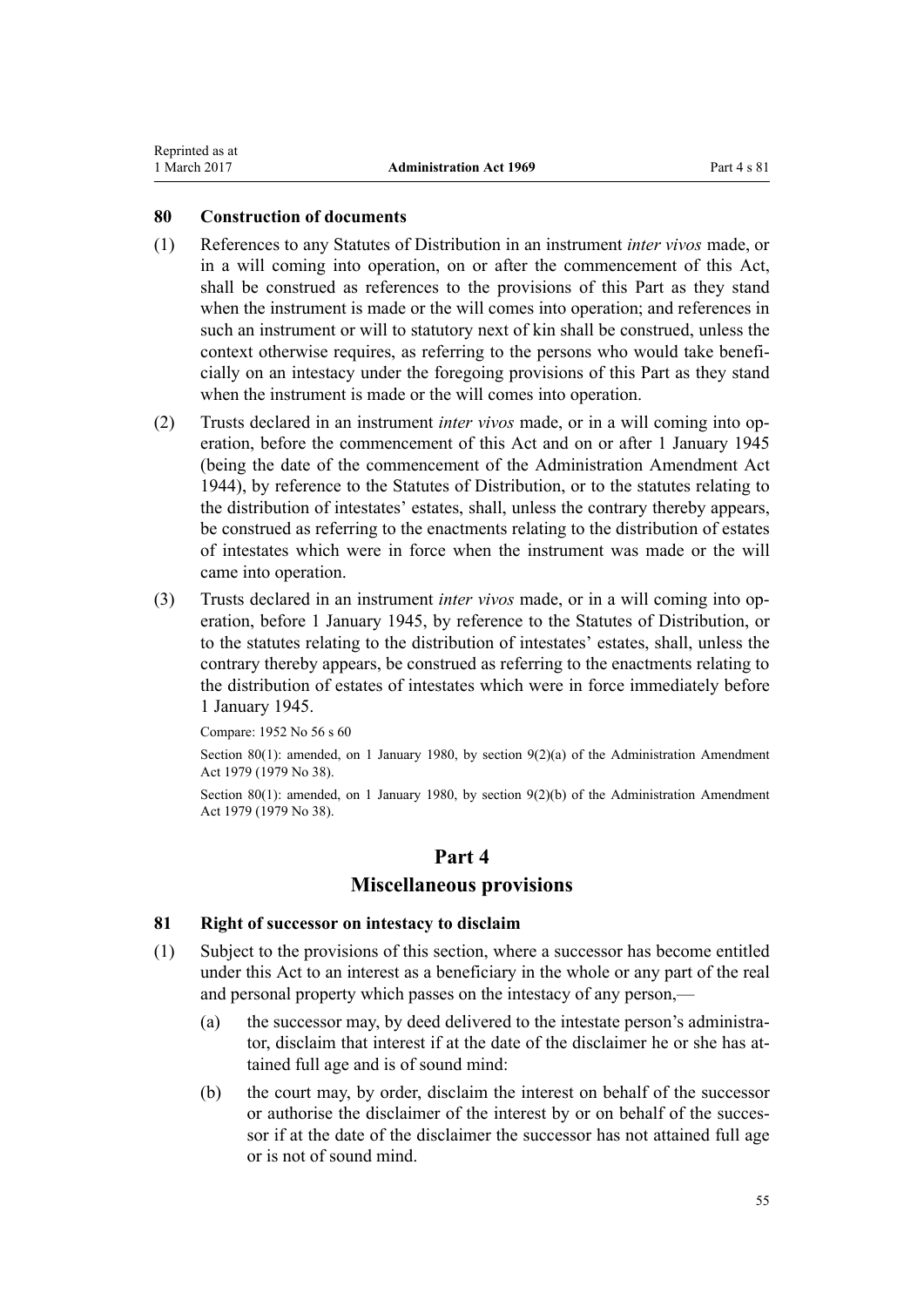## 80 Construction of documents

(1) References to any Statutes of Distribution in an instrument *inter vivos* made, or in a will coming into operation, on or after the commencement of this Act, shall be construed as references to the provisions of this Part as they stand when the instrument is made or the will comes into operation; and references in such an instrument or will to statutory next of kin shall be construed, unless the context otherwise requires, as referring to the persons who would take beneficially on an intestacy under the foregoing provisions of this Part as they stand when the instrument is made or the will comes into operation.

(2) Trusts declared in an instrument *inter vivos* made, or in a will coming into operation, before the commencement of this Act and on or after 1 January 1945 (being the date of the commencement of the Administration Amendment Act 1944), by reference to the Statutes of Distribution, or to the statutes relating to the distribution of intestates' estates, shall, unless the contrary thereby appears, be construed as referring to the enactments relating to the distribution of estates of intestates which were in force when the instrument was made or the will came into operation.

(3) Trusts declared in an instrument *inter vivos* made, or in a will coming into operation, before 1 January 1945, by reference to the Statutes of Distribution, or to the statutes relating to the distribution of intestates' estates, shall, unless the contrary thereby appears, be construed as referring to the enactments relating to the distribution of estates of intestates which were in force immediately before 1 January 1945.

Compare: 1952 No 56 s 60

Section 80(1): amended, on 1 January 1980, by section 9(2)(a) of the Administration Amendment Act 1979 (1979 No 38).

Section 80(1): amended, on 1 January 1980, by section 9(2)(b) of the Administration Amendment Act 1979 (1979 No 38).

# Part 4
# Miscellaneous provisions

## 81 Right of successor on intestacy to disclaim

(1) Subject to the provisions of this section, where a successor has become entitled under this Act to an interest as a beneficiary in the whole or any part of the real and personal property which passes on the intestacy of any person,—

   (a) the successor may, by deed delivered to the intestate person's administrator, disclaim that interest if at the date of the disclaimer he or she has attained full age and is of sound mind:

   (b) the court may, by order, disclaim the interest on behalf of the successor or authorise the disclaimer of the interest by or on behalf of the successor if at the date of the disclaimer the successor has not attained full age or is not of sound mind.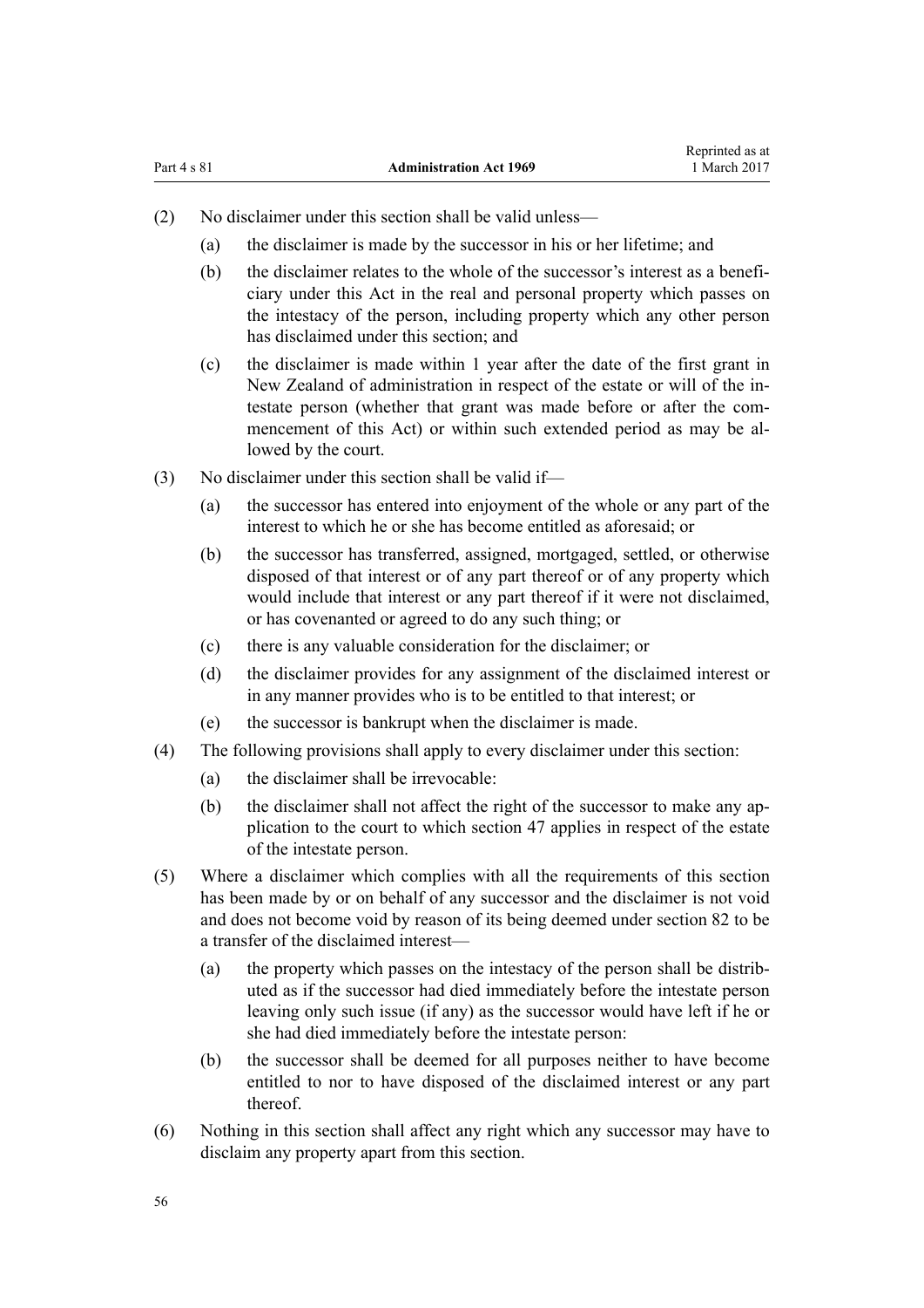(2) No disclaimer under this section shall be valid unless—

(a) the disclaimer is made by the successor in his or her lifetime; and

(b) the disclaimer relates to the whole of the successor's interest as a beneficiary under this Act in the real and personal property which passes on the intestacy of the person, including property which any other person has disclaimed under this section; and

(c) the disclaimer is made within 1 year after the date of the first grant in New Zealand of administration in respect of the estate or will of the intestate person (whether that grant was made before or after the commencement of this Act) or within such extended period as may be allowed by the court.

(3) No disclaimer under this section shall be valid if—

(a) the successor has entered into enjoyment of the whole or any part of the interest to which he or she has become entitled as aforesaid; or

(b) the successor has transferred, assigned, mortgaged, settled, or otherwise disposed of that interest or of any part thereof or of any property which would include that interest or any part thereof if it were not disclaimed, or has covenanted or agreed to do any such thing; or

(c) there is any valuable consideration for the disclaimer; or

(d) the disclaimer provides for any assignment of the disclaimed interest or in any manner provides who is to be entitled to that interest; or

(e) the successor is bankrupt when the disclaimer is made.

(4) The following provisions shall apply to every disclaimer under this section:

(a) the disclaimer shall be irrevocable:

(b) the disclaimer shall not affect the right of the successor to make any application to the court to which section 47 applies in respect of the estate of the intestate person.

(5) Where a disclaimer which complies with all the requirements of this section has been made by or on behalf of any successor and the disclaimer is not void and does not become void by reason of its being deemed under section 82 to be a transfer of the disclaimed interest—

(a) the property which passes on the intestacy of the person shall be distributed as if the successor had died immediately before the intestate person leaving only such issue (if any) as the successor would have left if he or she had died immediately before the intestate person:

(b) the successor shall be deemed for all purposes neither to have become entitled to nor to have disposed of the disclaimed interest or any part thereof.

(6) Nothing in this section shall affect any right which any successor may have to disclaim any property apart from this section.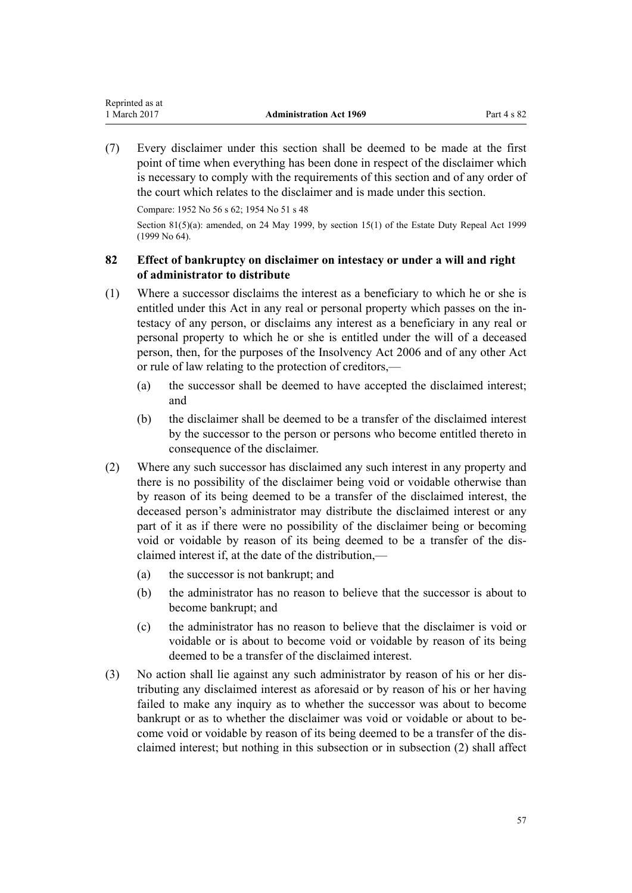(7) Every disclaimer under this section shall be deemed to be made at the first point of time when everything has been done in respect of the disclaimer which is necessary to comply with the requirements of this section and of any order of the court which relates to the disclaimer and is made under this section.

Compare: 1952 No 56 s 62; 1954 No 51 s 48

Section 81(5)(a): amended, on 24 May 1999, by section 15(1) of the Estate Duty Repeal Act 1999 (1999 No 64).

### 82 Effect of bankruptcy on disclaimer on intestacy or under a will and right of administrator to distribute

(1) Where a successor disclaims the interest as a beneficiary to which he or she is entitled under this Act in any real or personal property which passes on the intestacy of any person, or disclaims any interest as a beneficiary in any real or personal property to which he or she is entitled under the will of a deceased person, then, for the purposes of the Insolvency Act 2006 and of any other Act or rule of law relating to the protection of creditors,—

- (a) the successor shall be deemed to have accepted the disclaimed interest; and
- (b) the disclaimer shall be deemed to be a transfer of the disclaimed interest by the successor to the person or persons who become entitled thereto in consequence of the disclaimer.

(2) Where any such successor has disclaimed any such interest in any property and there is no possibility of the disclaimer being void or voidable otherwise than by reason of its being deemed to be a transfer of the disclaimed interest, the deceased person's administrator may distribute the disclaimed interest or any part of it as if there were no possibility of the disclaimer being or becoming void or voidable by reason of its being deemed to be a transfer of the disclaimed interest if, at the date of the distribution,—

- (a) the successor is not bankrupt; and
- (b) the administrator has no reason to believe that the successor is about to become bankrupt; and
- (c) the administrator has no reason to believe that the disclaimer is void or voidable or is about to become void or voidable by reason of its being deemed to be a transfer of the disclaimed interest.

(3) No action shall lie against any such administrator by reason of his or her distributing any disclaimed interest as aforesaid or by reason of his or her having failed to make any inquiry as to whether the successor was about to become bankrupt or as to whether the disclaimer was void or voidable or about to become void or voidable by reason of its being deemed to be a transfer of the disclaimed interest; but nothing in this subsection or in subsection (2) shall affect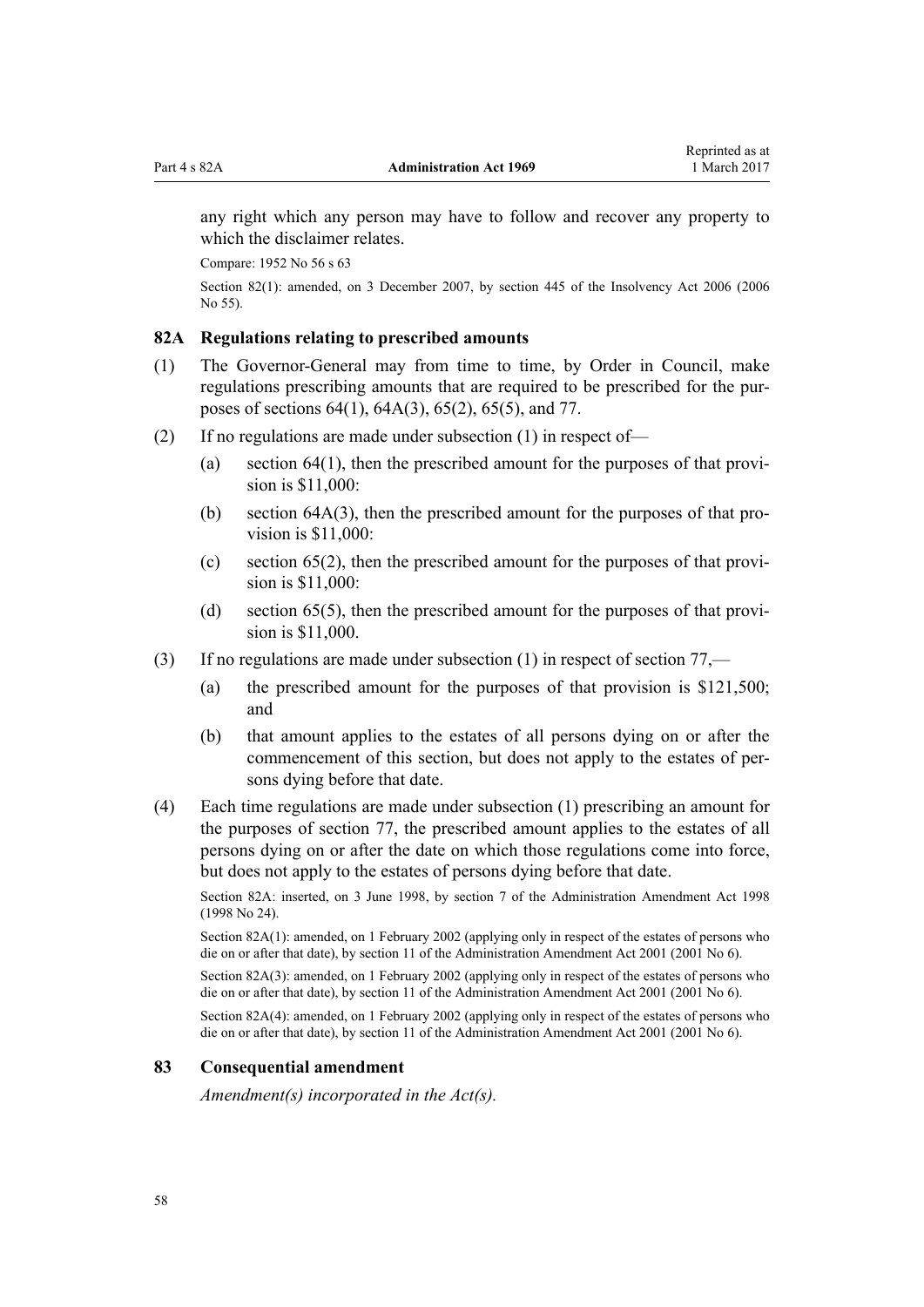any right which any person may have to follow and recover any property to which the disclaimer relates.

Compare: 1952 No 56 s 63

Section 82(1): amended, on 3 December 2007, by section 445 of the Insolvency Act 2006 (2006 No 55).

### 82A Regulations relating to prescribed amounts

(1) The Governor-General may from time to time, by Order in Council, make regulations prescribing amounts that are required to be prescribed for the purposes of sections 64(1), 64A(3), 65(2), 65(5), and 77.

(2) If no regulations are made under subsection (1) in respect of—

(a) section 64(1), then the prescribed amount for the purposes of that provision is $11,000:

(b) section 64A(3), then the prescribed amount for the purposes of that provision is $11,000:

(c) section 65(2), then the prescribed amount for the purposes of that provision is $11,000:

(d) section 65(5), then the prescribed amount for the purposes of that provision is $11,000.

(3) If no regulations are made under subsection (1) in respect of section 77,—

(a) the prescribed amount for the purposes of that provision is $121,500; and

(b) that amount applies to the estates of all persons dying on or after the commencement of this section, but does not apply to the estates of persons dying before that date.

(4) Each time regulations are made under subsection (1) prescribing an amount for the purposes of section 77, the prescribed amount applies to the estates of all persons dying on or after the date on which those regulations come into force, but does not apply to the estates of persons dying before that date.

Section 82A: inserted, on 3 June 1998, by section 7 of the Administration Amendment Act 1998 (1998 No 24).

Section 82A(1): amended, on 1 February 2002 (applying only in respect of the estates of persons who die on or after that date), by section 11 of the Administration Amendment Act 2001 (2001 No 6).

Section 82A(3): amended, on 1 February 2002 (applying only in respect of the estates of persons who die on or after that date), by section 11 of the Administration Amendment Act 2001 (2001 No 6).

Section 82A(4): amended, on 1 February 2002 (applying only in respect of the estates of persons who die on or after that date), by section 11 of the Administration Amendment Act 2001 (2001 No 6).

### 83 Consequential amendment

*Amendment(s) incorporated in the Act(s).*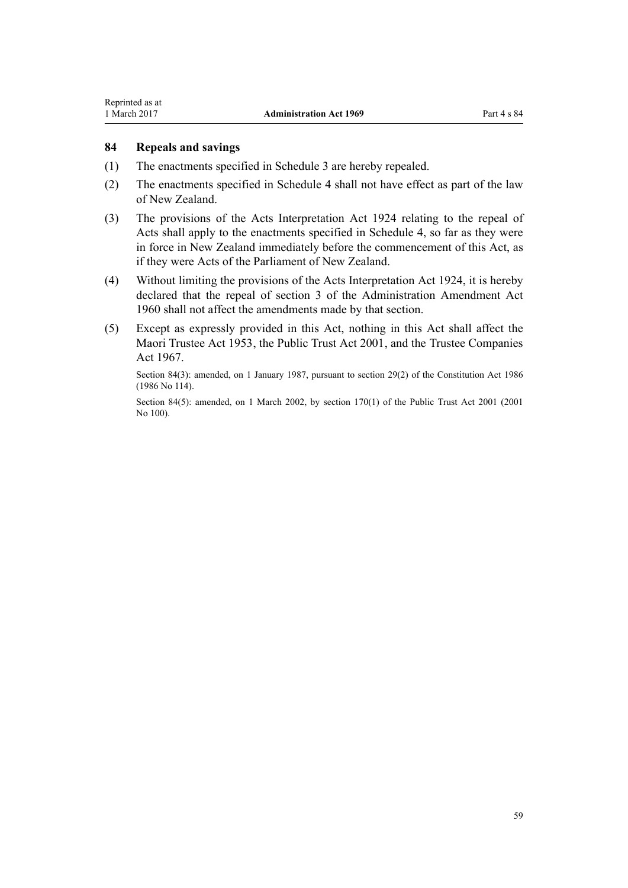## 84 Repeals and savings

(1) The enactments specified in Schedule 3 are hereby repealed.

(2) The enactments specified in Schedule 4 shall not have effect as part of the law of New Zealand.

(3) The provisions of the Acts Interpretation Act 1924 relating to the repeal of Acts shall apply to the enactments specified in Schedule 4, so far as they were in force in New Zealand immediately before the commencement of this Act, as if they were Acts of the Parliament of New Zealand.

(4) Without limiting the provisions of the Acts Interpretation Act 1924, it is hereby declared that the repeal of section 3 of the Administration Amendment Act 1960 shall not affect the amendments made by that section.

(5) Except as expressly provided in this Act, nothing in this Act shall affect the Maori Trustee Act 1953, the Public Trust Act 2001, and the Trustee Companies Act 1967.

Section 84(3): amended, on 1 January 1987, pursuant to section 29(2) of the Constitution Act 1986 (1986 No 114).

Section 84(5): amended, on 1 March 2002, by section 170(1) of the Public Trust Act 2001 (2001 No 100).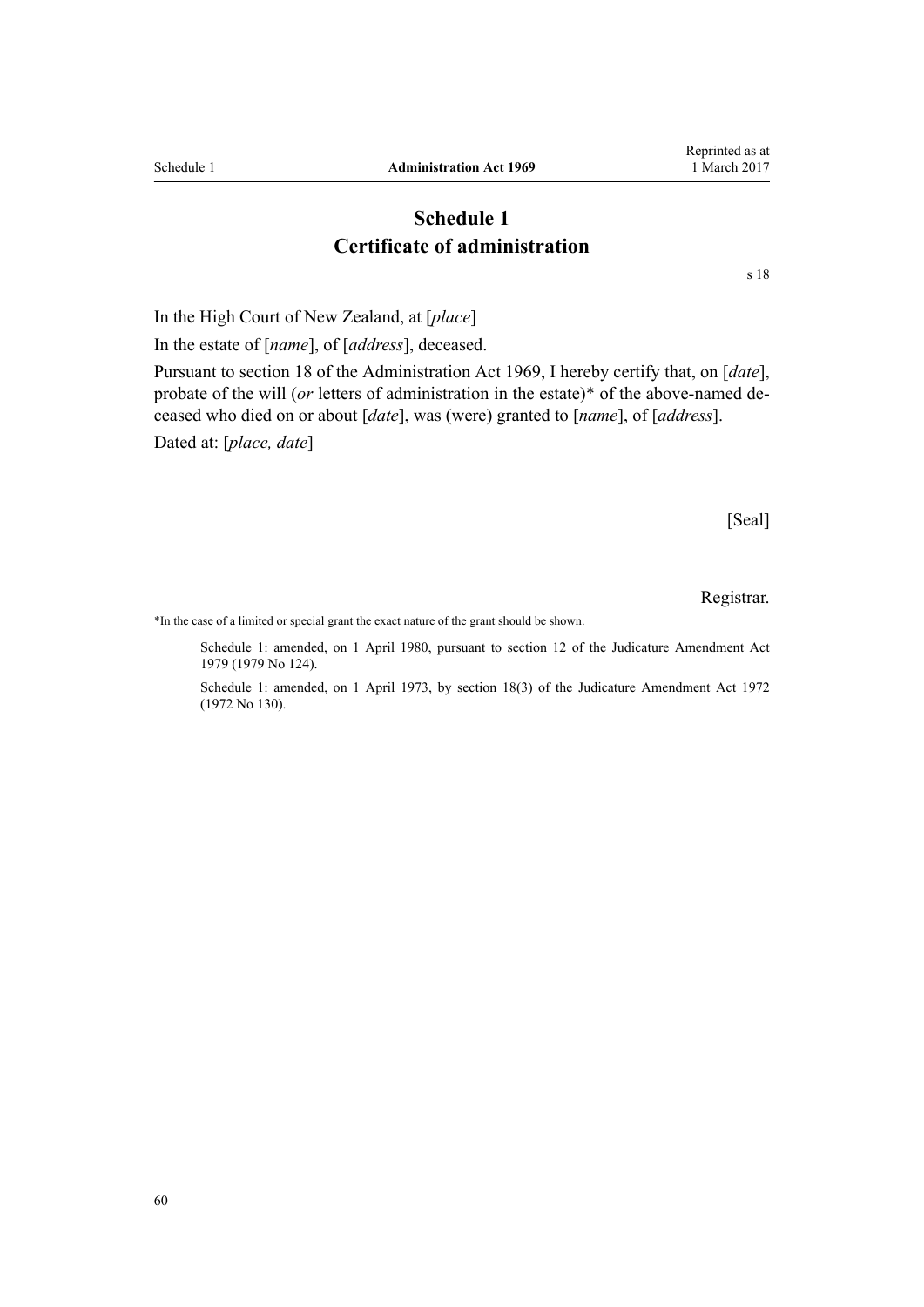# Schedule 1
# Certificate of administration

s 18

In the High Court of New Zealand, at [*place*]

In the estate of [*name*], of [*address*], deceased.

Pursuant to section 18 of the Administration Act 1969, I hereby certify that, on [*date*], probate of the will (*or* letters of administration in the estate)* of the above-named deceased who died on or about [*date*], was (were) granted to [*name*], of [*address*].

Dated at: [*place, date*]

[Seal]

Registrar.

*In the case of a limited or special grant the exact nature of the grant should be shown.

Schedule 1: amended, on 1 April 1980, pursuant to section 12 of the Judicature Amendment Act 1979 (1979 No 124).

Schedule 1: amended, on 1 April 1973, by section 18(3) of the Judicature Amendment Act 1972 (1972 No 130).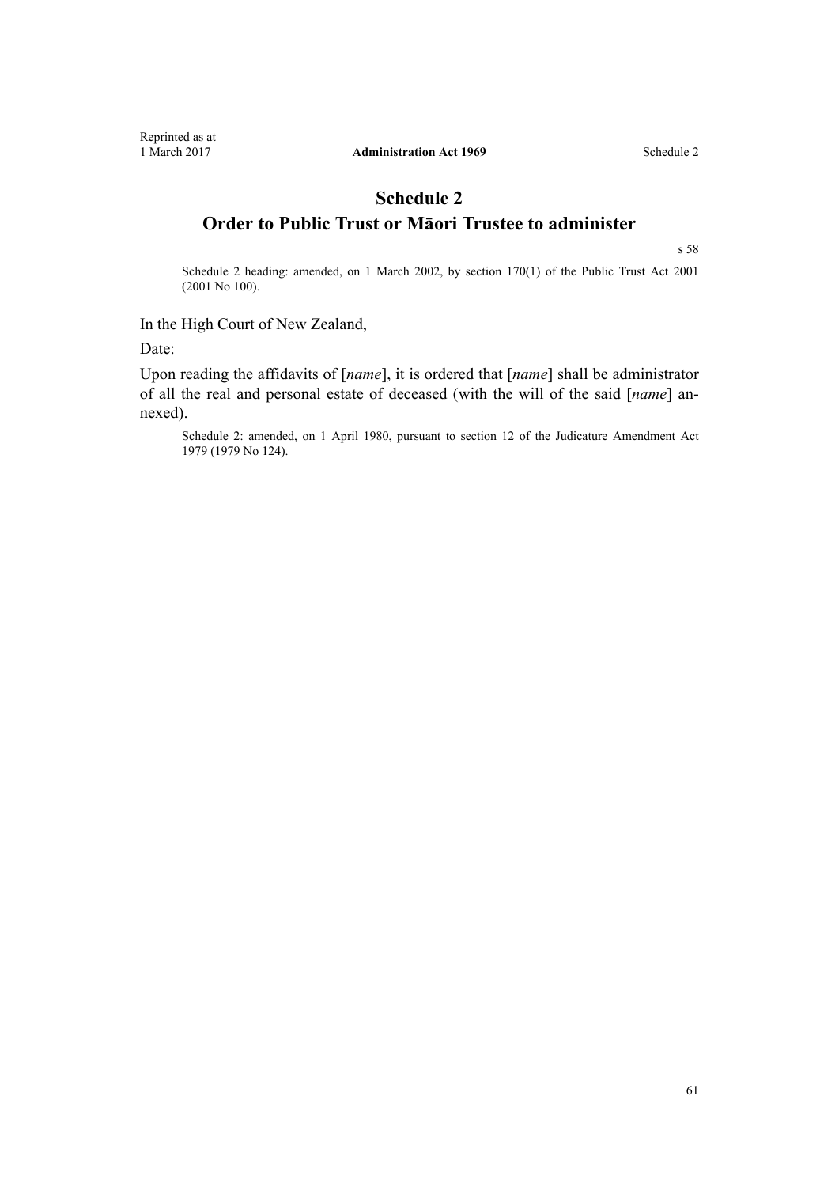# Schedule 2
## Order to Public Trust or Māori Trustee to administer

s 58

Schedule 2 heading: amended, on 1 March 2002, by section 170(1) of the Public Trust Act 2001 (2001 No 100).

In the High Court of New Zealand,

Date:

Upon reading the affidavits of [*name*], it is ordered that [*name*] shall be administrator of all the real and personal estate of deceased (with the will of the said [*name*] annexed).

Schedule 2: amended, on 1 April 1980, pursuant to section 12 of the Judicature Amendment Act 1979 (1979 No 124).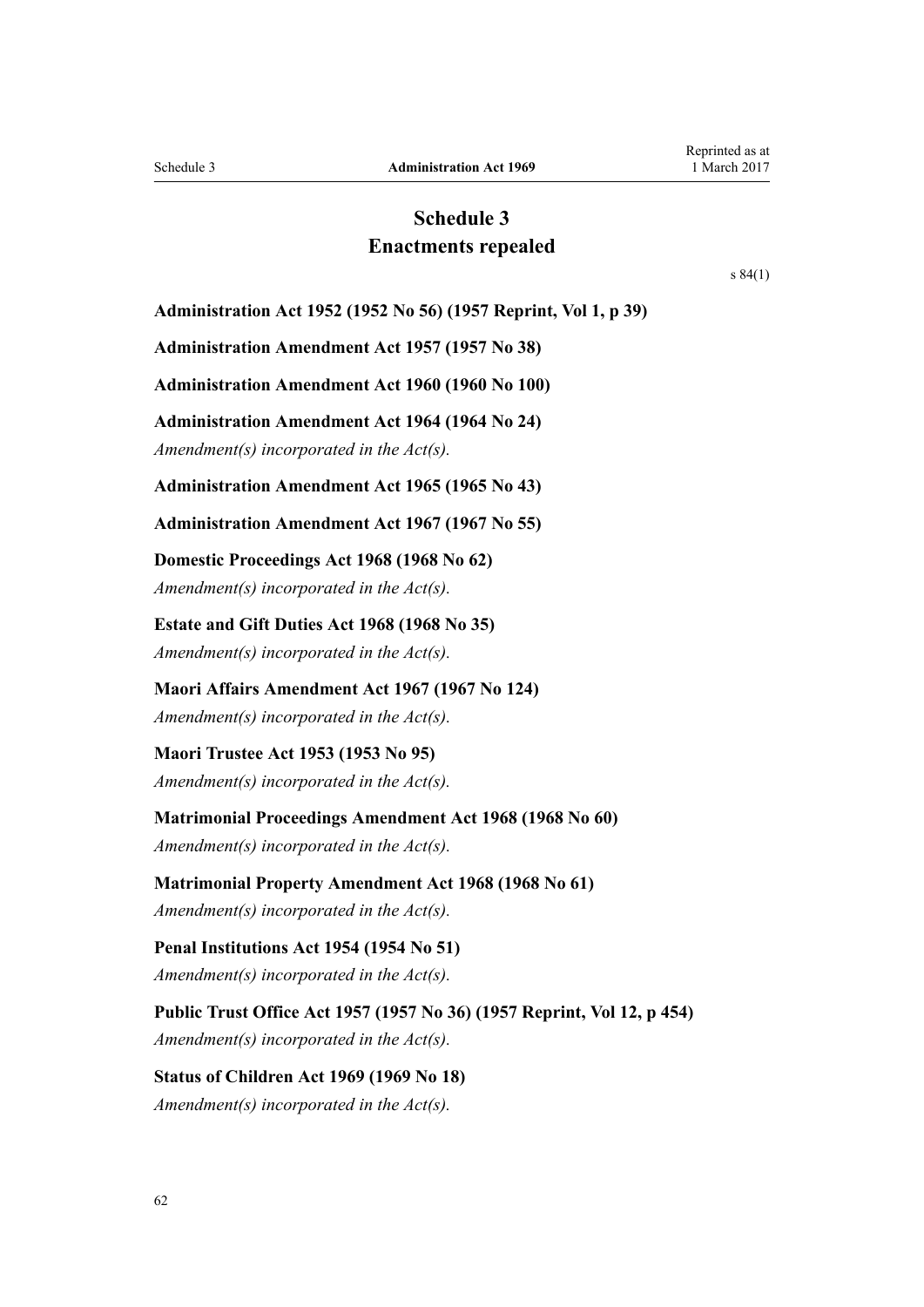# Schedule 3
## Enactments repealed

s 84(1)

**Administration Act 1952 (1952 No 56) (1957 Reprint, Vol 1, p 39)**

**Administration Amendment Act 1957 (1957 No 38)**

**Administration Amendment Act 1960 (1960 No 100)**

**Administration Amendment Act 1964 (1964 No 24)**

*Amendment(s) incorporated in the Act(s).*

**Administration Amendment Act 1965 (1965 No 43)**

**Administration Amendment Act 1967 (1967 No 55)**

**Domestic Proceedings Act 1968 (1968 No 62)**

*Amendment(s) incorporated in the Act(s).*

**Estate and Gift Duties Act 1968 (1968 No 35)**

*Amendment(s) incorporated in the Act(s).*

**Maori Affairs Amendment Act 1967 (1967 No 124)**

*Amendment(s) incorporated in the Act(s).*

**Maori Trustee Act 1953 (1953 No 95)**

*Amendment(s) incorporated in the Act(s).*

**Matrimonial Proceedings Amendment Act 1968 (1968 No 60)**

*Amendment(s) incorporated in the Act(s).*

**Matrimonial Property Amendment Act 1968 (1968 No 61)**

*Amendment(s) incorporated in the Act(s).*

**Penal Institutions Act 1954 (1954 No 51)**

*Amendment(s) incorporated in the Act(s).*

**Public Trust Office Act 1957 (1957 No 36) (1957 Reprint, Vol 12, p 454)**

*Amendment(s) incorporated in the Act(s).*

**Status of Children Act 1969 (1969 No 18)**

*Amendment(s) incorporated in the Act(s).*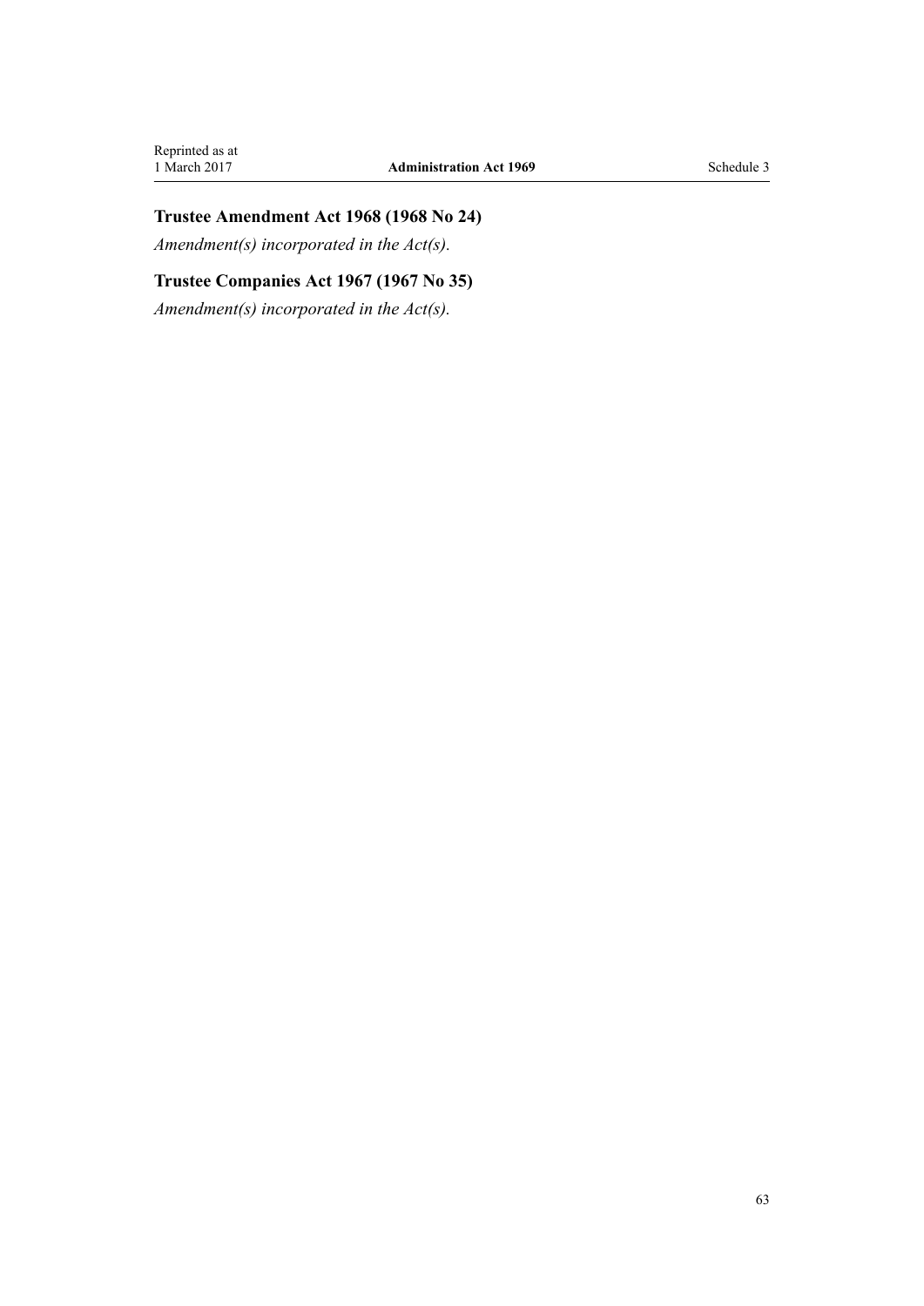### Trustee Amendment Act 1968 (1968 No 24)

*Amendment(s) incorporated in the Act(s).*

### Trustee Companies Act 1967 (1967 No 35)

*Amendment(s) incorporated in the Act(s).*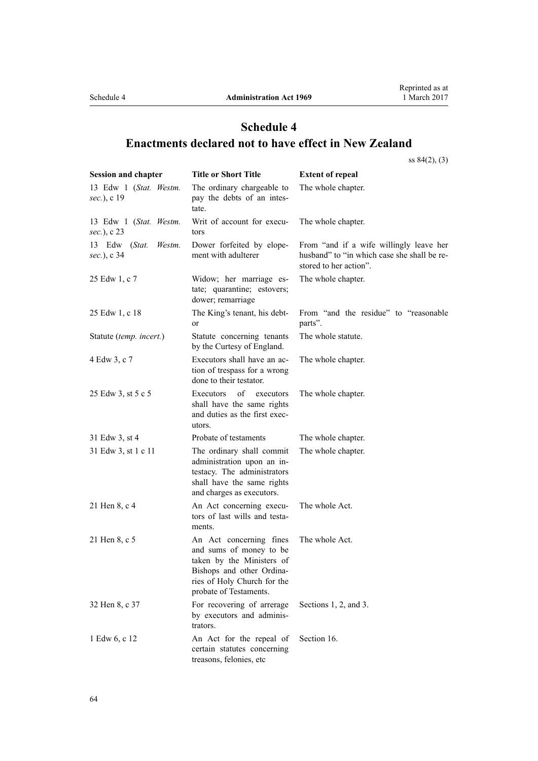# Schedule 4
## Enactments declared not to have effect in New Zealand

ss 84(2), (3)

| Session and chapter | Title or Short Title | Extent of repeal |
|---|---|---|
| 13 Edw 1 (*Stat. Westm. sec.*), c 19 | The ordinary chargeable to pay the debts of an intestate. | The whole chapter. |
| 13 Edw 1 (*Stat. Westm. sec.*), c 23 | Writ of account for executors | The whole chapter. |
| 13 Edw (*Stat. Westm. sec.*), c 34 | Dower forfeited by elopement with adulterer | From "and if a wife willingly leave her husband" to "in which case she shall be restored to her action". |
| 25 Edw 1, c 7 | Widow; her marriage estate; quarantine; estovers; dower; remarriage | The whole chapter. |
| 25 Edw 1, c 18 | The King's tenant, his debtor | From "and the residue" to "reasonable parts". |
| Statute (*temp. incert.*) | Statute concerning tenants by the Curtesy of England. | The whole statute. |
| 4 Edw 3, c 7 | Executors shall have an action of trespass for a wrong done to their testator. | The whole chapter. |
| 25 Edw 3, st 5 c 5 | Executors of executors shall have the same rights and duties as the first executors. | The whole chapter. |
| 31 Edw 3, st 4 | Probate of testaments | The whole chapter. |
| 31 Edw 3, st 1 c 11 | The ordinary shall commit administration upon an intestacy. The administrators shall have the same rights and charges as executors. | The whole chapter. |
| 21 Hen 8, c 4 | An Act concerning executors of last wills and testaments. | The whole Act. |
| 21 Hen 8, c 5 | An Act concerning fines and sums of money to be taken by the Ministers of Bishops and other Ordinaries of Holy Church for the probate of Testaments. | The whole Act. |
| 32 Hen 8, c 37 | For recovering of arrerage by executors and administrators. | Sections 1, 2, and 3. |
| 1 Edw 6, c 12 | An Act for the repeal of certain statutes concerning treasons, felonies, etc | Section 16. |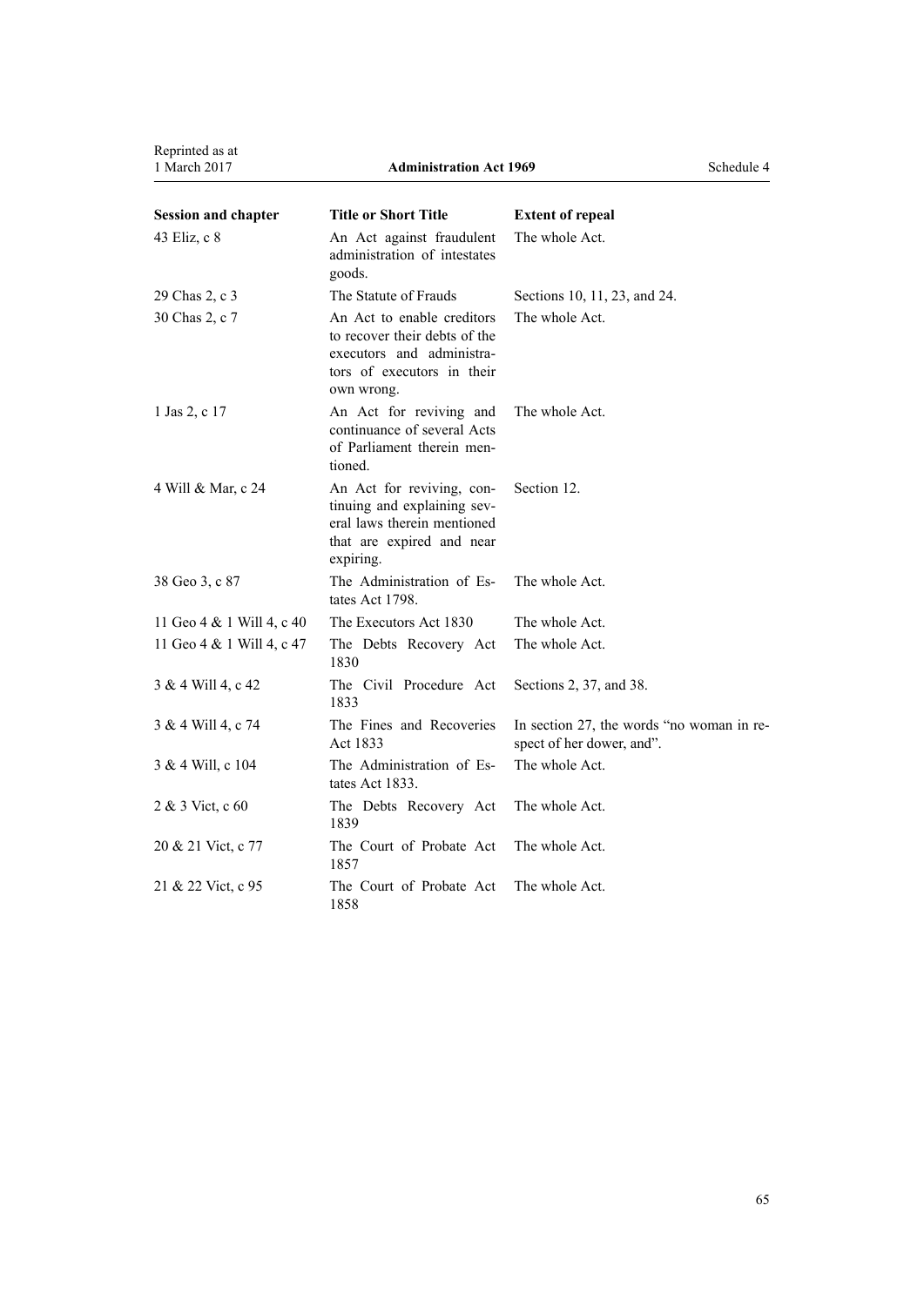| Session and chapter | Title or Short Title | Extent of repeal |
|---|---|---|
| 43 Eliz, c 8 | An Act against fraudulent administration of intestates goods. | The whole Act. |
| 29 Chas 2, c 3 | The Statute of Frauds | Sections 10, 11, 23, and 24. |
| 30 Chas 2, c 7 | An Act to enable creditors to recover their debts of the executors and administrators of executors in their own wrong. | The whole Act. |
| 1 Jas 2, c 17 | An Act for reviving and continuance of several Acts of Parliament therein mentioned. | The whole Act. |
| 4 Will & Mar, c 24 | An Act for reviving, continuing and explaining several laws therein mentioned that are expired and near expiring. | Section 12. |
| 38 Geo 3, c 87 | The Administration of Estates Act 1798. | The whole Act. |
| 11 Geo 4 & 1 Will 4, c 40 | The Executors Act 1830 | The whole Act. |
| 11 Geo 4 & 1 Will 4, c 47 | The Debts Recovery Act 1830 | The whole Act. |
| 3 & 4 Will 4, c 42 | The Civil Procedure Act 1833 | Sections 2, 37, and 38. |
| 3 & 4 Will 4, c 74 | The Fines and Recoveries Act 1833 | In section 27, the words "no woman in respect of her dower, and". |
| 3 & 4 Will, c 104 | The Administration of Estates Act 1833. | The whole Act. |
| 2 & 3 Vict, c 60 | The Debts Recovery Act 1839 | The whole Act. |
| 20 & 21 Vict, c 77 | The Court of Probate Act 1857 | The whole Act. |
| 21 & 22 Vict, c 95 | The Court of Probate Act 1858 | The whole Act. |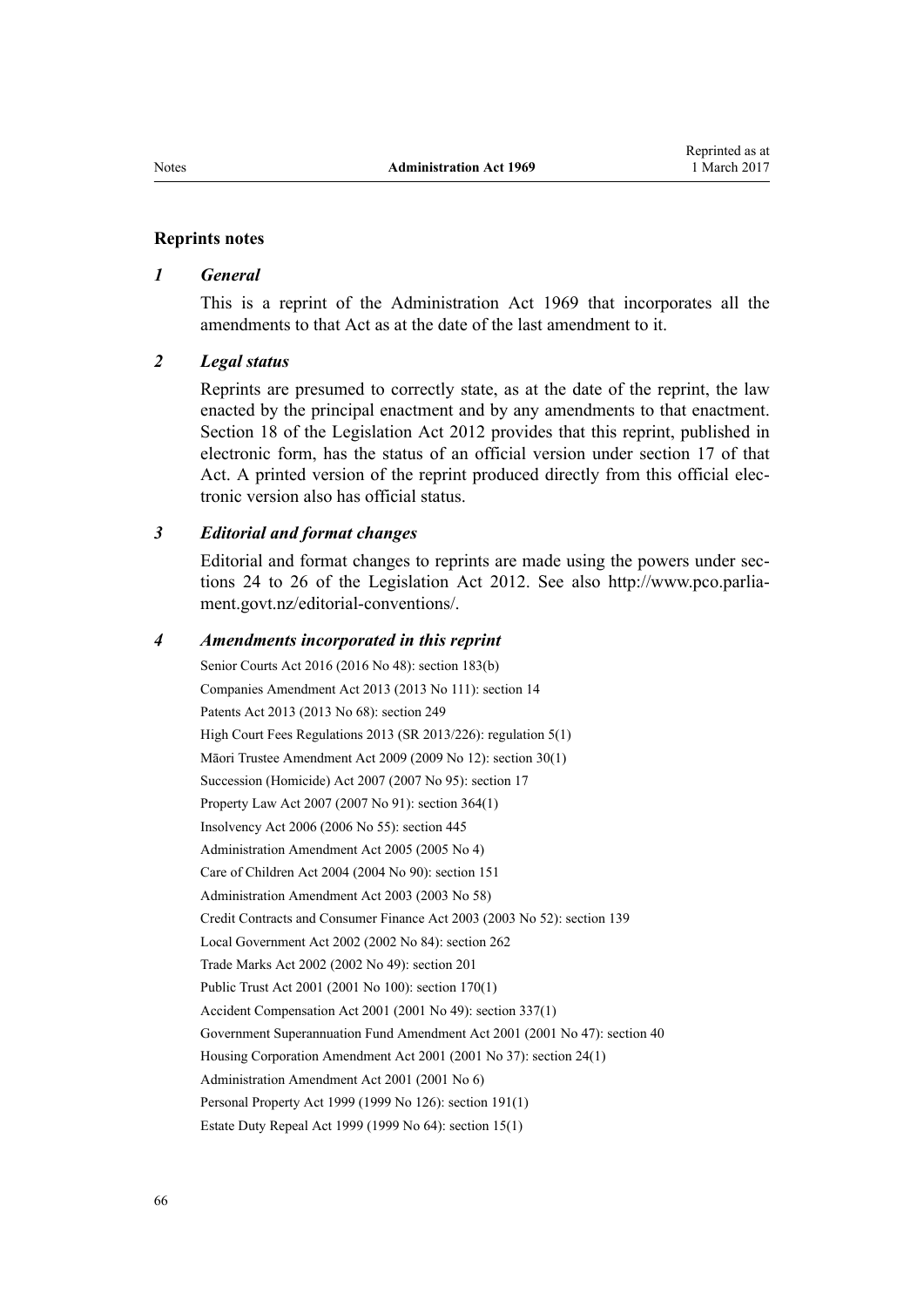## Reprints notes

### *1 General*

This is a reprint of the Administration Act 1969 that incorporates all the amendments to that Act as at the date of the last amendment to it.

### *2 Legal status*

Reprints are presumed to correctly state, as at the date of the reprint, the law enacted by the principal enactment and by any amendments to that enactment. Section 18 of the Legislation Act 2012 provides that this reprint, published in electronic form, has the status of an official version under section 17 of that Act. A printed version of the reprint produced directly from this official electronic version also has official status.

### *3 Editorial and format changes*

Editorial and format changes to reprints are made using the powers under sections 24 to 26 of the Legislation Act 2012. See also http://www.pco.parliament.govt.nz/editorial-conventions/.

### *4 Amendments incorporated in this reprint*

Senior Courts Act 2016 (2016 No 48): section 183(b)
Companies Amendment Act 2013 (2013 No 111): section 14
Patents Act 2013 (2013 No 68): section 249
High Court Fees Regulations 2013 (SR 2013/226): regulation 5(1)
Māori Trustee Amendment Act 2009 (2009 No 12): section 30(1)
Succession (Homicide) Act 2007 (2007 No 95): section 17
Property Law Act 2007 (2007 No 91): section 364(1)
Insolvency Act 2006 (2006 No 55): section 445
Administration Amendment Act 2005 (2005 No 4)
Care of Children Act 2004 (2004 No 90): section 151
Administration Amendment Act 2003 (2003 No 58)
Credit Contracts and Consumer Finance Act 2003 (2003 No 52): section 139
Local Government Act 2002 (2002 No 84): section 262
Trade Marks Act 2002 (2002 No 49): section 201
Public Trust Act 2001 (2001 No 100): section 170(1)
Accident Compensation Act 2001 (2001 No 49): section 337(1)
Government Superannuation Fund Amendment Act 2001 (2001 No 47): section 40
Housing Corporation Amendment Act 2001 (2001 No 37): section 24(1)
Administration Amendment Act 2001 (2001 No 6)
Personal Property Act 1999 (1999 No 126): section 191(1)
Estate Duty Repeal Act 1999 (1999 No 64): section 15(1)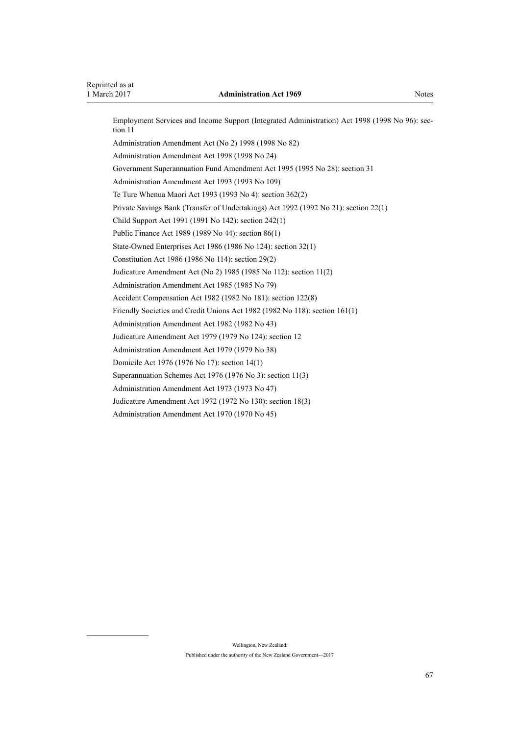Employment Services and Income Support (Integrated Administration) Act 1998 (1998 No 96): section 11

Administration Amendment Act (No 2) 1998 (1998 No 82)

Administration Amendment Act 1998 (1998 No 24)

Government Superannuation Fund Amendment Act 1995 (1995 No 28): section 31

Administration Amendment Act 1993 (1993 No 109)

Te Ture Whenua Maori Act 1993 (1993 No 4): section 362(2)

Private Savings Bank (Transfer of Undertakings) Act 1992 (1992 No 21): section 22(1)

Child Support Act 1991 (1991 No 142): section 242(1)

Public Finance Act 1989 (1989 No 44): section 86(1)

State-Owned Enterprises Act 1986 (1986 No 124): section 32(1)

Constitution Act 1986 (1986 No 114): section 29(2)

Judicature Amendment Act (No 2) 1985 (1985 No 112): section 11(2)

Administration Amendment Act 1985 (1985 No 79)

Accident Compensation Act 1982 (1982 No 181): section 122(8)

Friendly Societies and Credit Unions Act 1982 (1982 No 118): section 161(1)

Administration Amendment Act 1982 (1982 No 43)

Judicature Amendment Act 1979 (1979 No 124): section 12

Administration Amendment Act 1979 (1979 No 38)

Domicile Act 1976 (1976 No 17): section 14(1)

Superannuation Schemes Act 1976 (1976 No 3): section 11(3)

Administration Amendment Act 1973 (1973 No 47)

Judicature Amendment Act 1972 (1972 No 130): section 18(3)

Administration Amendment Act 1970 (1970 No 45)

Wellington, New Zealand:

Published under the authority of the New Zealand Government—2017